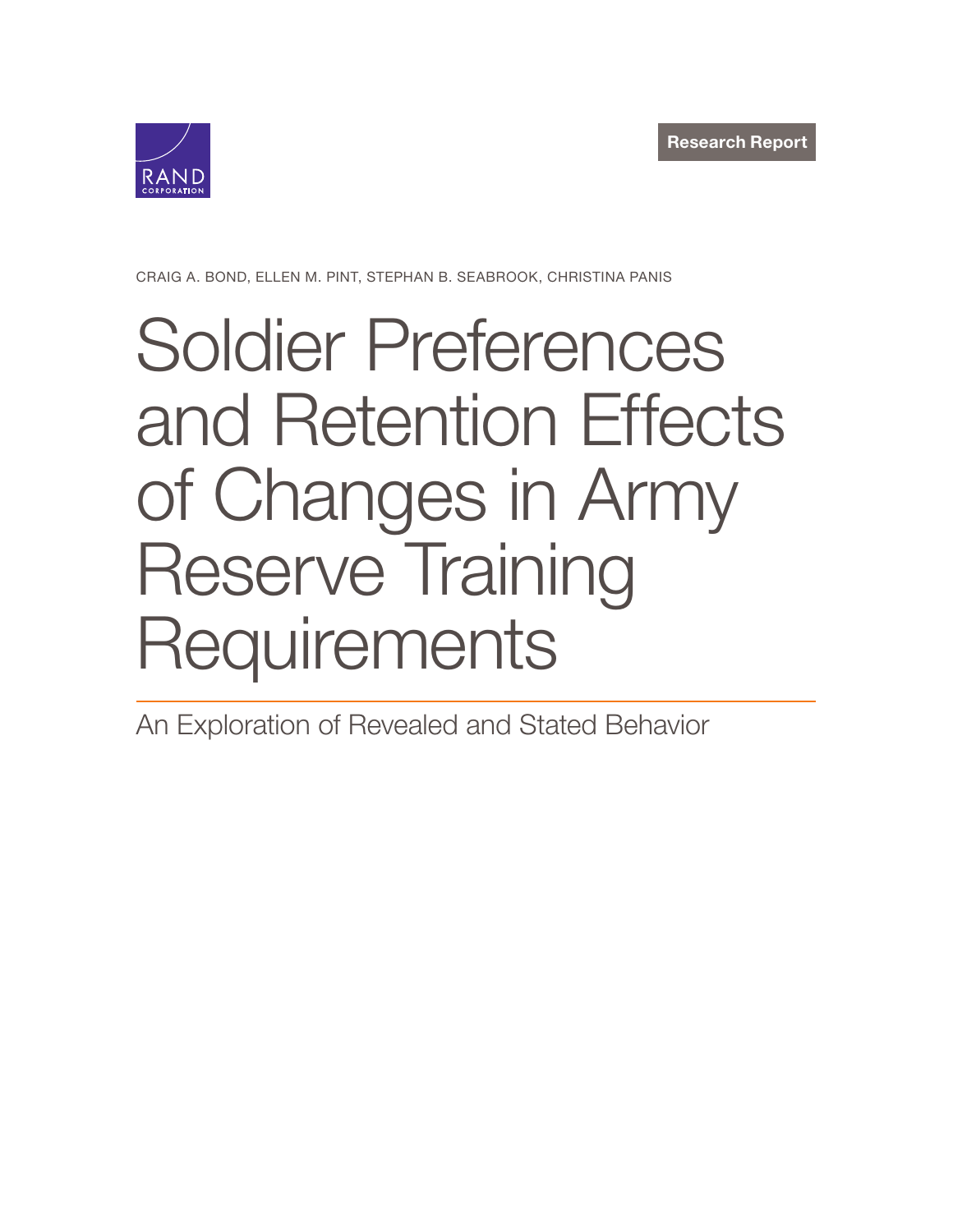RAND CORPORATION

Research Report

CRAIG A. BOND, ELLEN M. PINT, STEPHAN B. SEABROOK, CHRISTINA PANIS

# Soldier Preferences and Retention Effects of Changes in Army Reserve Training Requirements

## An Exploration of Revealed and Stated Behavior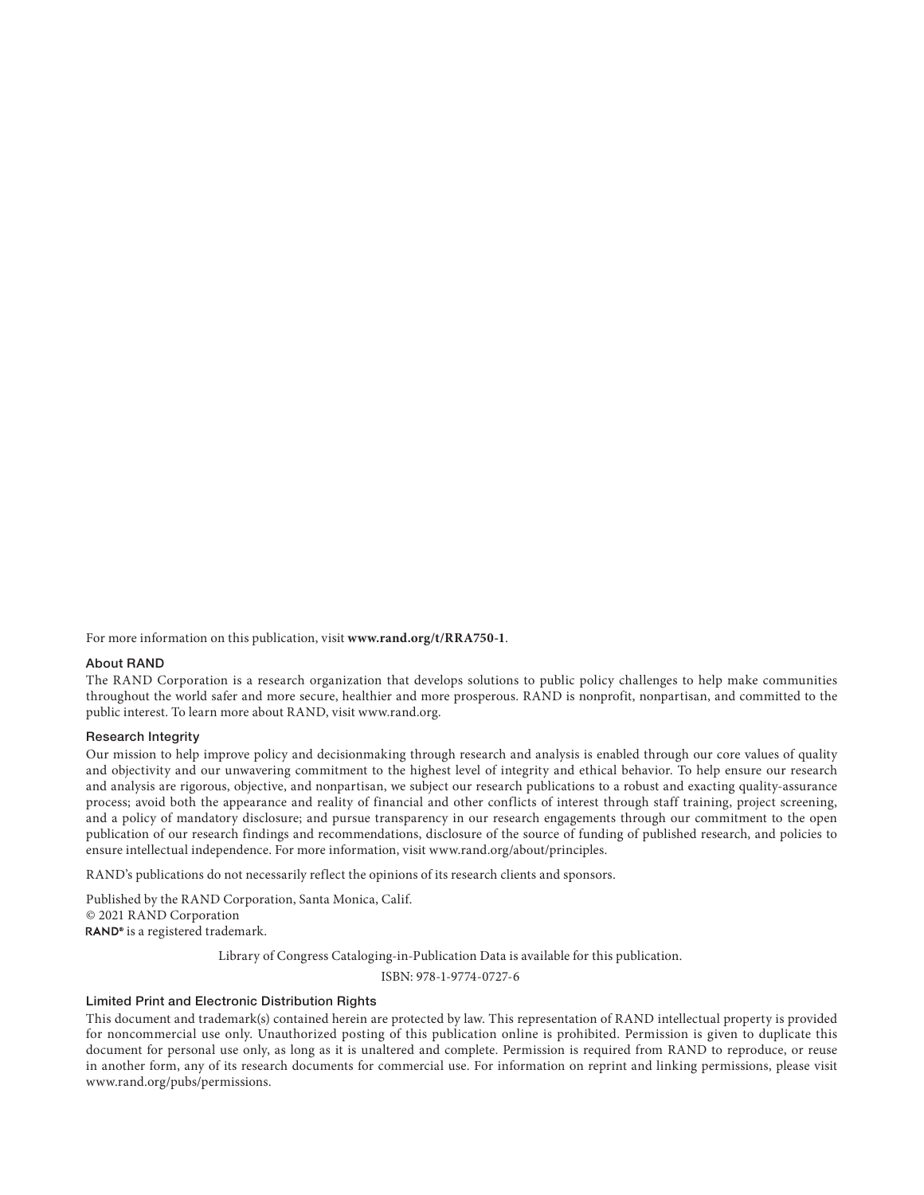For more information on this publication, visit **www.rand.org/t/RRA750-1**.

### About RAND

The RAND Corporation is a research organization that develops solutions to public policy challenges to help make communities throughout the world safer and more secure, healthier and more prosperous. RAND is nonprofit, nonpartisan, and committed to the public interest. To learn more about RAND, visit www.rand.org.

### Research Integrity

Our mission to help improve policy and decisionmaking through research and analysis is enabled through our core values of quality and objectivity and our unwavering commitment to the highest level of integrity and ethical behavior. To help ensure our research and analysis are rigorous, objective, and nonpartisan, we subject our research publications to a robust and exacting quality-assurance process; avoid both the appearance and reality of financial and other conflicts of interest through staff training, project screening, and a policy of mandatory disclosure; and pursue transparency in our research engagements through our commitment to the open publication of our research findings and recommendations, disclosure of the source of funding of published research, and policies to ensure intellectual independence. For more information, visit www.rand.org/about/principles.

RAND's publications do not necessarily reflect the opinions of its research clients and sponsors.

Published by the RAND Corporation, Santa Monica, Calif.
© 2021 RAND Corporation
RAND® is a registered trademark.

Library of Congress Cataloging-in-Publication Data is available for this publication.

ISBN: 978-1-9774-0727-6

### Limited Print and Electronic Distribution Rights

This document and trademark(s) contained herein are protected by law. This representation of RAND intellectual property is provided for noncommercial use only. Unauthorized posting of this publication online is prohibited. Permission is given to duplicate this document for personal use only, as long as it is unaltered and complete. Permission is required from RAND to reproduce, or reuse in another form, any of its research documents for commercial use. For information on reprint and linking permissions, please visit www.rand.org/pubs/permissions.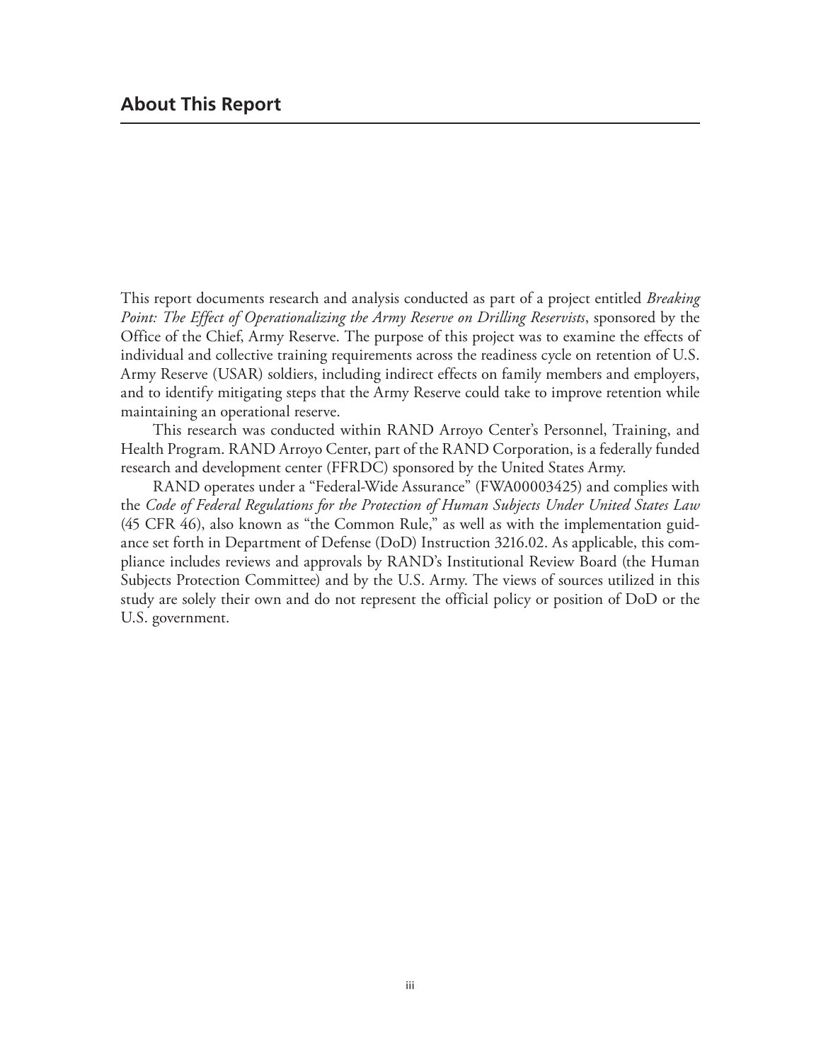## About This Report

This report documents research and analysis conducted as part of a project entitled *Breaking Point: The Effect of Operationalizing the Army Reserve on Drilling Reservists*, sponsored by the Office of the Chief, Army Reserve. The purpose of this project was to examine the effects of individual and collective training requirements across the readiness cycle on retention of U.S. Army Reserve (USAR) soldiers, including indirect effects on family members and employers, and to identify mitigating steps that the Army Reserve could take to improve retention while maintaining an operational reserve.

This research was conducted within RAND Arroyo Center's Personnel, Training, and Health Program. RAND Arroyo Center, part of the RAND Corporation, is a federally funded research and development center (FFRDC) sponsored by the United States Army.

RAND operates under a "Federal-Wide Assurance" (FWA00003425) and complies with the *Code of Federal Regulations for the Protection of Human Subjects Under United States Law* (45 CFR 46), also known as "the Common Rule," as well as with the implementation guidance set forth in Department of Defense (DoD) Instruction 3216.02. As applicable, this compliance includes reviews and approvals by RAND's Institutional Review Board (the Human Subjects Protection Committee) and by the U.S. Army. The views of sources utilized in this study are solely their own and do not represent the official policy or position of DoD or the U.S. government.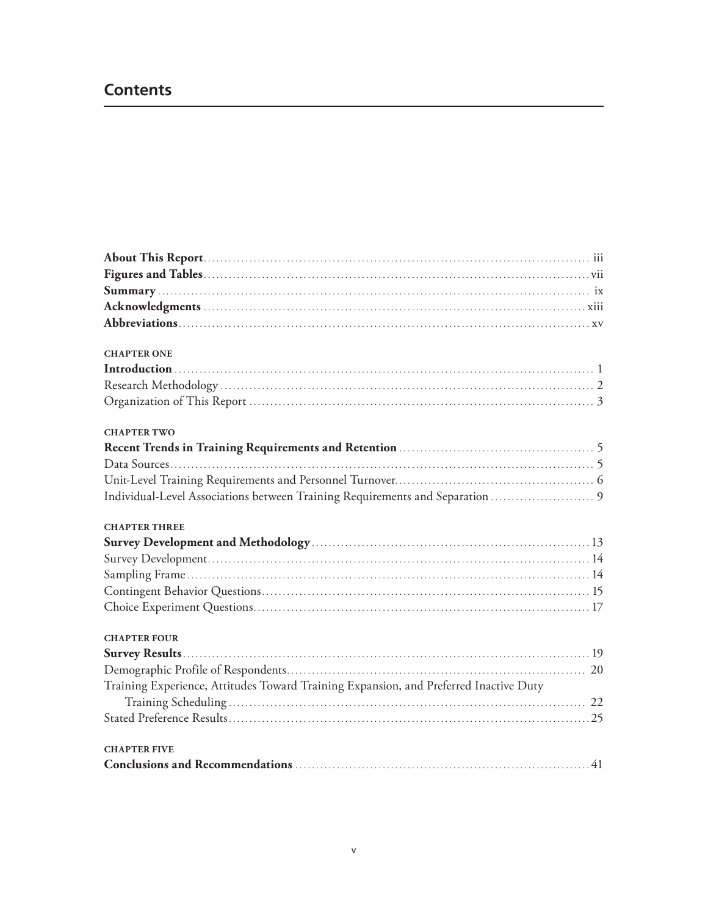# Contents

**About This Report** ... iii
**Figures and Tables** ... vii
**Summary** ... ix
**Acknowledgments** ... xiii
**Abbreviations** ... xv

**CHAPTER ONE**
**Introduction** ... 1
Research Methodology ... 2
Organization of This Report ... 3

**CHAPTER TWO**
**Recent Trends in Training Requirements and Retention** ... 5
Data Sources ... 5
Unit-Level Training Requirements and Personnel Turnover ... 6
Individual-Level Associations between Training Requirements and Separation ... 9

**CHAPTER THREE**
**Survey Development and Methodology** ... 13
Survey Development ... 14
Sampling Frame ... 14
Contingent Behavior Questions ... 15
Choice Experiment Questions ... 17

**CHAPTER FOUR**
**Survey Results** ... 19
Demographic Profile of Respondents ... 20
Training Experience, Attitudes Toward Training Expansion, and Preferred Inactive Duty Training Scheduling ... 22
Stated Preference Results ... 25

**CHAPTER FIVE**
**Conclusions and Recommendations** ... 41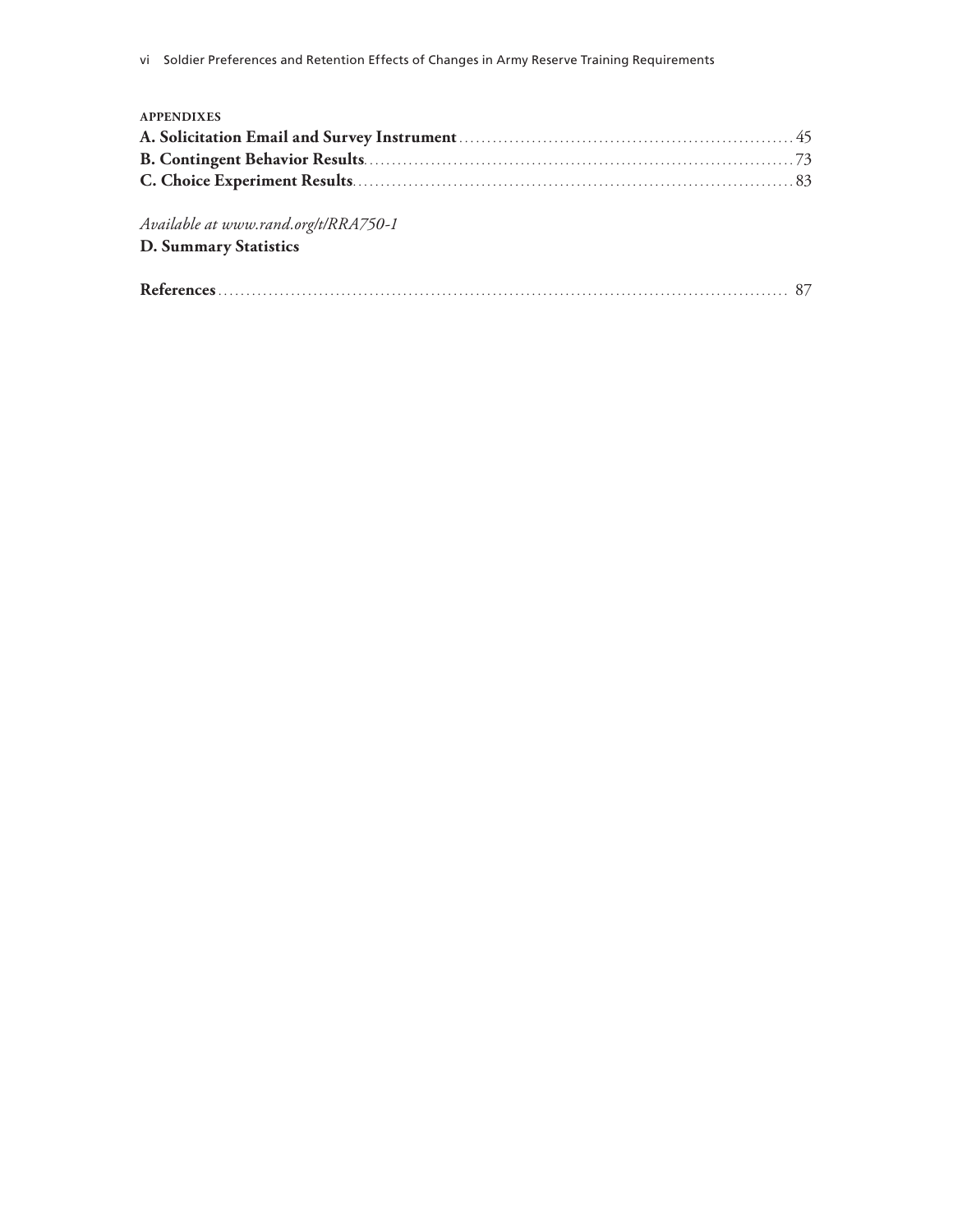**APPENDIXES**

**A. Solicitation Email and Survey Instrument** ........................................................ 45

**B. Contingent Behavior Results** ........................................................................ 73

**C. Choice Experiment Results** .......................................................................... 83

*Available at www.rand.org/t/RRA750-1*

**D. Summary Statistics**

**References** ...................................................................................................... 87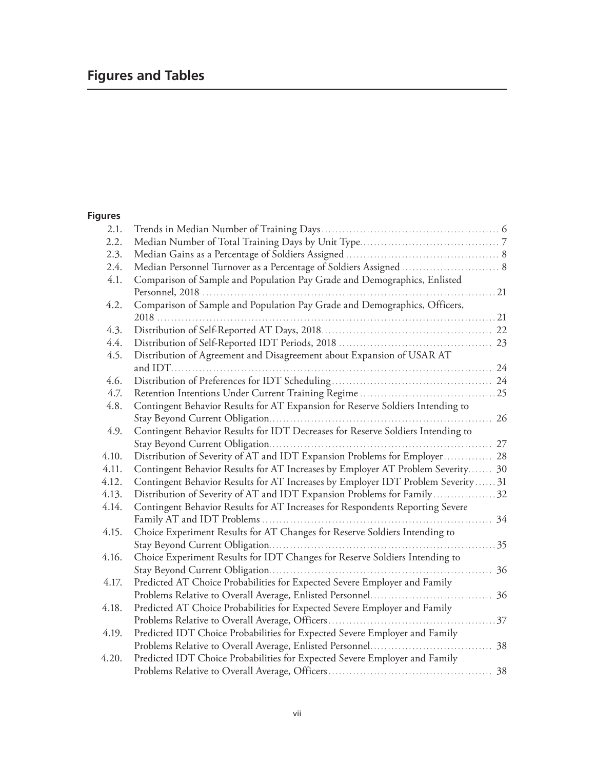# Figures and Tables

## Figures

| | | |
|---|---|---|
| 2.1. | Trends in Median Number of Training Days | 6 |
| 2.2. | Median Number of Total Training Days by Unit Type | 7 |
| 2.3. | Median Gains as a Percentage of Soldiers Assigned | 8 |
| 2.4. | Median Personnel Turnover as a Percentage of Soldiers Assigned | 8 |
| 4.1. | Comparison of Sample and Population Pay Grade and Demographics, Enlisted Personnel, 2018 | 21 |
| 4.2. | Comparison of Sample and Population Pay Grade and Demographics, Officers, 2018 | 21 |
| 4.3. | Distribution of Self-Reported AT Days, 2018 | 22 |
| 4.4. | Distribution of Self-Reported IDT Periods, 2018 | 23 |
| 4.5. | Distribution of Agreement and Disagreement about Expansion of USAR AT and IDT | 24 |
| 4.6. | Distribution of Preferences for IDT Scheduling | 24 |
| 4.7. | Retention Intentions Under Current Training Regime | 25 |
| 4.8. | Contingent Behavior Results for AT Expansion for Reserve Soldiers Intending to Stay Beyond Current Obligation | 26 |
| 4.9. | Contingent Behavior Results for IDT Decreases for Reserve Soldiers Intending to Stay Beyond Current Obligation | 27 |
| 4.10. | Distribution of Severity of AT and IDT Expansion Problems for Employer | 28 |
| 4.11. | Contingent Behavior Results for AT Increases by Employer AT Problem Severity | 30 |
| 4.12. | Contingent Behavior Results for AT Increases by Employer IDT Problem Severity | 31 |
| 4.13. | Distribution of Severity of AT and IDT Expansion Problems for Family | 32 |
| 4.14. | Contingent Behavior Results for AT Increases for Respondents Reporting Severe Family AT and IDT Problems | 34 |
| 4.15. | Choice Experiment Results for AT Changes for Reserve Soldiers Intending to Stay Beyond Current Obligation | 35 |
| 4.16. | Choice Experiment Results for IDT Changes for Reserve Soldiers Intending to Stay Beyond Current Obligation | 36 |
| 4.17. | Predicted AT Choice Probabilities for Expected Severe Employer and Family Problems Relative to Overall Average, Enlisted Personnel | 36 |
| 4.18. | Predicted AT Choice Probabilities for Expected Severe Employer and Family Problems Relative to Overall Average, Officers | 37 |
| 4.19. | Predicted IDT Choice Probabilities for Expected Severe Employer and Family Problems Relative to Overall Average, Enlisted Personnel | 38 |
| 4.20. | Predicted IDT Choice Probabilities for Expected Severe Employer and Family Problems Relative to Overall Average, Officers | 38 |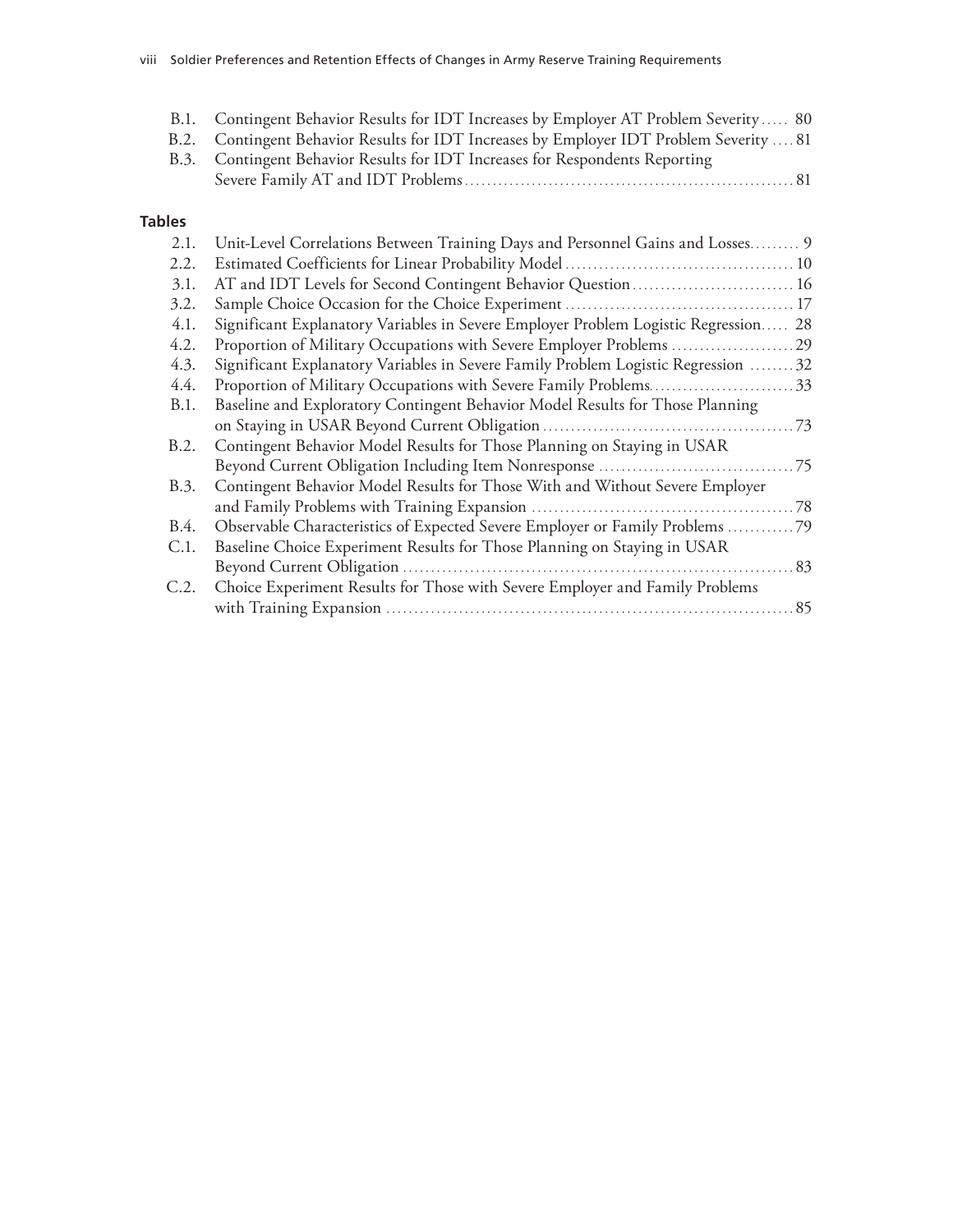B.1. Contingent Behavior Results for IDT Increases by Employer AT Problem Severity ..... 80
B.2. Contingent Behavior Results for IDT Increases by Employer IDT Problem Severity .... 81
B.3. Contingent Behavior Results for IDT Increases for Respondents Reporting Severe Family AT and IDT Problems ........................................................... 81

## Tables

2.1. Unit-Level Correlations Between Training Days and Personnel Gains and Losses......... 9
2.2. Estimated Coefficients for Linear Probability Model ........................................... 10
3.1. AT and IDT Levels for Second Contingent Behavior Question ............................. 16
3.2. Sample Choice Occasion for the Choice Experiment ......................................... 17
4.1. Significant Explanatory Variables in Severe Employer Problem Logistic Regression..... 28
4.2. Proportion of Military Occupations with Severe Employer Problems ......................29
4.3. Significant Explanatory Variables in Severe Family Problem Logistic Regression ........32
4.4. Proportion of Military Occupations with Severe Family Problems..........................33
B.1. Baseline and Exploratory Contingent Behavior Model Results for Those Planning on Staying in USAR Beyond Current Obligation .............................................73
B.2. Contingent Behavior Model Results for Those Planning on Staying in USAR Beyond Current Obligation Including Item Nonresponse ....................................75
B.3. Contingent Behavior Model Results for Those With and Without Severe Employer and Family Problems with Training Expansion ...............................................78
B.4. Observable Characteristics of Expected Severe Employer or Family Problems ............79
C.1. Baseline Choice Experiment Results for Those Planning on Staying in USAR Beyond Current Obligation ......................................................................83
C.2. Choice Experiment Results for Those with Severe Employer and Family Problems with Training Expansion .........................................................................85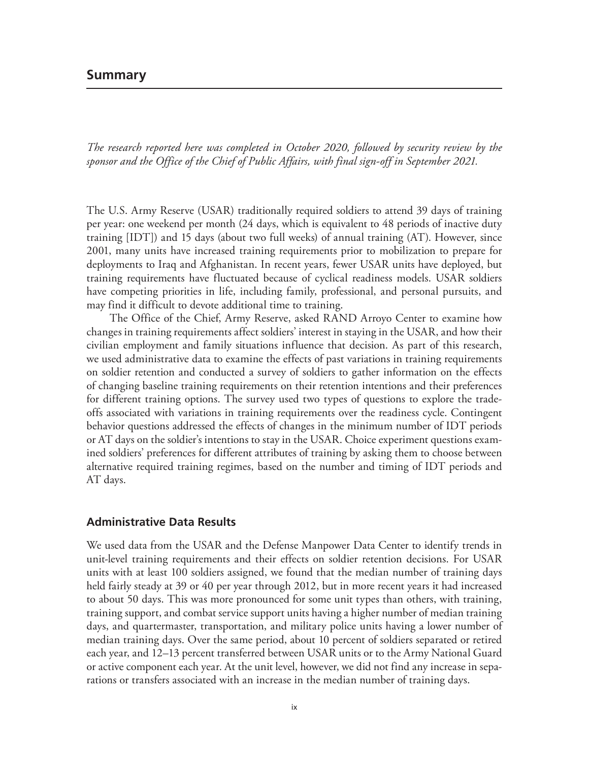# Summary

*The research reported here was completed in October 2020, followed by security review by the sponsor and the Office of the Chief of Public Affairs, with final sign-off in September 2021.*

The U.S. Army Reserve (USAR) traditionally required soldiers to attend 39 days of training per year: one weekend per month (24 days, which is equivalent to 48 periods of inactive duty training [IDT]) and 15 days (about two full weeks) of annual training (AT). However, since 2001, many units have increased training requirements prior to mobilization to prepare for deployments to Iraq and Afghanistan. In recent years, fewer USAR units have deployed, but training requirements have fluctuated because of cyclical readiness models. USAR soldiers have competing priorities in life, including family, professional, and personal pursuits, and may find it difficult to devote additional time to training.

The Office of the Chief, Army Reserve, asked RAND Arroyo Center to examine how changes in training requirements affect soldiers' interest in staying in the USAR, and how their civilian employment and family situations influence that decision. As part of this research, we used administrative data to examine the effects of past variations in training requirements on soldier retention and conducted a survey of soldiers to gather information on the effects of changing baseline training requirements on their retention intentions and their preferences for different training options. The survey used two types of questions to explore the tradeoffs associated with variations in training requirements over the readiness cycle. Contingent behavior questions addressed the effects of changes in the minimum number of IDT periods or AT days on the soldier's intentions to stay in the USAR. Choice experiment questions examined soldiers' preferences for different attributes of training by asking them to choose between alternative required training regimes, based on the number and timing of IDT periods and AT days.

## Administrative Data Results

We used data from the USAR and the Defense Manpower Data Center to identify trends in unit-level training requirements and their effects on soldier retention decisions. For USAR units with at least 100 soldiers assigned, we found that the median number of training days held fairly steady at 39 or 40 per year through 2012, but in more recent years it had increased to about 50 days. This was more pronounced for some unit types than others, with training, training support, and combat service support units having a higher number of median training days, and quartermaster, transportation, and military police units having a lower number of median training days. Over the same period, about 10 percent of soldiers separated or retired each year, and 12–13 percent transferred between USAR units or to the Army National Guard or active component each year. At the unit level, however, we did not find any increase in separations or transfers associated with an increase in the median number of training days.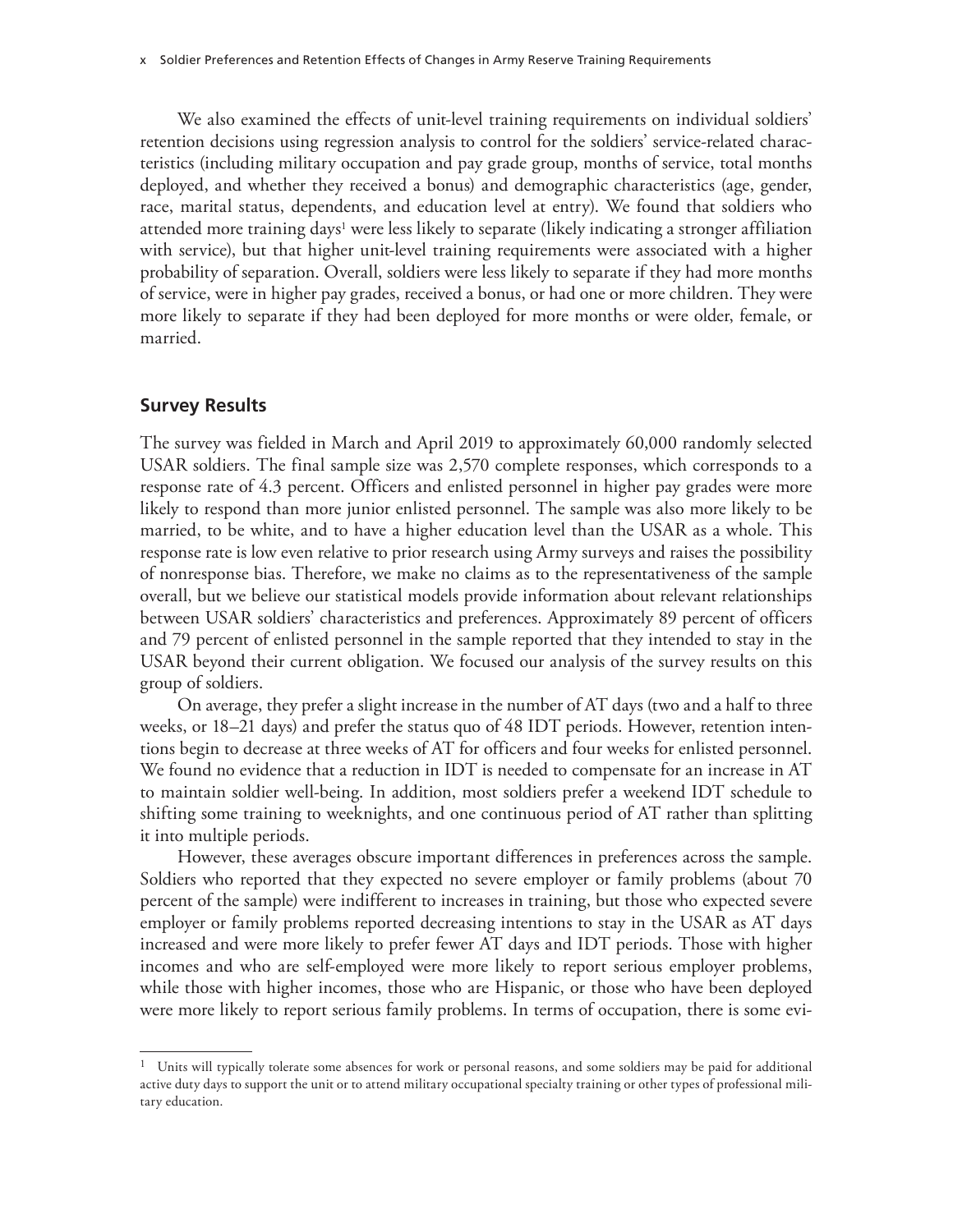We also examined the effects of unit-level training requirements on individual soldiers' retention decisions using regression analysis to control for the soldiers' service-related characteristics (including military occupation and pay grade group, months of service, total months deployed, and whether they received a bonus) and demographic characteristics (age, gender, race, marital status, dependents, and education level at entry). We found that soldiers who attended more training days[1] were less likely to separate (likely indicating a stronger affiliation with service), but that higher unit-level training requirements were associated with a higher probability of separation. Overall, soldiers were less likely to separate if they had more months of service, were in higher pay grades, received a bonus, or had one or more children. They were more likely to separate if they had been deployed for more months or were older, female, or married.

## Survey Results

The survey was fielded in March and April 2019 to approximately 60,000 randomly selected USAR soldiers. The final sample size was 2,570 complete responses, which corresponds to a response rate of 4.3 percent. Officers and enlisted personnel in higher pay grades were more likely to respond than more junior enlisted personnel. The sample was also more likely to be married, to be white, and to have a higher education level than the USAR as a whole. This response rate is low even relative to prior research using Army surveys and raises the possibility of nonresponse bias. Therefore, we make no claims as to the representativeness of the sample overall, but we believe our statistical models provide information about relevant relationships between USAR soldiers' characteristics and preferences. Approximately 89 percent of officers and 79 percent of enlisted personnel in the sample reported that they intended to stay in the USAR beyond their current obligation. We focused our analysis of the survey results on this group of soldiers.

On average, they prefer a slight increase in the number of AT days (two and a half to three weeks, or 18–21 days) and prefer the status quo of 48 IDT periods. However, retention intentions begin to decrease at three weeks of AT for officers and four weeks for enlisted personnel. We found no evidence that a reduction in IDT is needed to compensate for an increase in AT to maintain soldier well-being. In addition, most soldiers prefer a weekend IDT schedule to shifting some training to weeknights, and one continuous period of AT rather than splitting it into multiple periods.

However, these averages obscure important differences in preferences across the sample. Soldiers who reported that they expected no severe employer or family problems (about 70 percent of the sample) were indifferent to increases in training, but those who expected severe employer or family problems reported decreasing intentions to stay in the USAR as AT days increased and were more likely to prefer fewer AT days and IDT periods. Those with higher incomes and who are self-employed were more likely to report serious employer problems, while those with higher incomes, those who are Hispanic, or those who have been deployed were more likely to report serious family problems. In terms of occupation, there is some evi-

[1] Units will typically tolerate some absences for work or personal reasons, and some soldiers may be paid for additional active duty days to support the unit or to attend military occupational specialty training or other types of professional military education.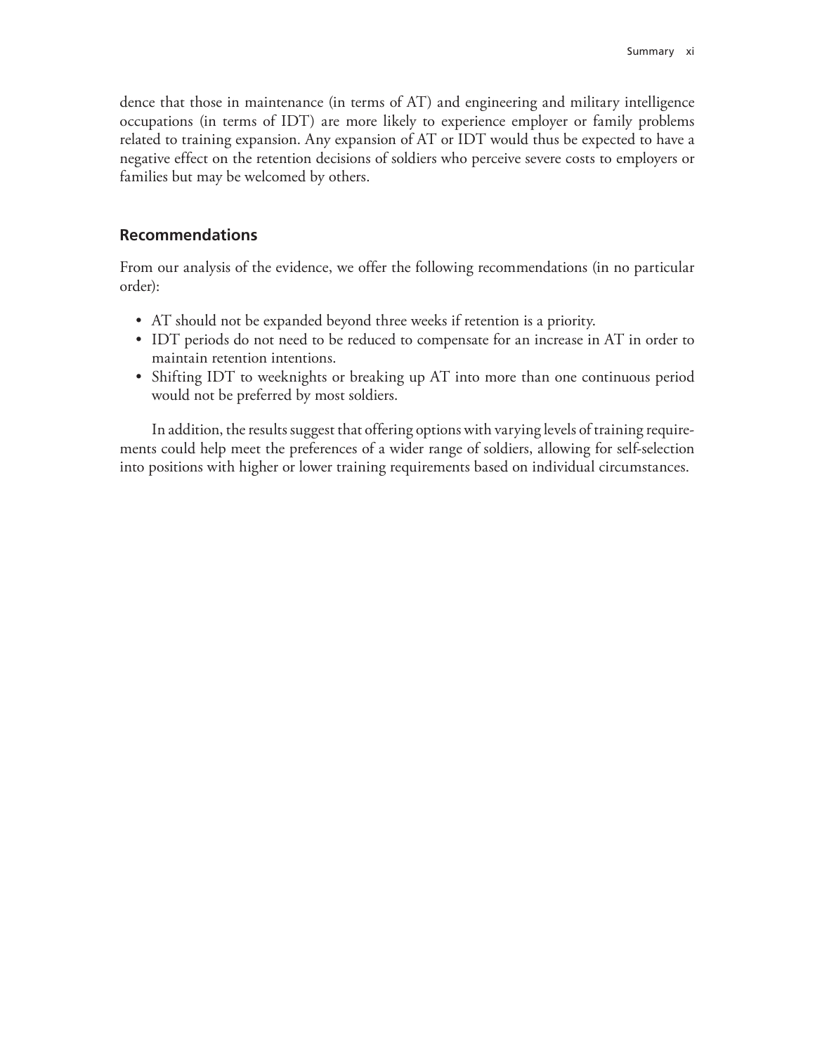dence that those in maintenance (in terms of AT) and engineering and military intelligence occupations (in terms of IDT) are more likely to experience employer or family problems related to training expansion. Any expansion of AT or IDT would thus be expected to have a negative effect on the retention decisions of soldiers who perceive severe costs to employers or families but may be welcomed by others.

## Recommendations

From our analysis of the evidence, we offer the following recommendations (in no particular order):

- AT should not be expanded beyond three weeks if retention is a priority.
- IDT periods do not need to be reduced to compensate for an increase in AT in order to maintain retention intentions.
- Shifting IDT to weeknights or breaking up AT into more than one continuous period would not be preferred by most soldiers.

In addition, the results suggest that offering options with varying levels of training requirements could help meet the preferences of a wider range of soldiers, allowing for self-selection into positions with higher or lower training requirements based on individual circumstances.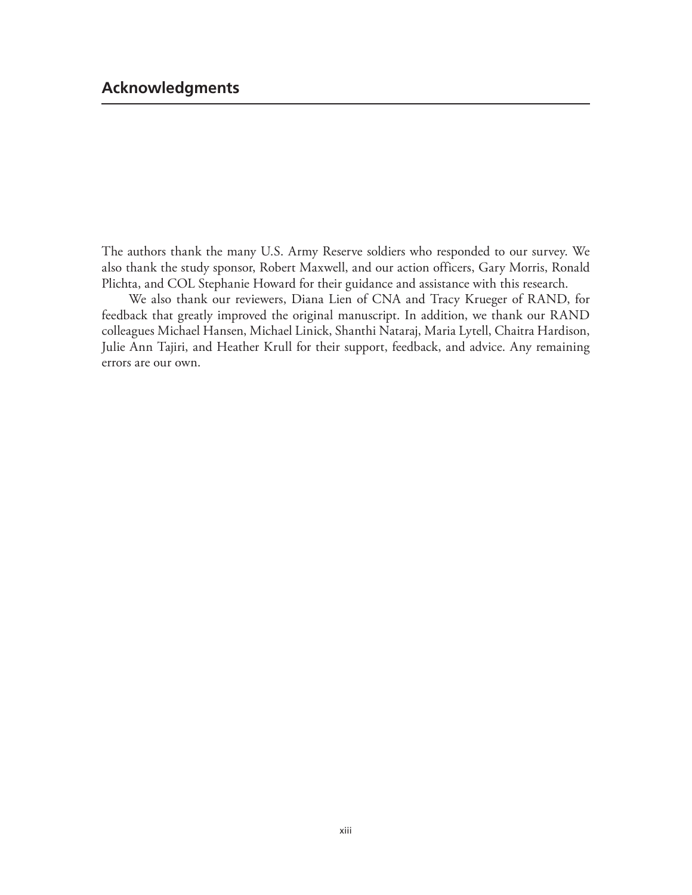## Acknowledgments

The authors thank the many U.S. Army Reserve soldiers who responded to our survey. We also thank the study sponsor, Robert Maxwell, and our action officers, Gary Morris, Ronald Plichta, and COL Stephanie Howard for their guidance and assistance with this research.

We also thank our reviewers, Diana Lien of CNA and Tracy Krueger of RAND, for feedback that greatly improved the original manuscript. In addition, we thank our RAND colleagues Michael Hansen, Michael Linick, Shanthi Nataraj, Maria Lytell, Chaitra Hardison, Julie Ann Tajiri, and Heather Krull for their support, feedback, and advice. Any remaining errors are our own.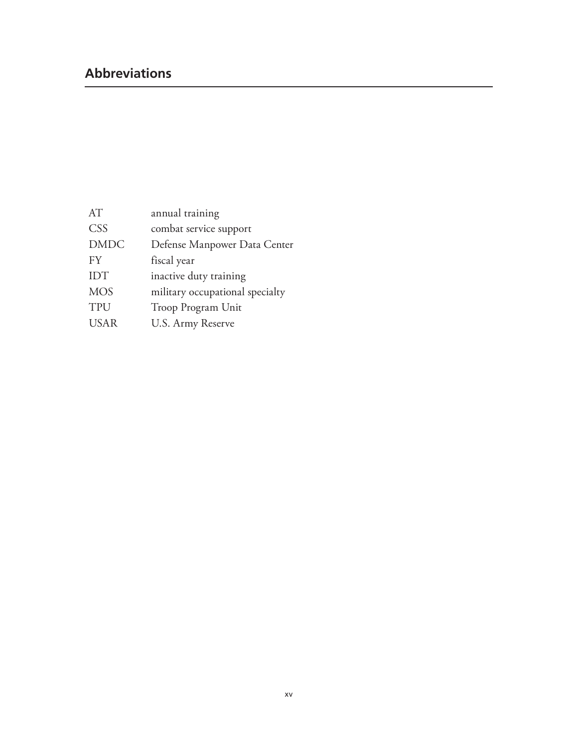## Abbreviations

| | |
|---|---|
| AT | annual training |
| CSS | combat service support |
| DMDC | Defense Manpower Data Center |
| FY | fiscal year |
| IDT | inactive duty training |
| MOS | military occupational specialty |
| TPU | Troop Program Unit |
| USAR | U.S. Army Reserve |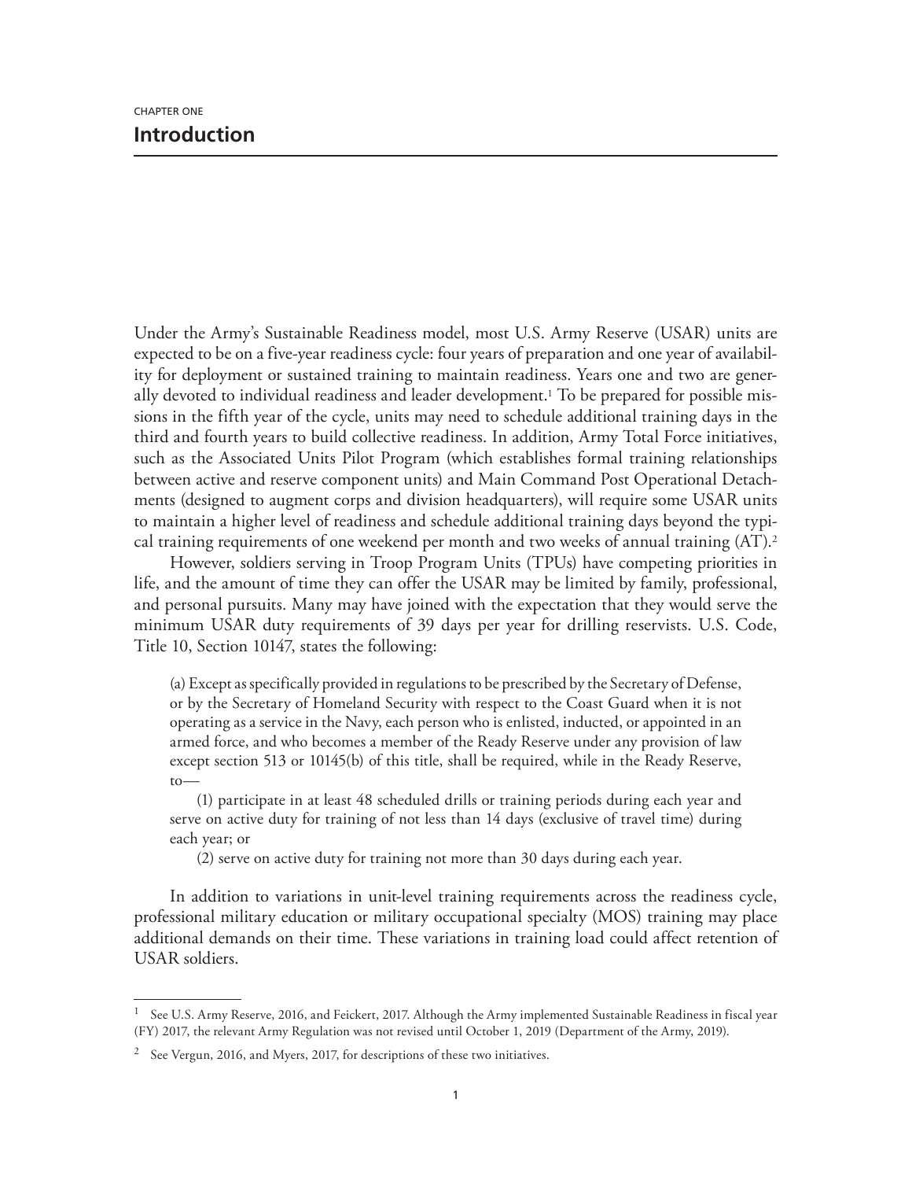CHAPTER ONE

# Introduction

Under the Army's Sustainable Readiness model, most U.S. Army Reserve (USAR) units are expected to be on a five-year readiness cycle: four years of preparation and one year of availability for deployment or sustained training to maintain readiness. Years one and two are generally devoted to individual readiness and leader development.[1] To be prepared for possible missions in the fifth year of the cycle, units may need to schedule additional training days in the third and fourth years to build collective readiness. In addition, Army Total Force initiatives, such as the Associated Units Pilot Program (which establishes formal training relationships between active and reserve component units) and Main Command Post Operational Detachments (designed to augment corps and division headquarters), will require some USAR units to maintain a higher level of readiness and schedule additional training days beyond the typical training requirements of one weekend per month and two weeks of annual training (AT).[2]

However, soldiers serving in Troop Program Units (TPUs) have competing priorities in life, and the amount of time they can offer the USAR may be limited by family, professional, and personal pursuits. Many may have joined with the expectation that they would serve the minimum USAR duty requirements of 39 days per year for drilling reservists. U.S. Code, Title 10, Section 10147, states the following:

> (a) Except as specifically provided in regulations to be prescribed by the Secretary of Defense, or by the Secretary of Homeland Security with respect to the Coast Guard when it is not operating as a service in the Navy, each person who is enlisted, inducted, or appointed in an armed force, and who becomes a member of the Ready Reserve under any provision of law except section 513 or 10145(b) of this title, shall be required, while in the Ready Reserve, to—
>
> (1) participate in at least 48 scheduled drills or training periods during each year and serve on active duty for training of not less than 14 days (exclusive of travel time) during each year; or
>
> (2) serve on active duty for training not more than 30 days during each year.

In addition to variations in unit-level training requirements across the readiness cycle, professional military education or military occupational specialty (MOS) training may place additional demands on their time. These variations in training load could affect retention of USAR soldiers.

---

[1] See U.S. Army Reserve, 2016, and Feickert, 2017. Although the Army implemented Sustainable Readiness in fiscal year (FY) 2017, the relevant Army Regulation was not revised until October 1, 2019 (Department of the Army, 2019).

[2] See Vergun, 2016, and Myers, 2017, for descriptions of these two initiatives.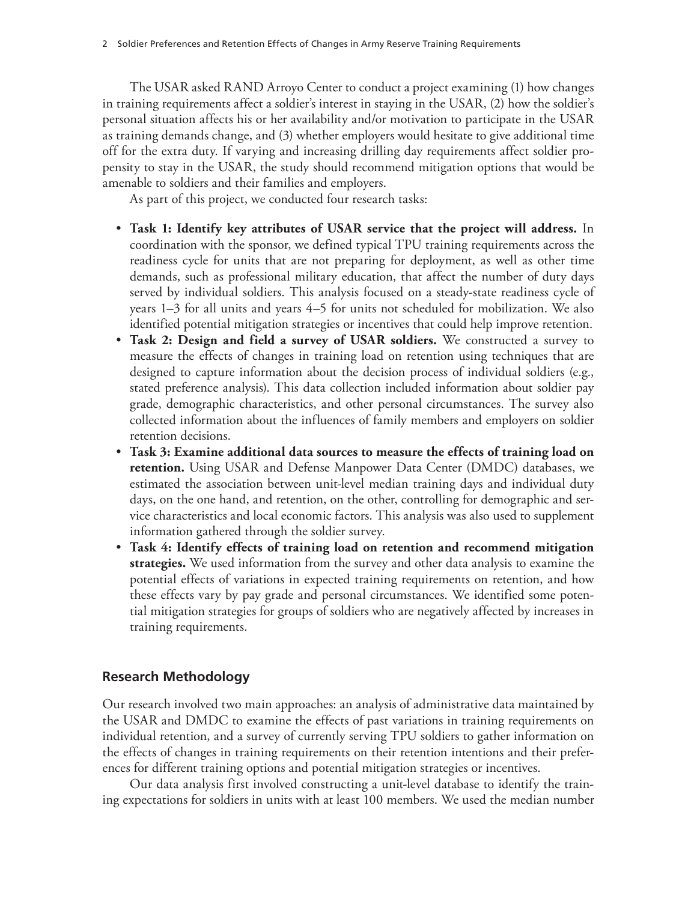The USAR asked RAND Arroyo Center to conduct a project examining (1) how changes in training requirements affect a soldier's interest in staying in the USAR, (2) how the soldier's personal situation affects his or her availability and/or motivation to participate in the USAR as training demands change, and (3) whether employers would hesitate to give additional time off for the extra duty. If varying and increasing drilling day requirements affect soldier propensity to stay in the USAR, the study should recommend mitigation options that would be amenable to soldiers and their families and employers.

As part of this project, we conducted four research tasks:

- **Task 1: Identify key attributes of USAR service that the project will address.** In coordination with the sponsor, we defined typical TPU training requirements across the readiness cycle for units that are not preparing for deployment, as well as other time demands, such as professional military education, that affect the number of duty days served by individual soldiers. This analysis focused on a steady-state readiness cycle of years 1–3 for all units and years 4–5 for units not scheduled for mobilization. We also identified potential mitigation strategies or incentives that could help improve retention.
- **Task 2: Design and field a survey of USAR soldiers.** We constructed a survey to measure the effects of changes in training load on retention using techniques that are designed to capture information about the decision process of individual soldiers (e.g., stated preference analysis). This data collection included information about soldier pay grade, demographic characteristics, and other personal circumstances. The survey also collected information about the influences of family members and employers on soldier retention decisions.
- **Task 3: Examine additional data sources to measure the effects of training load on retention.** Using USAR and Defense Manpower Data Center (DMDC) databases, we estimated the association between unit-level median training days and individual duty days, on the one hand, and retention, on the other, controlling for demographic and service characteristics and local economic factors. This analysis was also used to supplement information gathered through the soldier survey.
- **Task 4: Identify effects of training load on retention and recommend mitigation strategies.** We used information from the survey and other data analysis to examine the potential effects of variations in expected training requirements on retention, and how these effects vary by pay grade and personal circumstances. We identified some potential mitigation strategies for groups of soldiers who are negatively affected by increases in training requirements.

## Research Methodology

Our research involved two main approaches: an analysis of administrative data maintained by the USAR and DMDC to examine the effects of past variations in training requirements on individual retention, and a survey of currently serving TPU soldiers to gather information on the effects of changes in training requirements on their retention intentions and their preferences for different training options and potential mitigation strategies or incentives.

Our data analysis first involved constructing a unit-level database to identify the training expectations for soldiers in units with at least 100 members. We used the median number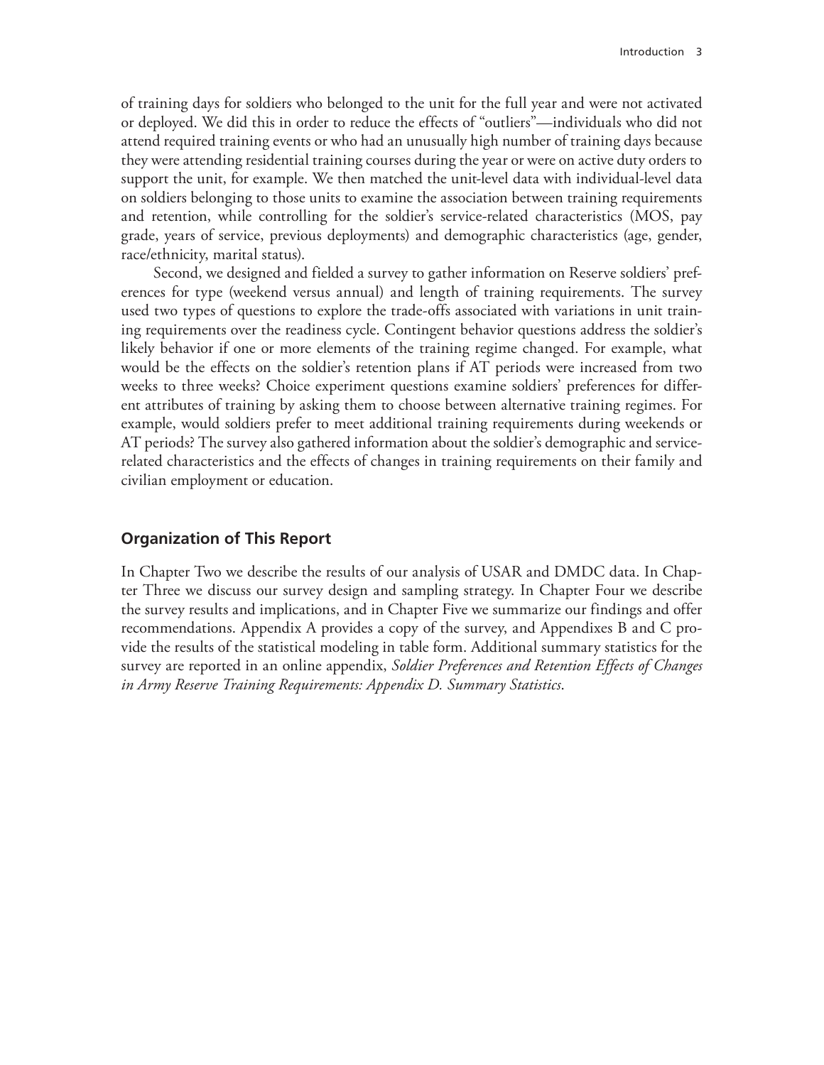of training days for soldiers who belonged to the unit for the full year and were not activated or deployed. We did this in order to reduce the effects of "outliers"—individuals who did not attend required training events or who had an unusually high number of training days because they were attending residential training courses during the year or were on active duty orders to support the unit, for example. We then matched the unit-level data with individual-level data on soldiers belonging to those units to examine the association between training requirements and retention, while controlling for the soldier's service-related characteristics (MOS, pay grade, years of service, previous deployments) and demographic characteristics (age, gender, race/ethnicity, marital status).

Second, we designed and fielded a survey to gather information on Reserve soldiers' preferences for type (weekend versus annual) and length of training requirements. The survey used two types of questions to explore the trade-offs associated with variations in unit training requirements over the readiness cycle. Contingent behavior questions address the soldier's likely behavior if one or more elements of the training regime changed. For example, what would be the effects on the soldier's retention plans if AT periods were increased from two weeks to three weeks? Choice experiment questions examine soldiers' preferences for different attributes of training by asking them to choose between alternative training regimes. For example, would soldiers prefer to meet additional training requirements during weekends or AT periods? The survey also gathered information about the soldier's demographic and service-related characteristics and the effects of changes in training requirements on their family and civilian employment or education.

## Organization of This Report

In Chapter Two we describe the results of our analysis of USAR and DMDC data. In Chapter Three we discuss our survey design and sampling strategy. In Chapter Four we describe the survey results and implications, and in Chapter Five we summarize our findings and offer recommendations. Appendix A provides a copy of the survey, and Appendixes B and C provide the results of the statistical modeling in table form. Additional summary statistics for the survey are reported in an online appendix, *Soldier Preferences and Retention Effects of Changes in Army Reserve Training Requirements: Appendix D. Summary Statistics*.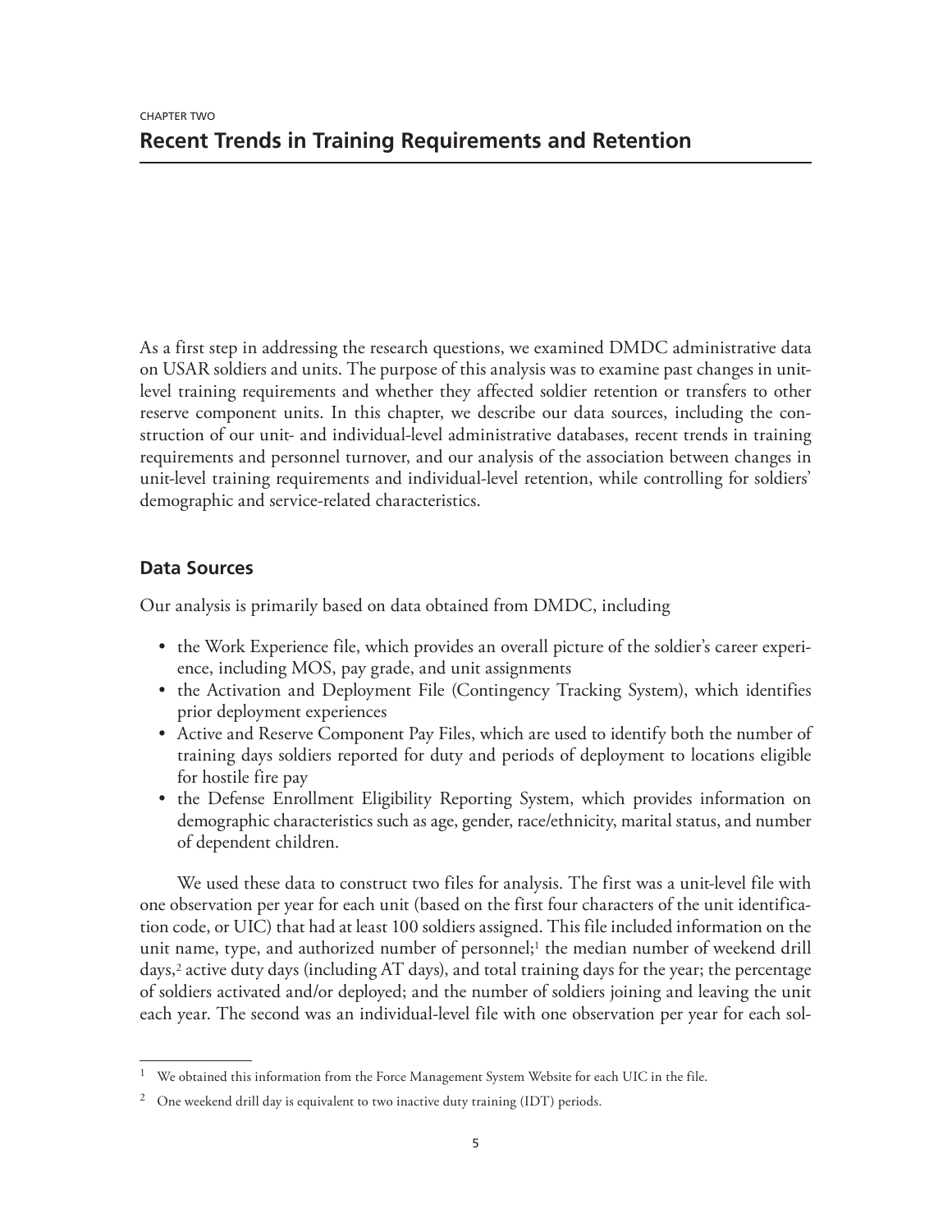CHAPTER TWO

# Recent Trends in Training Requirements and Retention

As a first step in addressing the research questions, we examined DMDC administrative data on USAR soldiers and units. The purpose of this analysis was to examine past changes in unit-level training requirements and whether they affected soldier retention or transfers to other reserve component units. In this chapter, we describe our data sources, including the construction of our unit- and individual-level administrative databases, recent trends in training requirements and personnel turnover, and our analysis of the association between changes in unit-level training requirements and individual-level retention, while controlling for soldiers' demographic and service-related characteristics.

## Data Sources

Our analysis is primarily based on data obtained from DMDC, including

- the Work Experience file, which provides an overall picture of the soldier's career experience, including MOS, pay grade, and unit assignments
- the Activation and Deployment File (Contingency Tracking System), which identifies prior deployment experiences
- Active and Reserve Component Pay Files, which are used to identify both the number of training days soldiers reported for duty and periods of deployment to locations eligible for hostile fire pay
- the Defense Enrollment Eligibility Reporting System, which provides information on demographic characteristics such as age, gender, race/ethnicity, marital status, and number of dependent children.

We used these data to construct two files for analysis. The first was a unit-level file with one observation per year for each unit (based on the first four characters of the unit identification code, or UIC) that had at least 100 soldiers assigned. This file included information on the unit name, type, and authorized number of personnel;[1] the median number of weekend drill days,[2] active duty days (including AT days), and total training days for the year; the percentage of soldiers activated and/or deployed; and the number of soldiers joining and leaving the unit each year. The second was an individual-level file with one observation per year for each sol-

---

[1] We obtained this information from the Force Management System Website for each UIC in the file.

[2] One weekend drill day is equivalent to two inactive duty training (IDT) periods.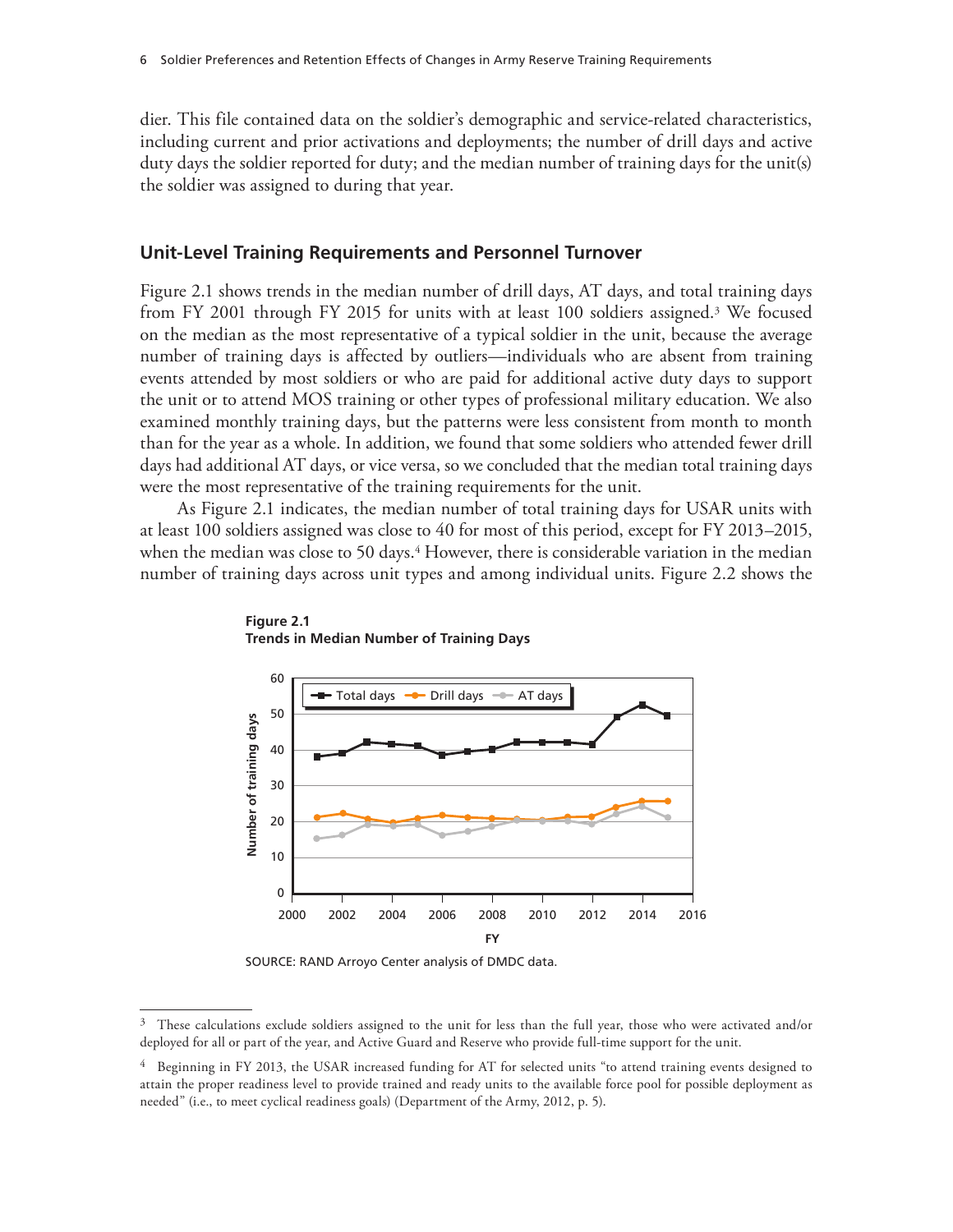dier. This file contained data on the soldier's demographic and service-related characteristics, including current and prior activations and deployments; the number of drill days and active duty days the soldier reported for duty; and the median number of training days for the unit(s) the soldier was assigned to during that year.

## Unit-Level Training Requirements and Personnel Turnover

Figure 2.1 shows trends in the median number of drill days, AT days, and total training days from FY 2001 through FY 2015 for units with at least 100 soldiers assigned.[3] We focused on the median as the most representative of a typical soldier in the unit, because the average number of training days is affected by outliers—individuals who are absent from training events attended by most soldiers or who are paid for additional active duty days to support the unit or to attend MOS training or other types of professional military education. We also examined monthly training days, but the patterns were less consistent from month to month than for the year as a whole. In addition, we found that some soldiers who attended fewer drill days had additional AT days, or vice versa, so we concluded that the median total training days were the most representative of the training requirements for the unit.

As Figure 2.1 indicates, the median number of total training days for USAR units with at least 100 soldiers assigned was close to 40 for most of this period, except for FY 2013–2015, when the median was close to 50 days.[4] However, there is considerable variation in the median number of training days across unit types and among individual units. Figure 2.2 shows the

**Figure 2.1**
**Trends in Median Number of Training Days**

SOURCE: RAND Arroyo Center analysis of DMDC data.

---

[3] These calculations exclude soldiers assigned to the unit for less than the full year, those who were activated and/or deployed for all or part of the year, and Active Guard and Reserve who provide full-time support for the unit.

[4] Beginning in FY 2013, the USAR increased funding for AT for selected units "to attend training events designed to attain the proper readiness level to provide trained and ready units to the available force pool for possible deployment as needed" (i.e., to meet cyclical readiness goals) (Department of the Army, 2012, p. 5).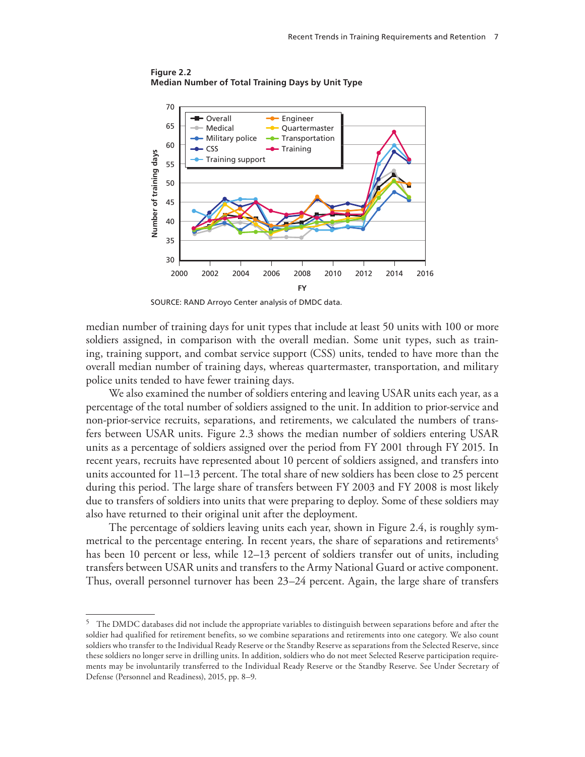**Figure 2.2**
**Median Number of Total Training Days by Unit Type**

SOURCE: RAND Arroyo Center analysis of DMDC data.

median number of training days for unit types that include at least 50 units with 100 or more soldiers assigned, in comparison with the overall median. Some unit types, such as training, training support, and combat service support (CSS) units, tended to have more than the overall median number of training days, whereas quartermaster, transportation, and military police units tended to have fewer training days.

We also examined the number of soldiers entering and leaving USAR units each year, as a percentage of the total number of soldiers assigned to the unit. In addition to prior-service and non-prior-service recruits, separations, and retirements, we calculated the numbers of transfers between USAR units. Figure 2.3 shows the median number of soldiers entering USAR units as a percentage of soldiers assigned over the period from FY 2001 through FY 2015. In recent years, recruits have represented about 10 percent of soldiers assigned, and transfers into units accounted for 11–13 percent. The total share of new soldiers has been close to 25 percent during this period. The large share of transfers between FY 2003 and FY 2008 is most likely due to transfers of soldiers into units that were preparing to deploy. Some of these soldiers may also have returned to their original unit after the deployment.

The percentage of soldiers leaving units each year, shown in Figure 2.4, is roughly symmetrical to the percentage entering. In recent years, the share of separations and retirements[5] has been 10 percent or less, while 12–13 percent of soldiers transfer out of units, including transfers between USAR units and transfers to the Army National Guard or active component. Thus, overall personnel turnover has been 23–24 percent. Again, the large share of transfers

---

[5] The DMDC databases did not include the appropriate variables to distinguish between separations before and after the soldier had qualified for retirement benefits, so we combine separations and retirements into one category. We also count soldiers who transfer to the Individual Ready Reserve or the Standby Reserve as separations from the Selected Reserve, since these soldiers no longer serve in drilling units. In addition, soldiers who do not meet Selected Reserve participation requirements may be involuntarily transferred to the Individual Ready Reserve or the Standby Reserve. See Under Secretary of Defense (Personnel and Readiness), 2015, pp. 8–9.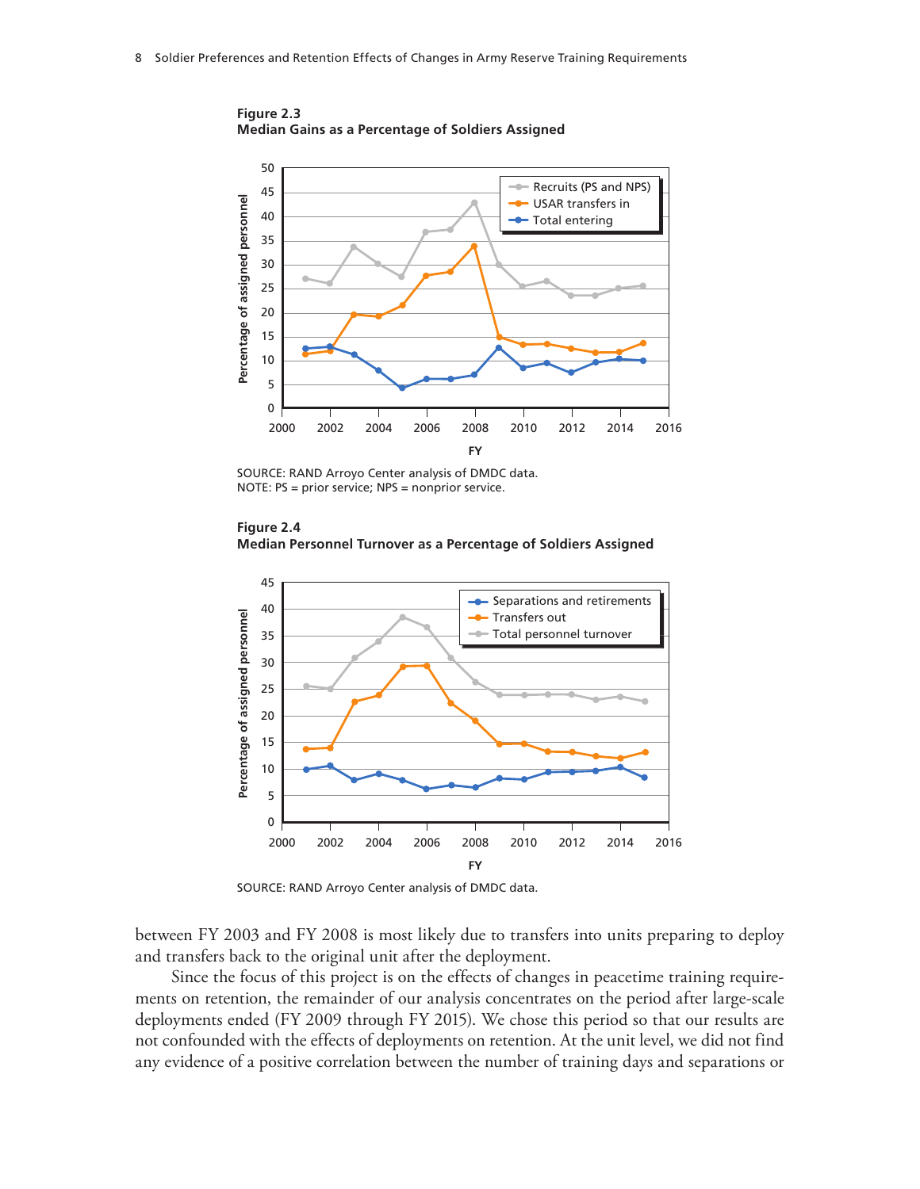**Figure 2.3**
**Median Gains as a Percentage of Soldiers Assigned**

SOURCE: RAND Arroyo Center analysis of DMDC data.
NOTE: PS = prior service; NPS = nonprior service.

**Figure 2.4**
**Median Personnel Turnover as a Percentage of Soldiers Assigned**

SOURCE: RAND Arroyo Center analysis of DMDC data.

between FY 2003 and FY 2008 is most likely due to transfers into units preparing to deploy and transfers back to the original unit after the deployment.

Since the focus of this project is on the effects of changes in peacetime training requirements on retention, the remainder of our analysis concentrates on the period after large-scale deployments ended (FY 2009 through FY 2015). We chose this period so that our results are not confounded with the effects of deployments on retention. At the unit level, we did not find any evidence of a positive correlation between the number of training days and separations or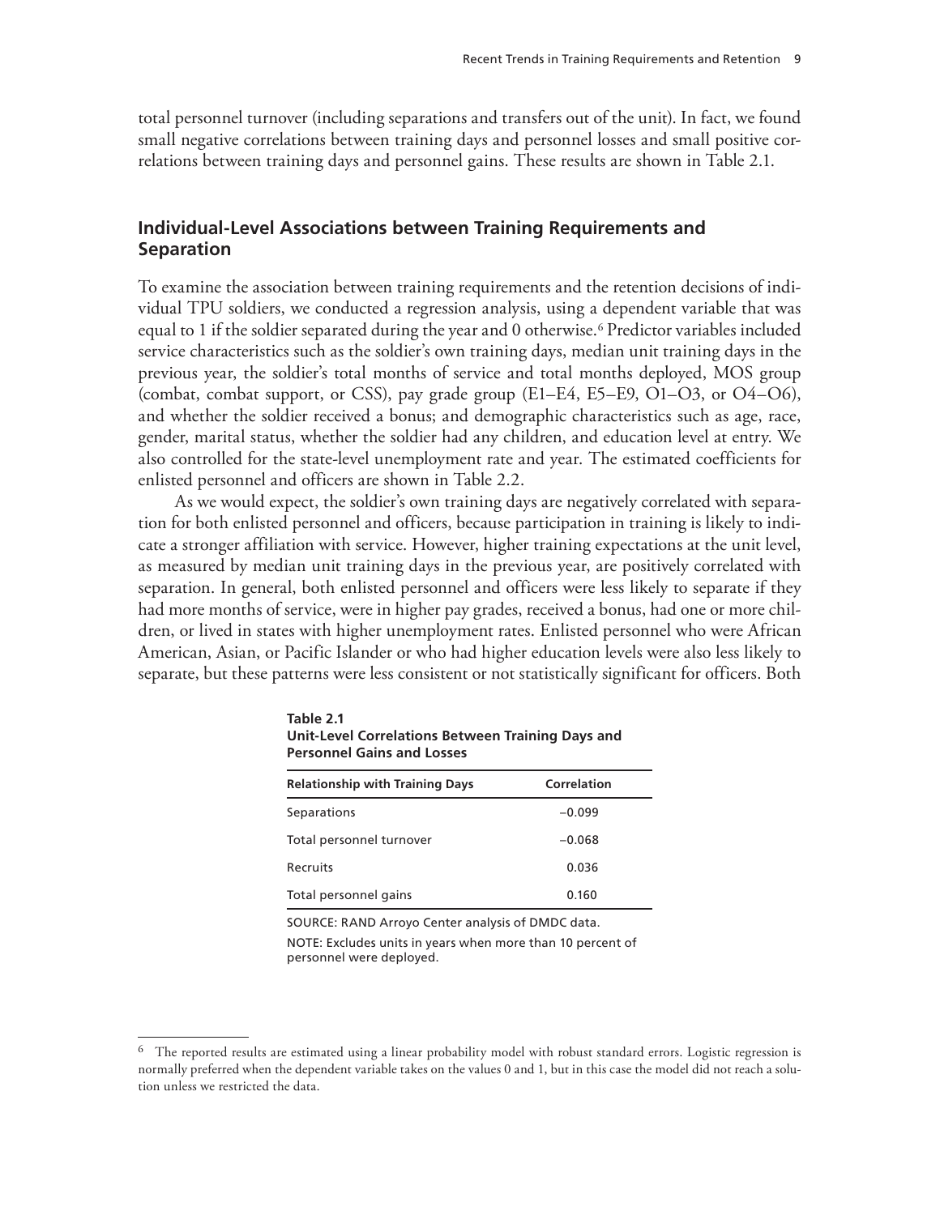total personnel turnover (including separations and transfers out of the unit). In fact, we found small negative correlations between training days and personnel losses and small positive correlations between training days and personnel gains. These results are shown in Table 2.1.

## Individual-Level Associations between Training Requirements and Separation

To examine the association between training requirements and the retention decisions of individual TPU soldiers, we conducted a regression analysis, using a dependent variable that was equal to 1 if the soldier separated during the year and 0 otherwise.[6] Predictor variables included service characteristics such as the soldier's own training days, median unit training days in the previous year, the soldier's total months of service and total months deployed, MOS group (combat, combat support, or CSS), pay grade group (E1–E4, E5–E9, O1–O3, or O4–O6), and whether the soldier received a bonus; and demographic characteristics such as age, race, gender, marital status, whether the soldier had any children, and education level at entry. We also controlled for the state-level unemployment rate and year. The estimated coefficients for enlisted personnel and officers are shown in Table 2.2.

As we would expect, the soldier's own training days are negatively correlated with separation for both enlisted personnel and officers, because participation in training is likely to indicate a stronger affiliation with service. However, higher training expectations at the unit level, as measured by median unit training days in the previous year, are positively correlated with separation. In general, both enlisted personnel and officers were less likely to separate if they had more months of service, were in higher pay grades, received a bonus, had one or more children, or lived in states with higher unemployment rates. Enlisted personnel who were African American, Asian, or Pacific Islander or who had higher education levels were also less likely to separate, but these patterns were less consistent or not statistically significant for officers. Both

**Table 2.1**
**Unit-Level Correlations Between Training Days and Personnel Gains and Losses**

| Relationship with Training Days | Correlation |
|---|---|
| Separations | –0.099 |
| Total personnel turnover | –0.068 |
| Recruits | 0.036 |
| Total personnel gains | 0.160 |

SOURCE: RAND Arroyo Center analysis of DMDC data.

NOTE: Excludes units in years when more than 10 percent of personnel were deployed.

---

[6] The reported results are estimated using a linear probability model with robust standard errors. Logistic regression is normally preferred when the dependent variable takes on the values 0 and 1, but in this case the model did not reach a solution unless we restricted the data.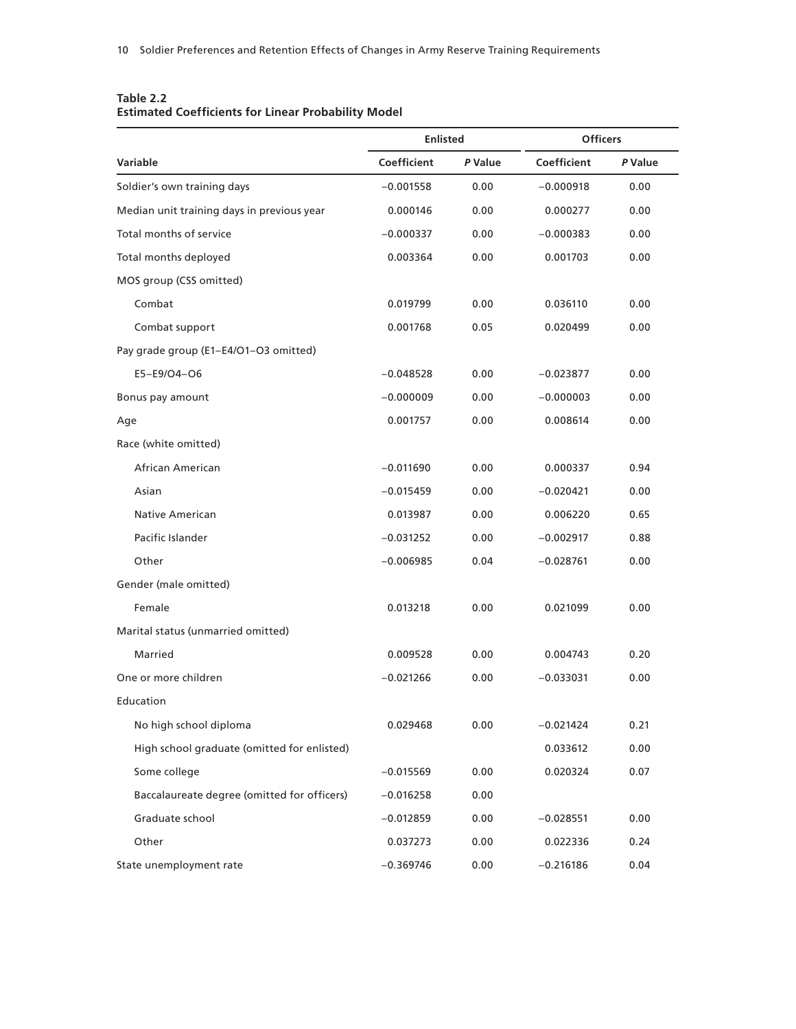**Table 2.2**
**Estimated Coefficients for Linear Probability Model**

| | Enlisted | | Officers | |
|---|---|---|---|---|
| Variable | Coefficient | *P* Value | Coefficient | *P* Value |
| Soldier's own training days | −0.001558 | 0.00 | −0.000918 | 0.00 |
| Median unit training days in previous year | 0.000146 | 0.00 | 0.000277 | 0.00 |
| Total months of service | −0.000337 | 0.00 | −0.000383 | 0.00 |
| Total months deployed | 0.003364 | 0.00 | 0.001703 | 0.00 |
| MOS group (CSS omitted) | | | | |
| Combat | 0.019799 | 0.00 | 0.036110 | 0.00 |
| Combat support | 0.001768 | 0.05 | 0.020499 | 0.00 |
| Pay grade group (E1–E4/O1–O3 omitted) | | | | |
| E5–E9/O4–O6 | −0.048528 | 0.00 | −0.023877 | 0.00 |
| Bonus pay amount | −0.000009 | 0.00 | −0.000003 | 0.00 |
| Age | 0.001757 | 0.00 | 0.008614 | 0.00 |
| Race (white omitted) | | | | |
| African American | −0.011690 | 0.00 | 0.000337 | 0.94 |
| Asian | −0.015459 | 0.00 | −0.020421 | 0.00 |
| Native American | 0.013987 | 0.00 | 0.006220 | 0.65 |
| Pacific Islander | −0.031252 | 0.00 | −0.002917 | 0.88 |
| Other | −0.006985 | 0.04 | −0.028761 | 0.00 |
| Gender (male omitted) | | | | |
| Female | 0.013218 | 0.00 | 0.021099 | 0.00 |
| Marital status (unmarried omitted) | | | | |
| Married | 0.009528 | 0.00 | 0.004743 | 0.20 |
| One or more children | −0.021266 | 0.00 | −0.033031 | 0.00 |
| Education | | | | |
| No high school diploma | 0.029468 | 0.00 | −0.021424 | 0.21 |
| High school graduate (omitted for enlisted) | | | 0.033612 | 0.00 |
| Some college | −0.015569 | 0.00 | 0.020324 | 0.07 |
| Baccalaureate degree (omitted for officers) | −0.016258 | 0.00 | | |
| Graduate school | −0.012859 | 0.00 | −0.028551 | 0.00 |
| Other | 0.037273 | 0.00 | 0.022336 | 0.24 |
| State unemployment rate | −0.369746 | 0.00 | −0.216186 | 0.04 |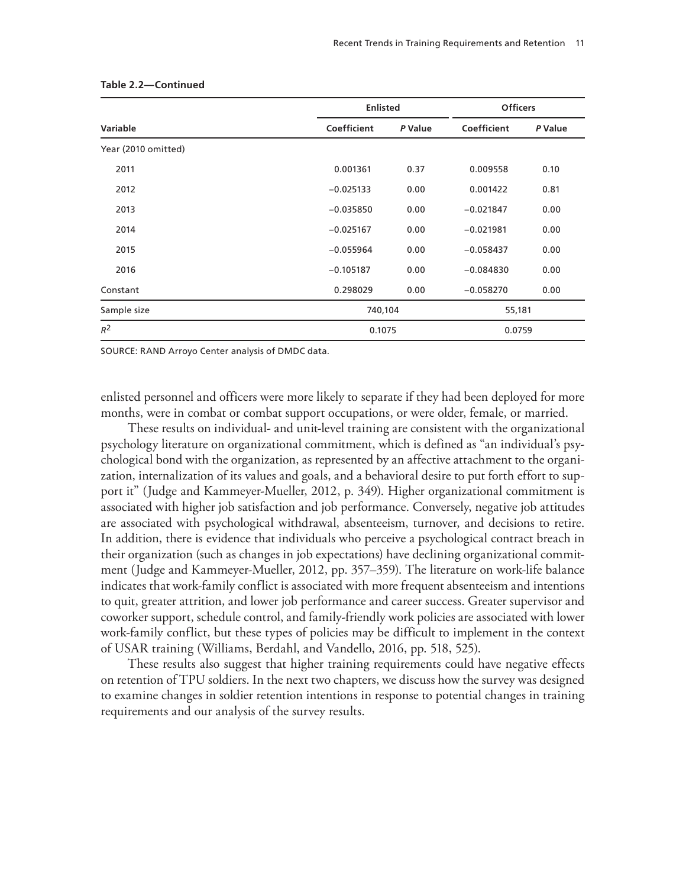**Table 2.2—Continued**

| Variable | Enlisted | | Officers | |
|---|---|---|---|---|
| | Coefficient | *P* Value | Coefficient | *P* Value |
| Year (2010 omitted) | | | | |
| 2011 | 0.001361 | 0.37 | 0.009558 | 0.10 |
| 2012 | −0.025133 | 0.00 | 0.001422 | 0.81 |
| 2013 | −0.035850 | 0.00 | −0.021847 | 0.00 |
| 2014 | −0.025167 | 0.00 | −0.021981 | 0.00 |
| 2015 | −0.055964 | 0.00 | −0.058437 | 0.00 |
| 2016 | −0.105187 | 0.00 | −0.084830 | 0.00 |
| Constant | 0.298029 | 0.00 | −0.058270 | 0.00 |
| Sample size | 740,104 | | 55,181 | |
| $R^2$ | 0.1075 | | 0.0759 | |

SOURCE: RAND Arroyo Center analysis of DMDC data.

enlisted personnel and officers were more likely to separate if they had been deployed for more months, were in combat or combat support occupations, or were older, female, or married.

These results on individual- and unit-level training are consistent with the organizational psychology literature on organizational commitment, which is defined as "an individual's psychological bond with the organization, as represented by an affective attachment to the organization, internalization of its values and goals, and a behavioral desire to put forth effort to support it" (Judge and Kammeyer-Mueller, 2012, p. 349). Higher organizational commitment is associated with higher job satisfaction and job performance. Conversely, negative job attitudes are associated with psychological withdrawal, absenteeism, turnover, and decisions to retire. In addition, there is evidence that individuals who perceive a psychological contract breach in their organization (such as changes in job expectations) have declining organizational commitment (Judge and Kammeyer-Mueller, 2012, pp. 357–359). The literature on work-life balance indicates that work-family conflict is associated with more frequent absenteeism and intentions to quit, greater attrition, and lower job performance and career success. Greater supervisor and coworker support, schedule control, and family-friendly work policies are associated with lower work-family conflict, but these types of policies may be difficult to implement in the context of USAR training (Williams, Berdahl, and Vandello, 2016, pp. 518, 525).

These results also suggest that higher training requirements could have negative effects on retention of TPU soldiers. In the next two chapters, we discuss how the survey was designed to examine changes in soldier retention intentions in response to potential changes in training requirements and our analysis of the survey results.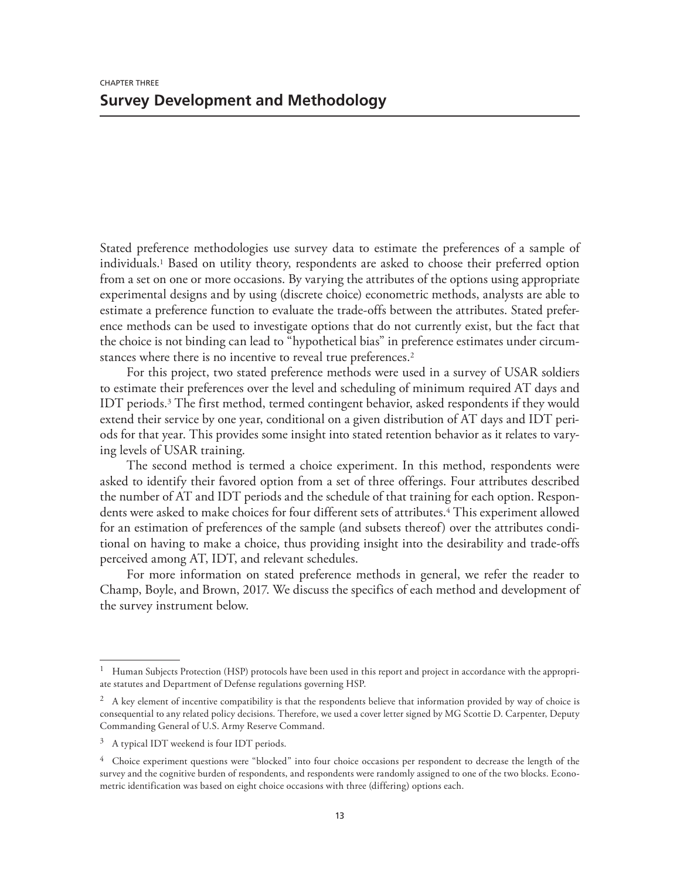CHAPTER THREE

# Survey Development and Methodology

Stated preference methodologies use survey data to estimate the preferences of a sample of individuals.[1] Based on utility theory, respondents are asked to choose their preferred option from a set on one or more occasions. By varying the attributes of the options using appropriate experimental designs and by using (discrete choice) econometric methods, analysts are able to estimate a preference function to evaluate the trade-offs between the attributes. Stated preference methods can be used to investigate options that do not currently exist, but the fact that the choice is not binding can lead to "hypothetical bias" in preference estimates under circumstances where there is no incentive to reveal true preferences.[2]

For this project, two stated preference methods were used in a survey of USAR soldiers to estimate their preferences over the level and scheduling of minimum required AT days and IDT periods.[3] The first method, termed contingent behavior, asked respondents if they would extend their service by one year, conditional on a given distribution of AT days and IDT periods for that year. This provides some insight into stated retention behavior as it relates to varying levels of USAR training.

The second method is termed a choice experiment. In this method, respondents were asked to identify their favored option from a set of three offerings. Four attributes described the number of AT and IDT periods and the schedule of that training for each option. Respondents were asked to make choices for four different sets of attributes.[4] This experiment allowed for an estimation of preferences of the sample (and subsets thereof) over the attributes conditional on having to make a choice, thus providing insight into the desirability and trade-offs perceived among AT, IDT, and relevant schedules.

For more information on stated preference methods in general, we refer the reader to Champ, Boyle, and Brown, 2017. We discuss the specifics of each method and development of the survey instrument below.

---

[1] Human Subjects Protection (HSP) protocols have been used in this report and project in accordance with the appropriate statutes and Department of Defense regulations governing HSP.

[2] A key element of incentive compatibility is that the respondents believe that information provided by way of choice is consequential to any related policy decisions. Therefore, we used a cover letter signed by MG Scottie D. Carpenter, Deputy Commanding General of U.S. Army Reserve Command.

[3] A typical IDT weekend is four IDT periods.

[4] Choice experiment questions were "blocked" into four choice occasions per respondent to decrease the length of the survey and the cognitive burden of respondents, and respondents were randomly assigned to one of the two blocks. Econometric identification was based on eight choice occasions with three (differing) options each.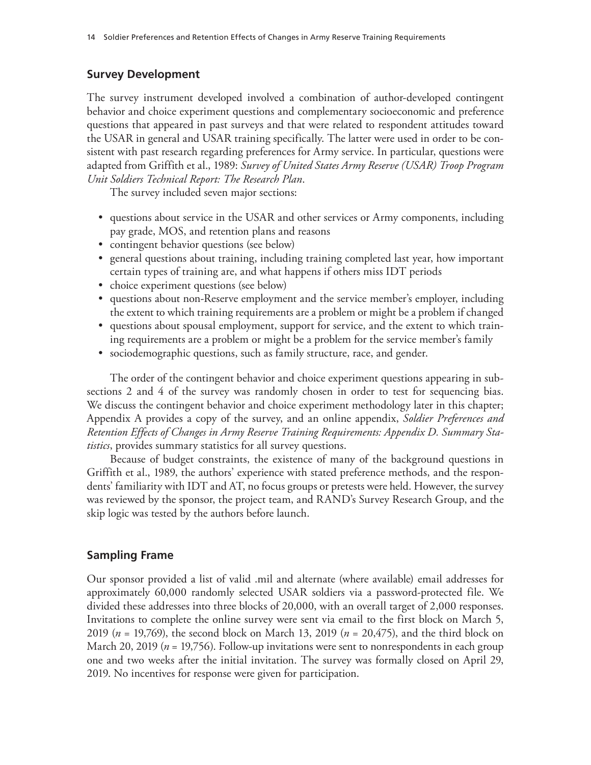## Survey Development

The survey instrument developed involved a combination of author-developed contingent behavior and choice experiment questions and complementary socioeconomic and preference questions that appeared in past surveys and that were related to respondent attitudes toward the USAR in general and USAR training specifically. The latter were used in order to be consistent with past research regarding preferences for Army service. In particular, questions were adapted from Griffith et al., 1989: *Survey of United States Army Reserve (USAR) Troop Program Unit Soldiers Technical Report: The Research Plan*.

The survey included seven major sections:

- questions about service in the USAR and other services or Army components, including pay grade, MOS, and retention plans and reasons
- contingent behavior questions (see below)
- general questions about training, including training completed last year, how important certain types of training are, and what happens if others miss IDT periods
- choice experiment questions (see below)
- questions about non-Reserve employment and the service member's employer, including the extent to which training requirements are a problem or might be a problem if changed
- questions about spousal employment, support for service, and the extent to which training requirements are a problem or might be a problem for the service member's family
- sociodemographic questions, such as family structure, race, and gender.

The order of the contingent behavior and choice experiment questions appearing in subsections 2 and 4 of the survey was randomly chosen in order to test for sequencing bias. We discuss the contingent behavior and choice experiment methodology later in this chapter; Appendix A provides a copy of the survey, and an online appendix, *Soldier Preferences and Retention Effects of Changes in Army Reserve Training Requirements: Appendix D. Summary Statistics*, provides summary statistics for all survey questions.

Because of budget constraints, the existence of many of the background questions in Griffith et al., 1989, the authors' experience with stated preference methods, and the respondents' familiarity with IDT and AT, no focus groups or pretests were held. However, the survey was reviewed by the sponsor, the project team, and RAND's Survey Research Group, and the skip logic was tested by the authors before launch.

## Sampling Frame

Our sponsor provided a list of valid .mil and alternate (where available) email addresses for approximately 60,000 randomly selected USAR soldiers via a password-protected file. We divided these addresses into three blocks of 20,000, with an overall target of 2,000 responses. Invitations to complete the online survey were sent via email to the first block on March 5, 2019 ($n$ = 19,769), the second block on March 13, 2019 ($n$ = 20,475), and the third block on March 20, 2019 ($n$ = 19,756). Follow-up invitations were sent to nonrespondents in each group one and two weeks after the initial invitation. The survey was formally closed on April 29, 2019. No incentives for response were given for participation.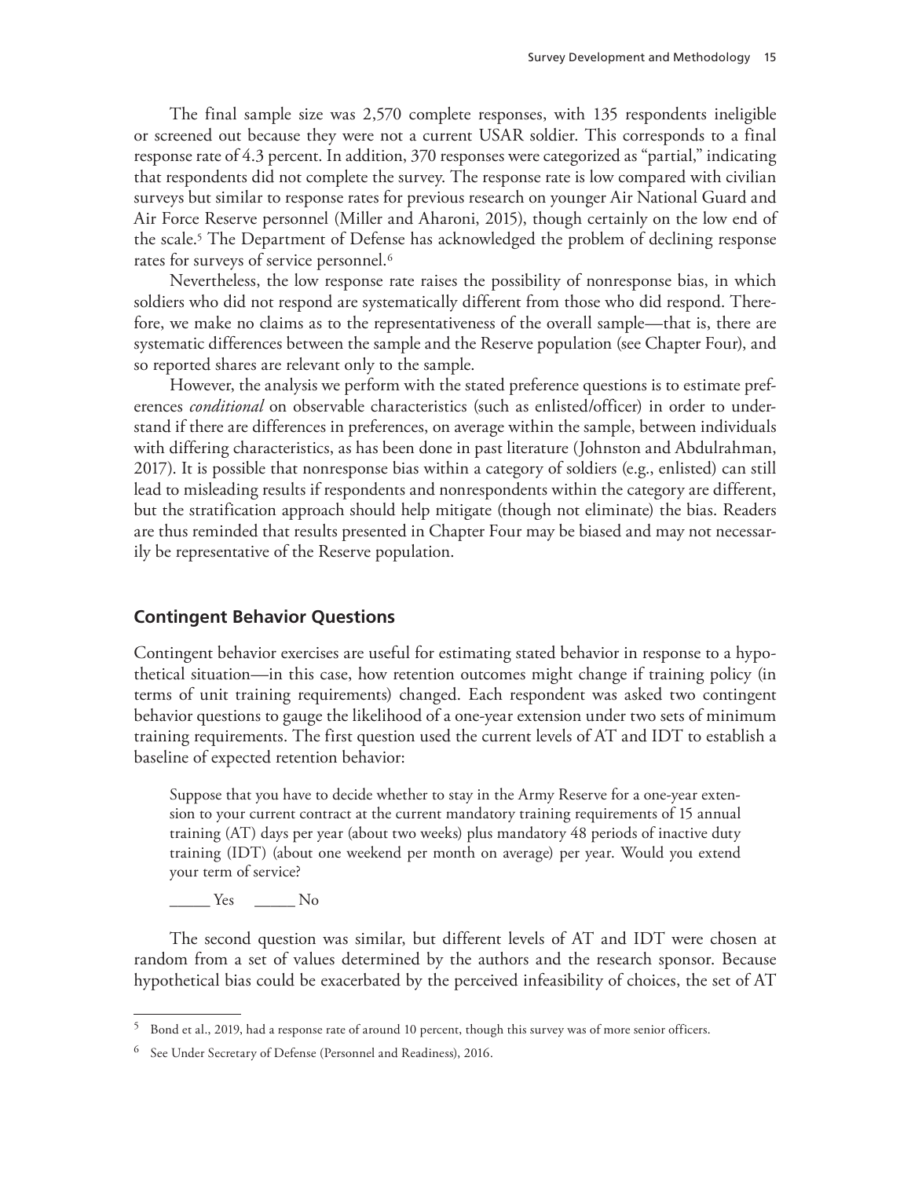The final sample size was 2,570 complete responses, with 135 respondents ineligible or screened out because they were not a current USAR soldier. This corresponds to a final response rate of 4.3 percent. In addition, 370 responses were categorized as "partial," indicating that respondents did not complete the survey. The response rate is low compared with civilian surveys but similar to response rates for previous research on younger Air National Guard and Air Force Reserve personnel (Miller and Aharoni, 2015), though certainly on the low end of the scale.[5] The Department of Defense has acknowledged the problem of declining response rates for surveys of service personnel.[6]

Nevertheless, the low response rate raises the possibility of nonresponse bias, in which soldiers who did not respond are systematically different from those who did respond. Therefore, we make no claims as to the representativeness of the overall sample—that is, there are systematic differences between the sample and the Reserve population (see Chapter Four), and so reported shares are relevant only to the sample.

However, the analysis we perform with the stated preference questions is to estimate preferences *conditional* on observable characteristics (such as enlisted/officer) in order to understand if there are differences in preferences, on average within the sample, between individuals with differing characteristics, as has been done in past literature (Johnston and Abdulrahman, 2017). It is possible that nonresponse bias within a category of soldiers (e.g., enlisted) can still lead to misleading results if respondents and nonrespondents within the category are different, but the stratification approach should help mitigate (though not eliminate) the bias. Readers are thus reminded that results presented in Chapter Four may be biased and may not necessarily be representative of the Reserve population.

## Contingent Behavior Questions

Contingent behavior exercises are useful for estimating stated behavior in response to a hypothetical situation—in this case, how retention outcomes might change if training policy (in terms of unit training requirements) changed. Each respondent was asked two contingent behavior questions to gauge the likelihood of a one-year extension under two sets of minimum training requirements. The first question used the current levels of AT and IDT to establish a baseline of expected retention behavior:

> Suppose that you have to decide whether to stay in the Army Reserve for a one-year extension to your current contract at the current mandatory training requirements of 15 annual training (AT) days per year (about two weeks) plus mandatory 48 periods of inactive duty training (IDT) (about one weekend per month on average) per year. Would you extend your term of service?
>
> _____ Yes     _____ No

The second question was similar, but different levels of AT and IDT were chosen at random from a set of values determined by the authors and the research sponsor. Because hypothetical bias could be exacerbated by the perceived infeasibility of choices, the set of AT

---

[5] Bond et al., 2019, had a response rate of around 10 percent, though this survey was of more senior officers.

[6] See Under Secretary of Defense (Personnel and Readiness), 2016.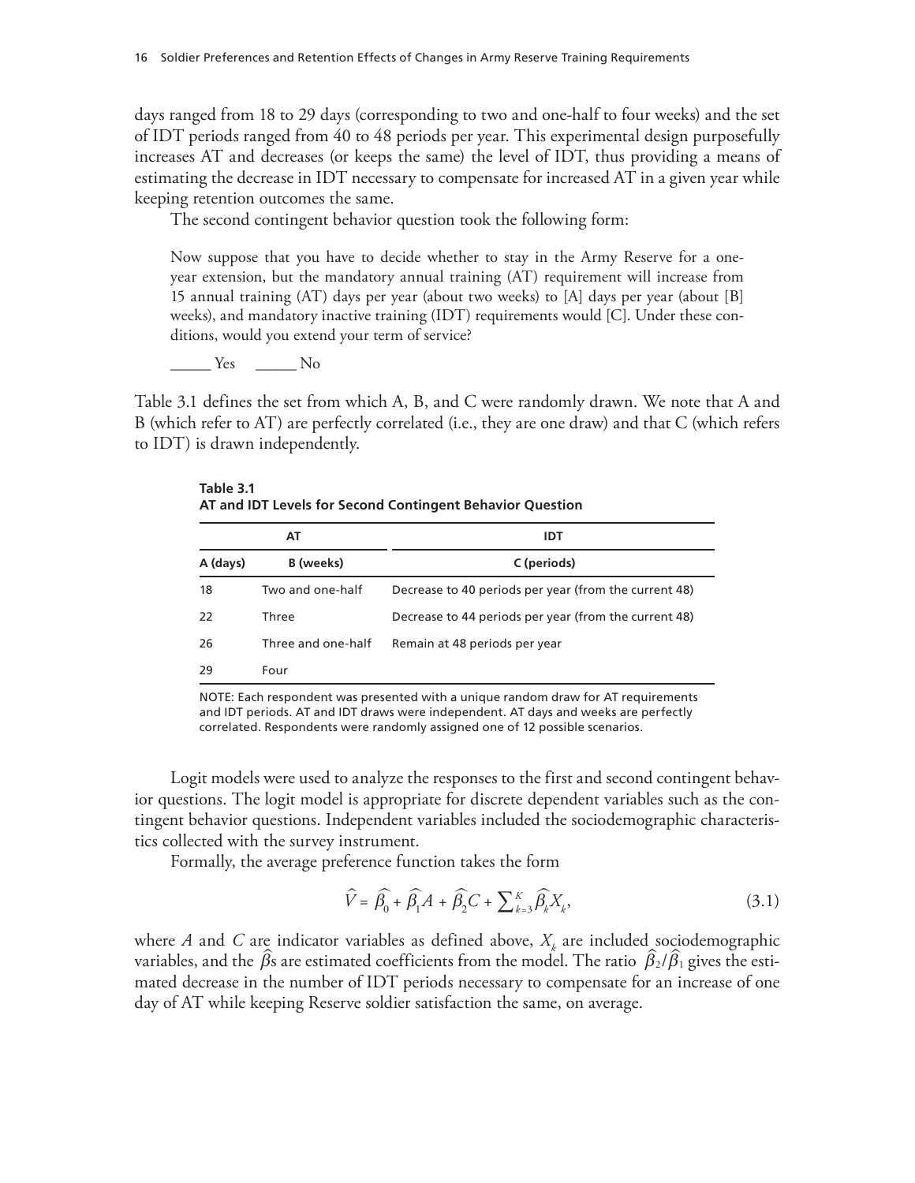days ranged from 18 to 29 days (corresponding to two and one-half to four weeks) and the set of IDT periods ranged from 40 to 48 periods per year. This experimental design purposefully increases AT and decreases (or keeps the same) the level of IDT, thus providing a means of estimating the decrease in IDT necessary to compensate for increased AT in a given year while keeping retention outcomes the same.

The second contingent behavior question took the following form:

> Now suppose that you have to decide whether to stay in the Army Reserve for a one-year extension, but the mandatory annual training (AT) requirement will increase from 15 annual training (AT) days per year (about two weeks) to [A] days per year (about [B] weeks), and mandatory inactive training (IDT) requirements would [C]. Under these conditions, would you extend your term of service?
>
> _____ Yes  _____ No

Table 3.1 defines the set from which A, B, and C were randomly drawn. We note that A and B (which refer to AT) are perfectly correlated (i.e., they are one draw) and that C (which refers to IDT) is drawn independently.

**Table 3.1**
**AT and IDT Levels for Second Contingent Behavior Question**

| AT | | IDT |
|---|---|---|
| **A (days)** | **B (weeks)** | **C (periods)** |
| 18 | Two and one-half | Decrease to 40 periods per year (from the current 48) |
| 22 | Three | Decrease to 44 periods per year (from the current 48) |
| 26 | Three and one-half | Remain at 48 periods per year |
| 29 | Four | |

NOTE: Each respondent was presented with a unique random draw for AT requirements and IDT periods. AT and IDT draws were independent. AT days and weeks are perfectly correlated. Respondents were randomly assigned one of 12 possible scenarios.

Logit models were used to analyze the responses to the first and second contingent behavior questions. The logit model is appropriate for discrete dependent variables such as the contingent behavior questions. Independent variables included the sociodemographic characteristics collected with the survey instrument.

Formally, the average preference function takes the form

$$\widehat{V} = \widehat{\beta_0} + \widehat{\beta_1}A + \widehat{\beta_2}C + \sum_{k=3}^{K}\widehat{\beta_k}X_k, \tag{3.1}$$

where $A$ and $C$ are indicator variables as defined above, $X_k$ are included sociodemographic variables, and the $\widehat{\beta}$s are estimated coefficients from the model. The ratio $\widehat{\beta}_2/\widehat{\beta}_1$ gives the estimated decrease in the number of IDT periods necessary to compensate for an increase of one day of AT while keeping Reserve soldier satisfaction the same, on average.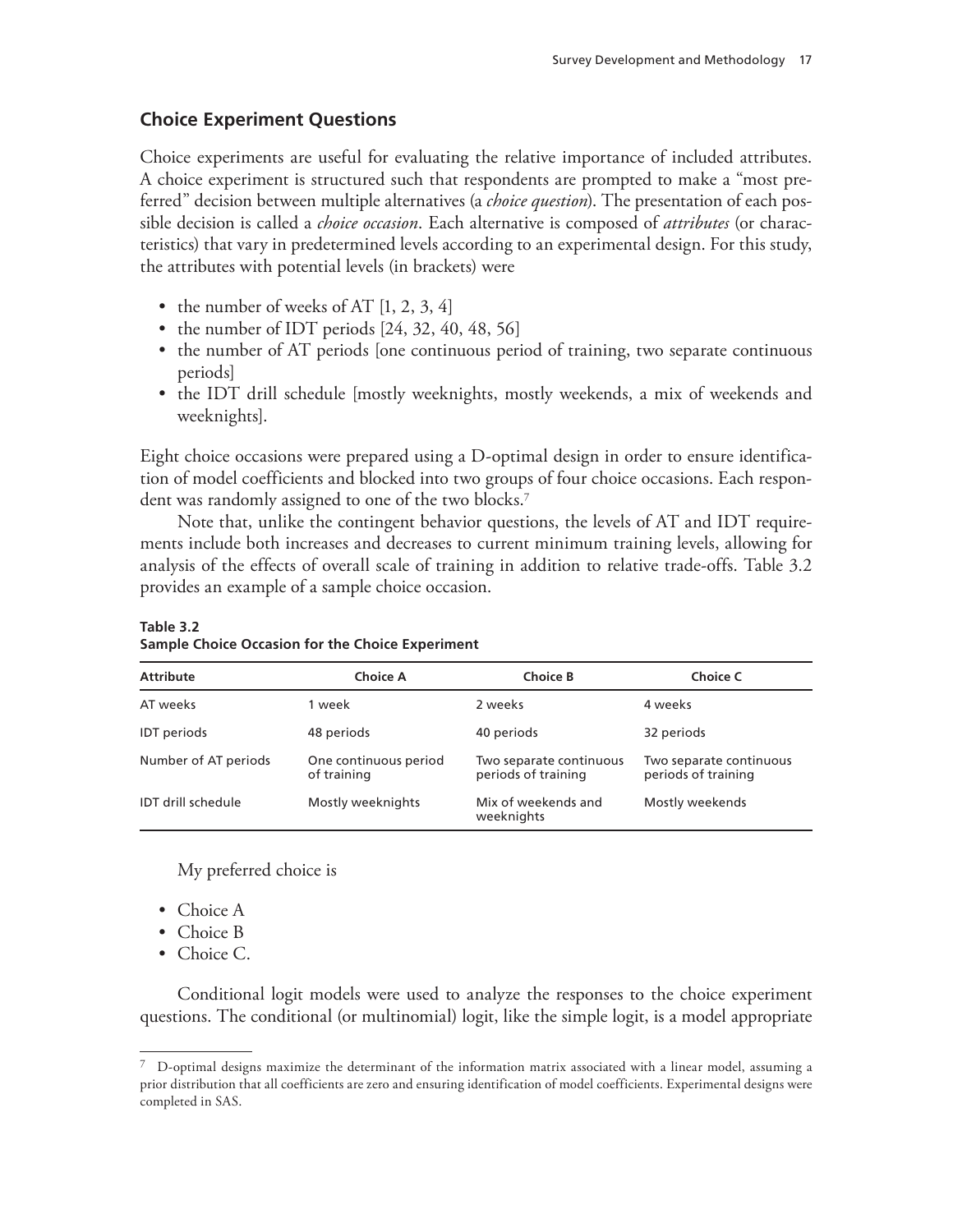## Choice Experiment Questions

Choice experiments are useful for evaluating the relative importance of included attributes. A choice experiment is structured such that respondents are prompted to make a "most preferred" decision between multiple alternatives (a *choice question*). The presentation of each possible decision is called a *choice occasion*. Each alternative is composed of *attributes* (or characteristics) that vary in predetermined levels according to an experimental design. For this study, the attributes with potential levels (in brackets) were

- the number of weeks of AT [1, 2, 3, 4]
- the number of IDT periods [24, 32, 40, 48, 56]
- the number of AT periods [one continuous period of training, two separate continuous periods]
- the IDT drill schedule [mostly weeknights, mostly weekends, a mix of weekends and weeknights].

Eight choice occasions were prepared using a D-optimal design in order to ensure identification of model coefficients and blocked into two groups of four choice occasions. Each respondent was randomly assigned to one of the two blocks.[7]

Note that, unlike the contingent behavior questions, the levels of AT and IDT requirements include both increases and decreases to current minimum training levels, allowing for analysis of the effects of overall scale of training in addition to relative trade-offs. Table 3.2 provides an example of a sample choice occasion.

**Table 3.2**
**Sample Choice Occasion for the Choice Experiment**

| Attribute | Choice A | Choice B | Choice C |
|---|---|---|---|
| AT weeks | 1 week | 2 weeks | 4 weeks |
| IDT periods | 48 periods | 40 periods | 32 periods |
| Number of AT periods | One continuous period of training | Two separate continuous periods of training | Two separate continuous periods of training |
| IDT drill schedule | Mostly weeknights | Mix of weekends and weeknights | Mostly weekends |

My preferred choice is

- Choice A
- Choice B
- Choice C.

Conditional logit models were used to analyze the responses to the choice experiment questions. The conditional (or multinomial) logit, like the simple logit, is a model appropriate

[7] D-optimal designs maximize the determinant of the information matrix associated with a linear model, assuming a prior distribution that all coefficients are zero and ensuring identification of model coefficients. Experimental designs were completed in SAS.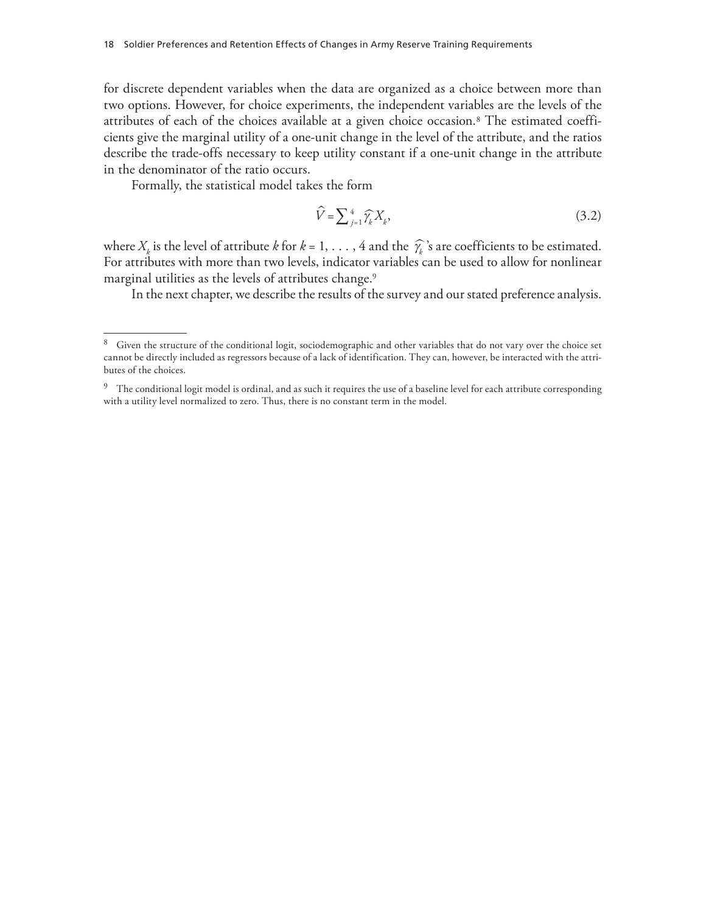for discrete dependent variables when the data are organized as a choice between more than two options. However, for choice experiments, the independent variables are the levels of the attributes of each of the choices available at a given choice occasion.[8] The estimated coefficients give the marginal utility of a one-unit change in the level of the attribute, and the ratios describe the trade-offs necessary to keep utility constant if a one-unit change in the attribute in the denominator of the ratio occurs.

Formally, the statistical model takes the form

$$\widehat{V} = \sum_{j=1}^{4} \widehat{\gamma}_k X_k, \tag{3.2}$$

where $X_k$ is the level of attribute *k* for $k = 1, \ldots, 4$ and the $\widehat{\gamma}_k$'s are coefficients to be estimated. For attributes with more than two levels, indicator variables can be used to allow for nonlinear marginal utilities as the levels of attributes change.[9]

In the next chapter, we describe the results of the survey and our stated preference analysis.

---

[8] Given the structure of the conditional logit, sociodemographic and other variables that do not vary over the choice set cannot be directly included as regressors because of a lack of identification. They can, however, be interacted with the attributes of the choices.

[9] The conditional logit model is ordinal, and as such it requires the use of a baseline level for each attribute corresponding with a utility level normalized to zero. Thus, there is no constant term in the model.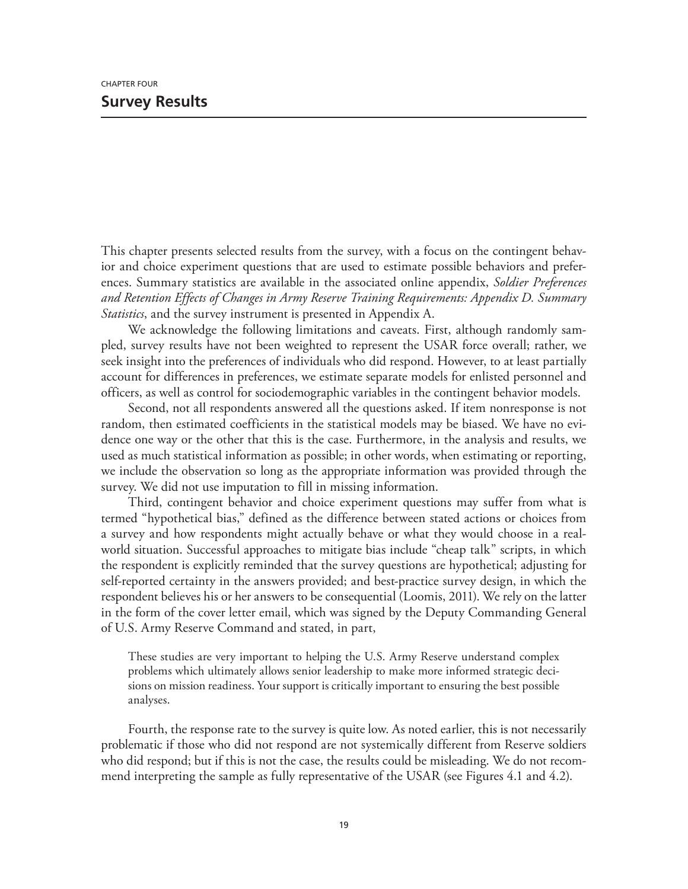CHAPTER FOUR

# Survey Results

This chapter presents selected results from the survey, with a focus on the contingent behavior and choice experiment questions that are used to estimate possible behaviors and preferences. Summary statistics are available in the associated online appendix, *Soldier Preferences and Retention Effects of Changes in Army Reserve Training Requirements: Appendix D. Summary Statistics*, and the survey instrument is presented in Appendix A.

We acknowledge the following limitations and caveats. First, although randomly sampled, survey results have not been weighted to represent the USAR force overall; rather, we seek insight into the preferences of individuals who did respond. However, to at least partially account for differences in preferences, we estimate separate models for enlisted personnel and officers, as well as control for sociodemographic variables in the contingent behavior models.

Second, not all respondents answered all the questions asked. If item nonresponse is not random, then estimated coefficients in the statistical models may be biased. We have no evidence one way or the other that this is the case. Furthermore, in the analysis and results, we used as much statistical information as possible; in other words, when estimating or reporting, we include the observation so long as the appropriate information was provided through the survey. We did not use imputation to fill in missing information.

Third, contingent behavior and choice experiment questions may suffer from what is termed "hypothetical bias," defined as the difference between stated actions or choices from a survey and how respondents might actually behave or what they would choose in a real-world situation. Successful approaches to mitigate bias include "cheap talk" scripts, in which the respondent is explicitly reminded that the survey questions are hypothetical; adjusting for self-reported certainty in the answers provided; and best-practice survey design, in which the respondent believes his or her answers to be consequential (Loomis, 2011). We rely on the latter in the form of the cover letter email, which was signed by the Deputy Commanding General of U.S. Army Reserve Command and stated, in part,

> These studies are very important to helping the U.S. Army Reserve understand complex problems which ultimately allows senior leadership to make more informed strategic decisions on mission readiness. Your support is critically important to ensuring the best possible analyses.

Fourth, the response rate to the survey is quite low. As noted earlier, this is not necessarily problematic if those who did not respond are not systemically different from Reserve soldiers who did respond; but if this is not the case, the results could be misleading. We do not recommend interpreting the sample as fully representative of the USAR (see Figures 4.1 and 4.2).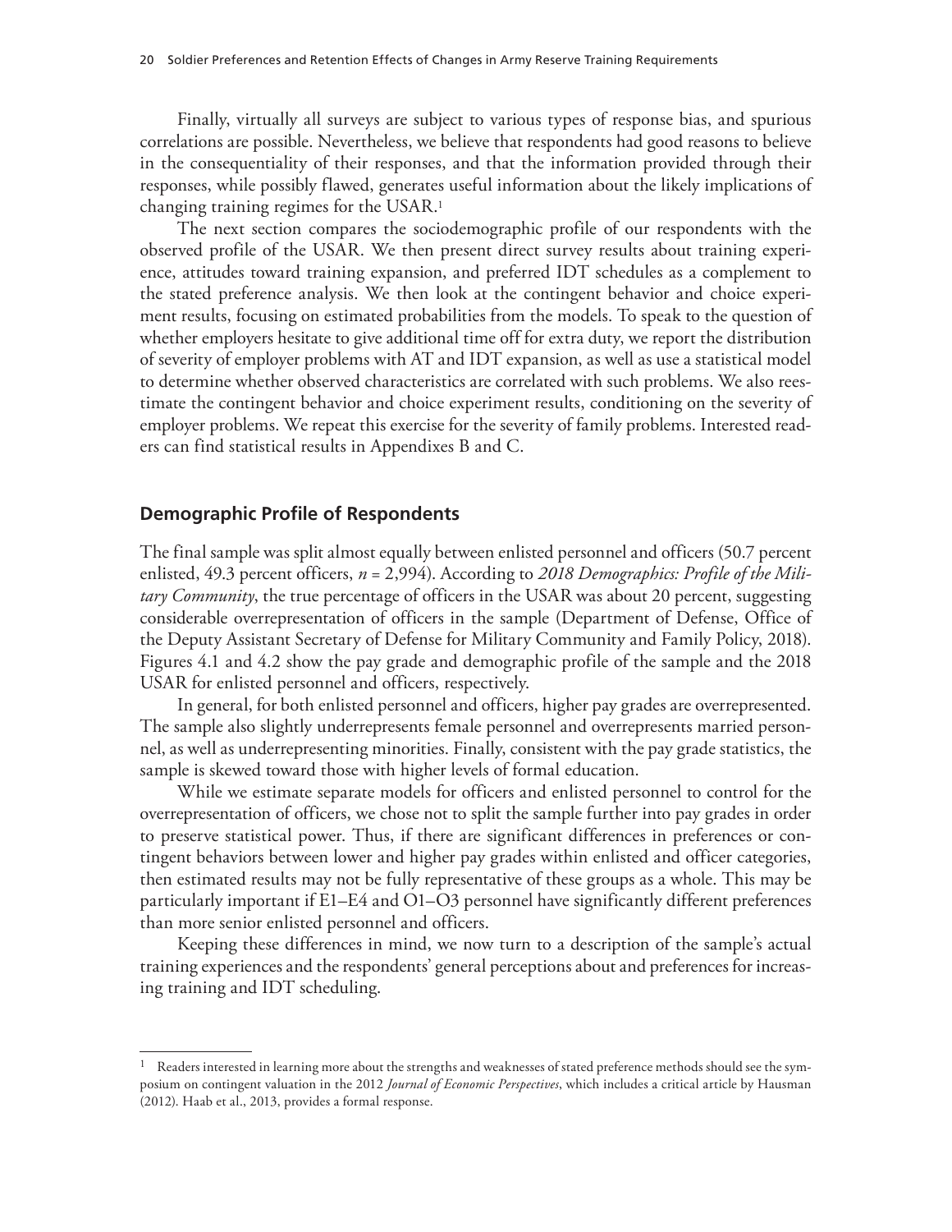Finally, virtually all surveys are subject to various types of response bias, and spurious correlations are possible. Nevertheless, we believe that respondents had good reasons to believe in the consequentiality of their responses, and that the information provided through their responses, while possibly flawed, generates useful information about the likely implications of changing training regimes for the USAR.[1]

The next section compares the sociodemographic profile of our respondents with the observed profile of the USAR. We then present direct survey results about training experience, attitudes toward training expansion, and preferred IDT schedules as a complement to the stated preference analysis. We then look at the contingent behavior and choice experiment results, focusing on estimated probabilities from the models. To speak to the question of whether employers hesitate to give additional time off for extra duty, we report the distribution of severity of employer problems with AT and IDT expansion, as well as use a statistical model to determine whether observed characteristics are correlated with such problems. We also reestimate the contingent behavior and choice experiment results, conditioning on the severity of employer problems. We repeat this exercise for the severity of family problems. Interested readers can find statistical results in Appendixes B and C.

## Demographic Profile of Respondents

The final sample was split almost equally between enlisted personnel and officers (50.7 percent enlisted, 49.3 percent officers, *n* = 2,994). According to *2018 Demographics: Profile of the Military Community*, the true percentage of officers in the USAR was about 20 percent, suggesting considerable overrepresentation of officers in the sample (Department of Defense, Office of the Deputy Assistant Secretary of Defense for Military Community and Family Policy, 2018). Figures 4.1 and 4.2 show the pay grade and demographic profile of the sample and the 2018 USAR for enlisted personnel and officers, respectively.

In general, for both enlisted personnel and officers, higher pay grades are overrepresented. The sample also slightly underrepresents female personnel and overrepresents married personnel, as well as underrepresenting minorities. Finally, consistent with the pay grade statistics, the sample is skewed toward those with higher levels of formal education.

While we estimate separate models for officers and enlisted personnel to control for the overrepresentation of officers, we chose not to split the sample further into pay grades in order to preserve statistical power. Thus, if there are significant differences in preferences or contingent behaviors between lower and higher pay grades within enlisted and officer categories, then estimated results may not be fully representative of these groups as a whole. This may be particularly important if E1–E4 and O1–O3 personnel have significantly different preferences than more senior enlisted personnel and officers.

Keeping these differences in mind, we now turn to a description of the sample's actual training experiences and the respondents' general perceptions about and preferences for increasing training and IDT scheduling.

---

[1] Readers interested in learning more about the strengths and weaknesses of stated preference methods should see the symposium on contingent valuation in the 2012 *Journal of Economic Perspectives*, which includes a critical article by Hausman (2012). Haab et al., 2013, provides a formal response.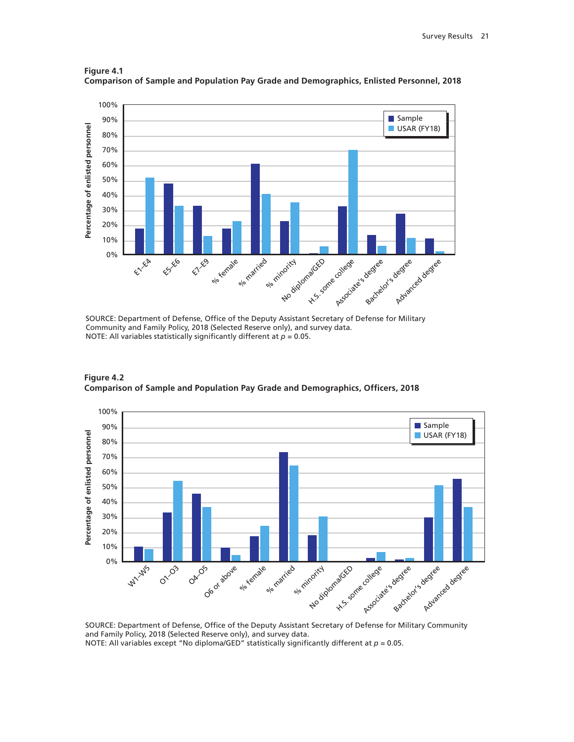**Figure 4.1**
**Comparison of Sample and Population Pay Grade and Demographics, Enlisted Personnel, 2018**

SOURCE: Department of Defense, Office of the Deputy Assistant Secretary of Defense for Military Community and Family Policy, 2018 (Selected Reserve only), and survey data.
NOTE: All variables statistically significantly different at $p = 0.05$.

**Figure 4.2**
**Comparison of Sample and Population Pay Grade and Demographics, Officers, 2018**

SOURCE: Department of Defense, Office of the Deputy Assistant Secretary of Defense for Military Community and Family Policy, 2018 (Selected Reserve only), and survey data.
NOTE: All variables except "No diploma/GED" statistically significantly different at $p = 0.05$.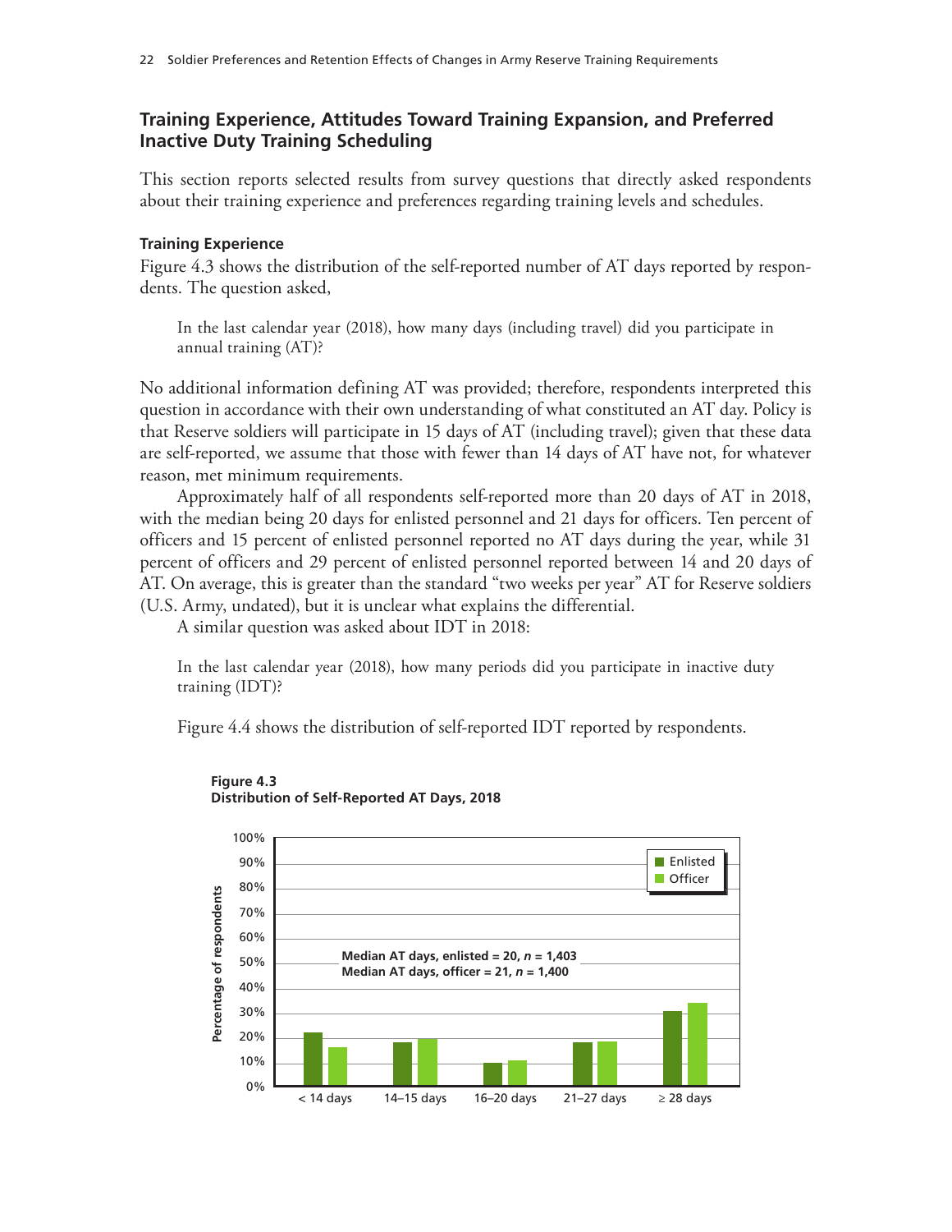## Training Experience, Attitudes Toward Training Expansion, and Preferred Inactive Duty Training Scheduling

This section reports selected results from survey questions that directly asked respondents about their training experience and preferences regarding training levels and schedules.

### Training Experience

Figure 4.3 shows the distribution of the self-reported number of AT days reported by respondents. The question asked,

> In the last calendar year (2018), how many days (including travel) did you participate in annual training (AT)?

No additional information defining AT was provided; therefore, respondents interpreted this question in accordance with their own understanding of what constituted an AT day. Policy is that Reserve soldiers will participate in 15 days of AT (including travel); given that these data are self-reported, we assume that those with fewer than 14 days of AT have not, for whatever reason, met minimum requirements.

Approximately half of all respondents self-reported more than 20 days of AT in 2018, with the median being 20 days for enlisted personnel and 21 days for officers. Ten percent of officers and 15 percent of enlisted personnel reported no AT days during the year, while 31 percent of officers and 29 percent of enlisted personnel reported between 14 and 20 days of AT. On average, this is greater than the standard "two weeks per year" AT for Reserve soldiers (U.S. Army, undated), but it is unclear what explains the differential.

A similar question was asked about IDT in 2018:

> In the last calendar year (2018), how many periods did you participate in inactive duty training (IDT)?

Figure 4.4 shows the distribution of self-reported IDT reported by respondents.

**Figure 4.3**
**Distribution of Self-Reported AT Days, 2018**

Median AT days, enlisted = 20, *n* = 1,403
Median AT days, officer = 21, *n* = 1,400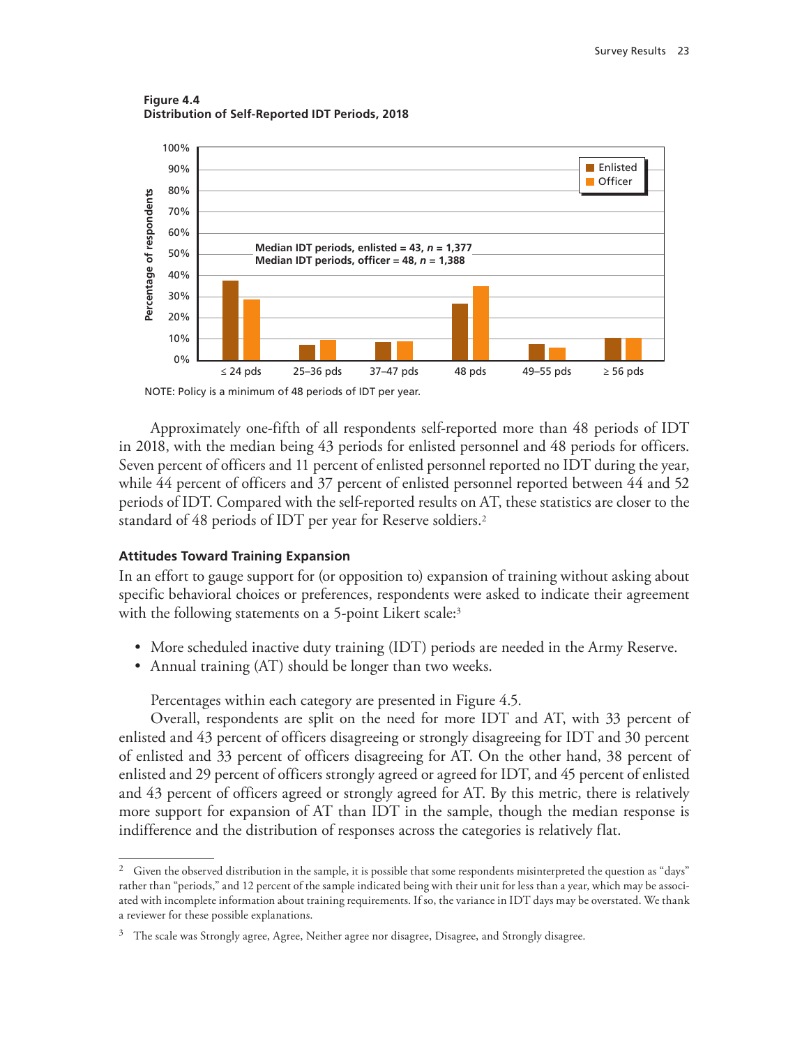**Figure 4.4**
**Distribution of Self-Reported IDT Periods, 2018**

NOTE: Policy is a minimum of 48 periods of IDT per year.

Approximately one-fifth of all respondents self-reported more than 48 periods of IDT in 2018, with the median being 43 periods for enlisted personnel and 48 periods for officers. Seven percent of officers and 11 percent of enlisted personnel reported no IDT during the year, while 44 percent of officers and 37 percent of enlisted personnel reported between 44 and 52 periods of IDT. Compared with the self-reported results on AT, these statistics are closer to the standard of 48 periods of IDT per year for Reserve soldiers.[2]

### Attitudes Toward Training Expansion

In an effort to gauge support for (or opposition to) expansion of training without asking about specific behavioral choices or preferences, respondents were asked to indicate their agreement with the following statements on a 5-point Likert scale:[3]

- More scheduled inactive duty training (IDT) periods are needed in the Army Reserve.
- Annual training (AT) should be longer than two weeks.

Percentages within each category are presented in Figure 4.5.

Overall, respondents are split on the need for more IDT and AT, with 33 percent of enlisted and 43 percent of officers disagreeing or strongly disagreeing for IDT and 30 percent of enlisted and 33 percent of officers disagreeing for AT. On the other hand, 38 percent of enlisted and 29 percent of officers strongly agreed or agreed for IDT, and 45 percent of enlisted and 43 percent of officers agreed or strongly agreed for AT. By this metric, there is relatively more support for expansion of AT than IDT in the sample, though the median response is indifference and the distribution of responses across the categories is relatively flat.

---

[2] Given the observed distribution in the sample, it is possible that some respondents misinterpreted the question as "days" rather than "periods," and 12 percent of the sample indicated being with their unit for less than a year, which may be associated with incomplete information about training requirements. If so, the variance in IDT days may be overstated. We thank a reviewer for these possible explanations.

[3] The scale was Strongly agree, Agree, Neither agree nor disagree, Disagree, and Strongly disagree.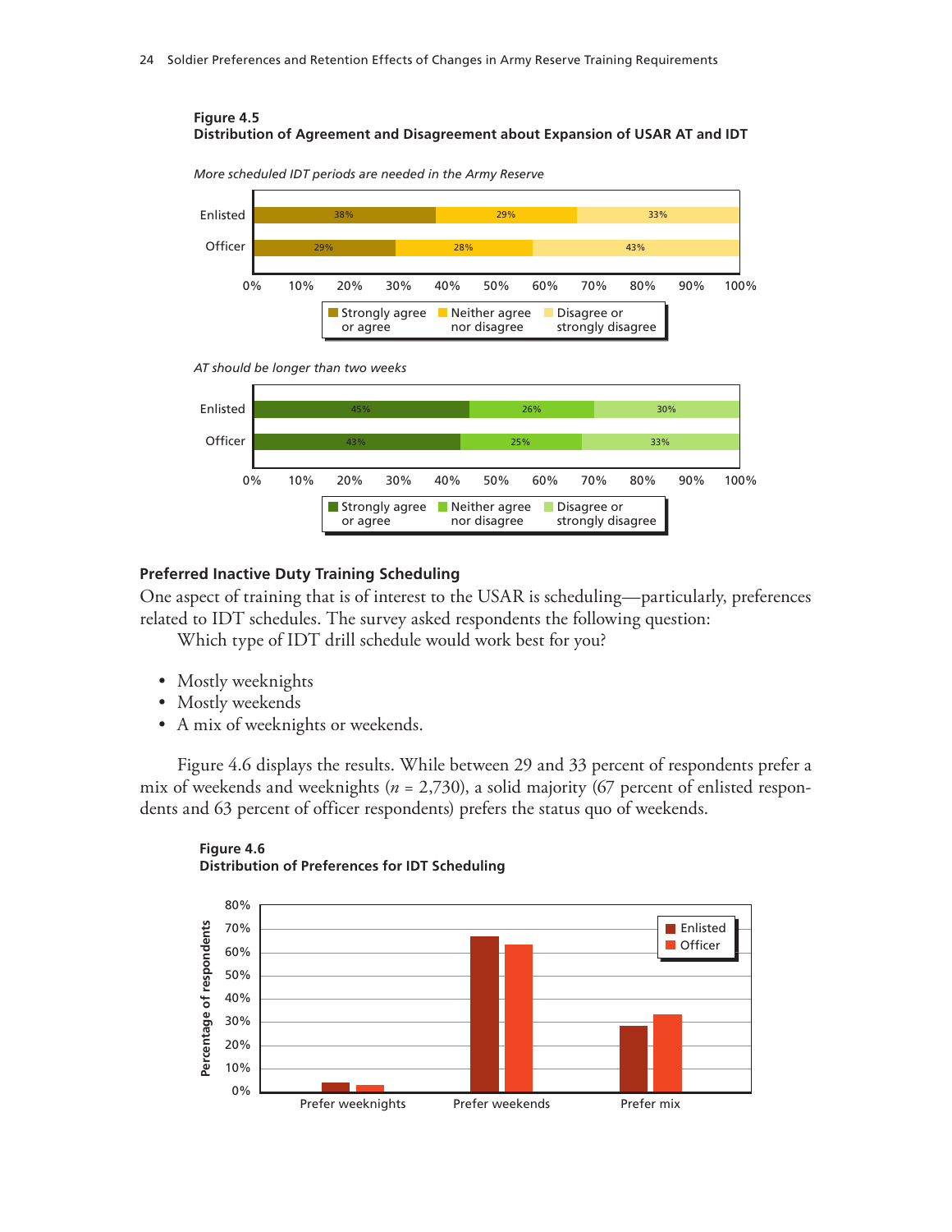**Figure 4.5**
**Distribution of Agreement and Disagreement about Expansion of USAR AT and IDT**

*More scheduled IDT periods are needed in the Army Reserve*

| | Strongly agree or agree | Neither agree nor disagree | Disagree or strongly disagree |
|---|---|---|---|
| Enlisted | 38% | 29% | 33% |
| Officer | 29% | 28% | 43% |

*AT should be longer than two weeks*

| | Strongly agree or agree | Neither agree nor disagree | Disagree or strongly disagree |
|---|---|---|---|
| Enlisted | 45% | 26% | 30% |
| Officer | 43% | 25% | 33% |

### Preferred Inactive Duty Training Scheduling

One aspect of training that is of interest to the USAR is scheduling—particularly, preferences related to IDT schedules. The survey asked respondents the following question:

Which type of IDT drill schedule would work best for you?

- Mostly weeknights
- Mostly weekends
- A mix of weeknights or weekends.

Figure 4.6 displays the results. While between 29 and 33 percent of respondents prefer a mix of weekends and weeknights ($n$ = 2,730), a solid majority (67 percent of enlisted respondents and 63 percent of officer respondents) prefers the status quo of weekends.

**Figure 4.6**
**Distribution of Preferences for IDT Scheduling**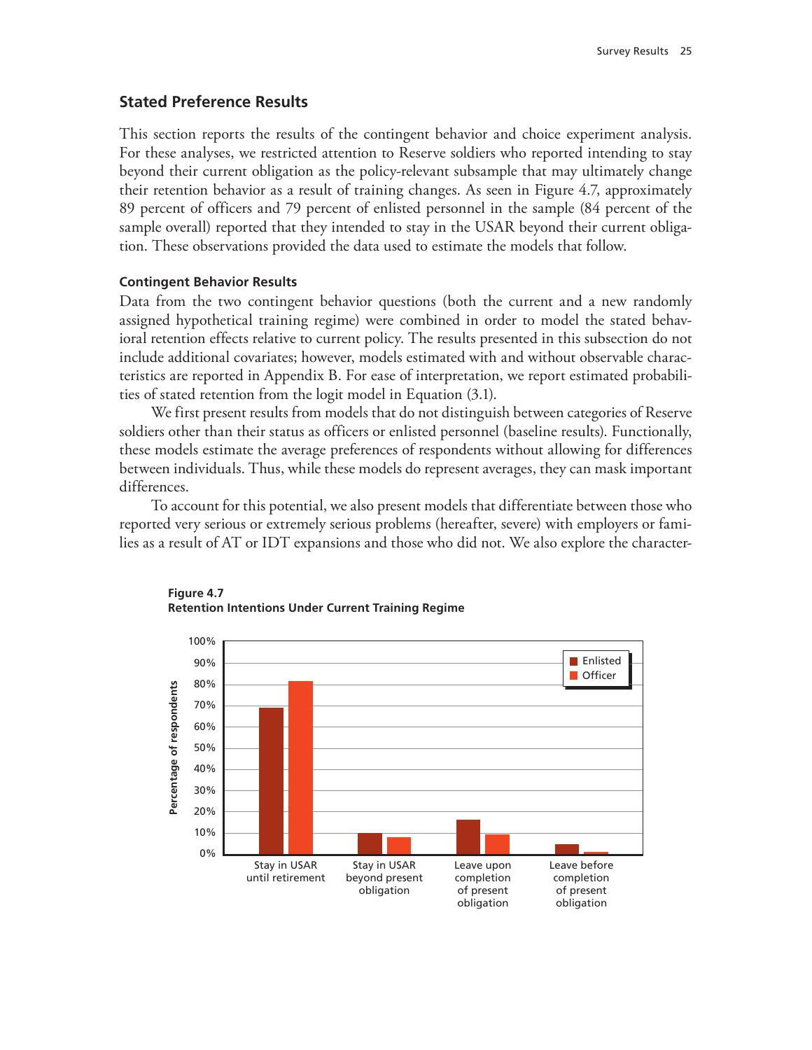## Stated Preference Results

This section reports the results of the contingent behavior and choice experiment analysis. For these analyses, we restricted attention to Reserve soldiers who reported intending to stay beyond their current obligation as the policy-relevant subsample that may ultimately change their retention behavior as a result of training changes. As seen in Figure 4.7, approximately 89 percent of officers and 79 percent of enlisted personnel in the sample (84 percent of the sample overall) reported that they intended to stay in the USAR beyond their current obligation. These observations provided the data used to estimate the models that follow.

### Contingent Behavior Results

Data from the two contingent behavior questions (both the current and a new randomly assigned hypothetical training regime) were combined in order to model the stated behavioral retention effects relative to current policy. The results presented in this subsection do not include additional covariates; however, models estimated with and without observable characteristics are reported in Appendix B. For ease of interpretation, we report estimated probabilities of stated retention from the logit model in Equation (3.1).

We first present results from models that do not distinguish between categories of Reserve soldiers other than their status as officers or enlisted personnel (baseline results). Functionally, these models estimate the average preferences of respondents without allowing for differences between individuals. Thus, while these models do represent averages, they can mask important differences.

To account for this potential, we also present models that differentiate between those who reported very serious or extremely serious problems (hereafter, severe) with employers or families as a result of AT or IDT expansions and those who did not. We also explore the character-

**Figure 4.7**
**Retention Intentions Under Current Training Regime**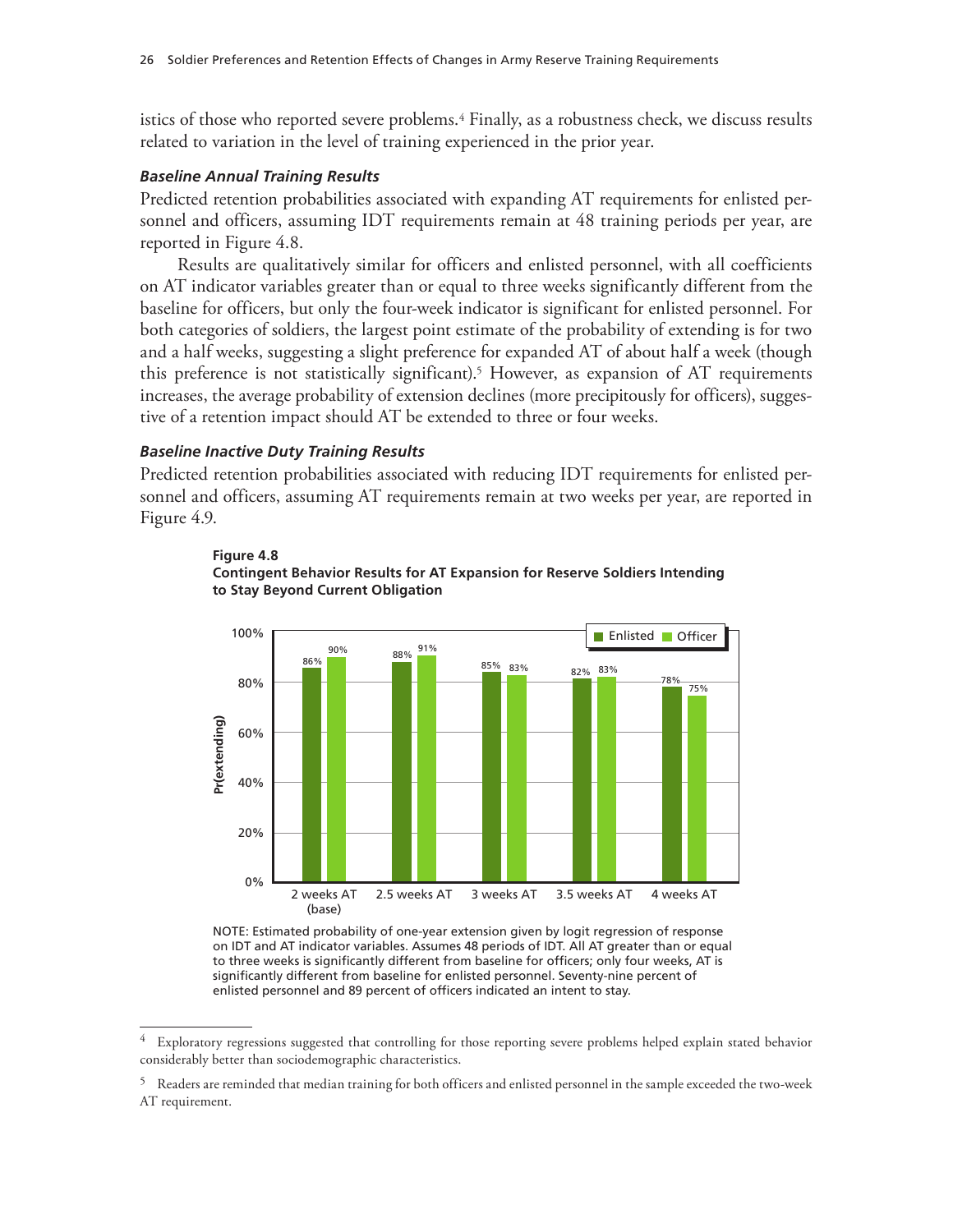istics of those who reported severe problems.[4] Finally, as a robustness check, we discuss results related to variation in the level of training experienced in the prior year.

#### *Baseline Annual Training Results*

Predicted retention probabilities associated with expanding AT requirements for enlisted personnel and officers, assuming IDT requirements remain at 48 training periods per year, are reported in Figure 4.8.

Results are qualitatively similar for officers and enlisted personnel, with all coefficients on AT indicator variables greater than or equal to three weeks significantly different from the baseline for officers, but only the four-week indicator is significant for enlisted personnel. For both categories of soldiers, the largest point estimate of the probability of extending is for two and a half weeks, suggesting a slight preference for expanded AT of about half a week (though this preference is not statistically significant).[5] However, as expansion of AT requirements increases, the average probability of extension declines (more precipitously for officers), suggestive of a retention impact should AT be extended to three or four weeks.

#### *Baseline Inactive Duty Training Results*

Predicted retention probabilities associated with reducing IDT requirements for enlisted personnel and officers, assuming AT requirements remain at two weeks per year, are reported in Figure 4.9.

**Figure 4.8**
**Contingent Behavior Results for AT Expansion for Reserve Soldiers Intending to Stay Beyond Current Obligation**

| Pr(extending) | Enlisted | Officer |
|---|---|---|
| 2 weeks AT (base) | 86% | 90% |
| 2.5 weeks AT | 88% | 91% |
| 3 weeks AT | 85% | 83% |
| 3.5 weeks AT | 82% | 83% |
| 4 weeks AT | 78% | 75% |

NOTE: Estimated probability of one-year extension given by logit regression of response on IDT and AT indicator variables. Assumes 48 periods of IDT. All AT greater than or equal to three weeks is significantly different from baseline for officers; only four weeks, AT is significantly different from baseline for enlisted personnel. Seventy-nine percent of enlisted personnel and 89 percent of officers indicated an intent to stay.

---

[4] Exploratory regressions suggested that controlling for those reporting severe problems helped explain stated behavior considerably better than sociodemographic characteristics.

[5] Readers are reminded that median training for both officers and enlisted personnel in the sample exceeded the two-week AT requirement.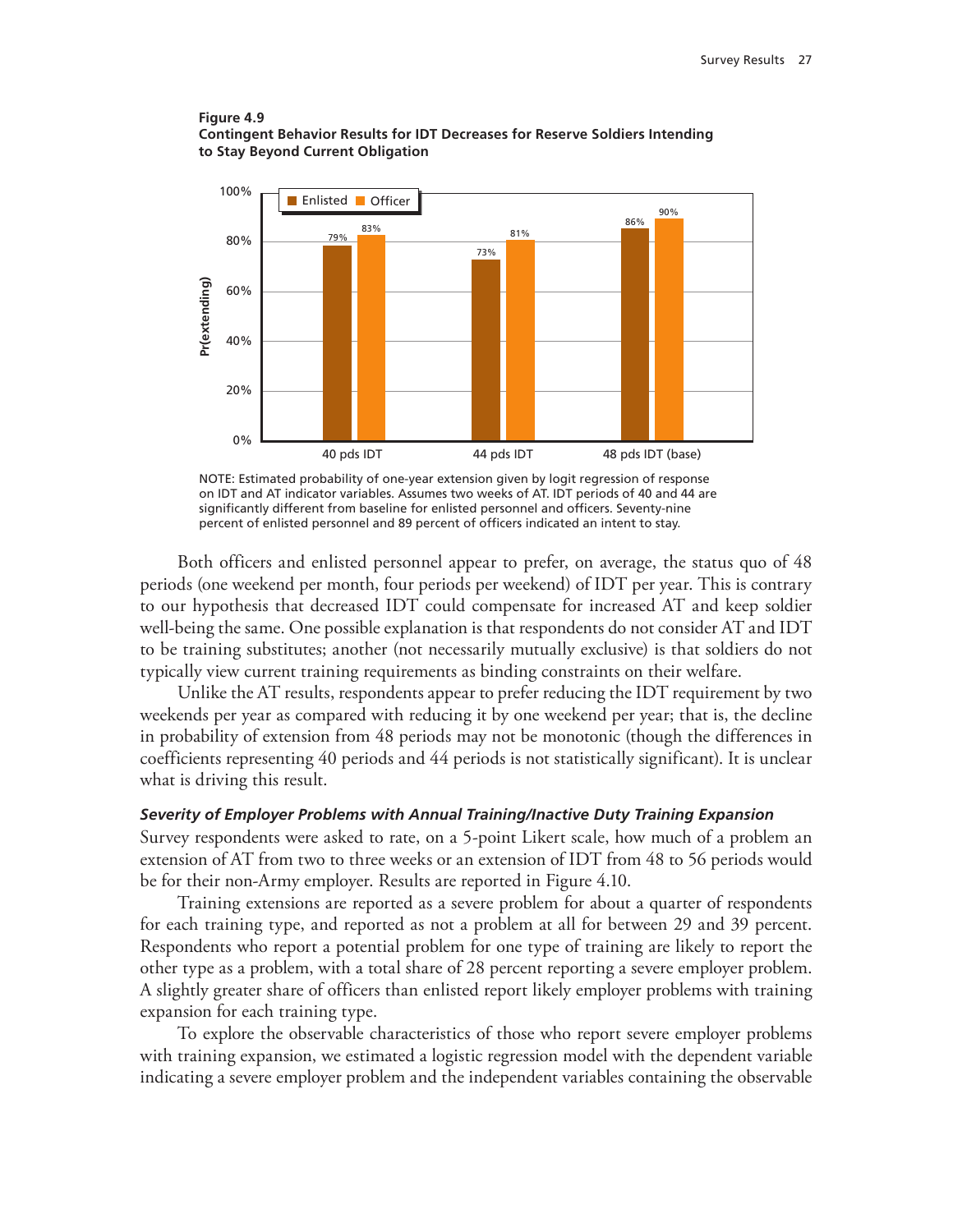**Figure 4.9**
**Contingent Behavior Results for IDT Decreases for Reserve Soldiers Intending to Stay Beyond Current Obligation**

| | Enlisted | Officer |
|---|---|---|
| 40 pds IDT | 79% | 83% |
| 44 pds IDT | 73% | 81% |
| 48 pds IDT (base) | 86% | 90% |

NOTE: Estimated probability of one-year extension given by logit regression of response on IDT and AT indicator variables. Assumes two weeks of AT. IDT periods of 40 and 44 are significantly different from baseline for enlisted personnel and officers. Seventy-nine percent of enlisted personnel and 89 percent of officers indicated an intent to stay.

Both officers and enlisted personnel appear to prefer, on average, the status quo of 48 periods (one weekend per month, four periods per weekend) of IDT per year. This is contrary to our hypothesis that decreased IDT could compensate for increased AT and keep soldier well-being the same. One possible explanation is that respondents do not consider AT and IDT to be training substitutes; another (not necessarily mutually exclusive) is that soldiers do not typically view current training requirements as binding constraints on their welfare.

Unlike the AT results, respondents appear to prefer reducing the IDT requirement by two weekends per year as compared with reducing it by one weekend per year; that is, the decline in probability of extension from 48 periods may not be monotonic (though the differences in coefficients representing 40 periods and 44 periods is not statistically significant). It is unclear what is driving this result.

### *Severity of Employer Problems with Annual Training/Inactive Duty Training Expansion*

Survey respondents were asked to rate, on a 5-point Likert scale, how much of a problem an extension of AT from two to three weeks or an extension of IDT from 48 to 56 periods would be for their non-Army employer. Results are reported in Figure 4.10.

Training extensions are reported as a severe problem for about a quarter of respondents for each training type, and reported as not a problem at all for between 29 and 39 percent. Respondents who report a potential problem for one type of training are likely to report the other type as a problem, with a total share of 28 percent reporting a severe employer problem. A slightly greater share of officers than enlisted report likely employer problems with training expansion for each training type.

To explore the observable characteristics of those who report severe employer problems with training expansion, we estimated a logistic regression model with the dependent variable indicating a severe employer problem and the independent variables containing the observable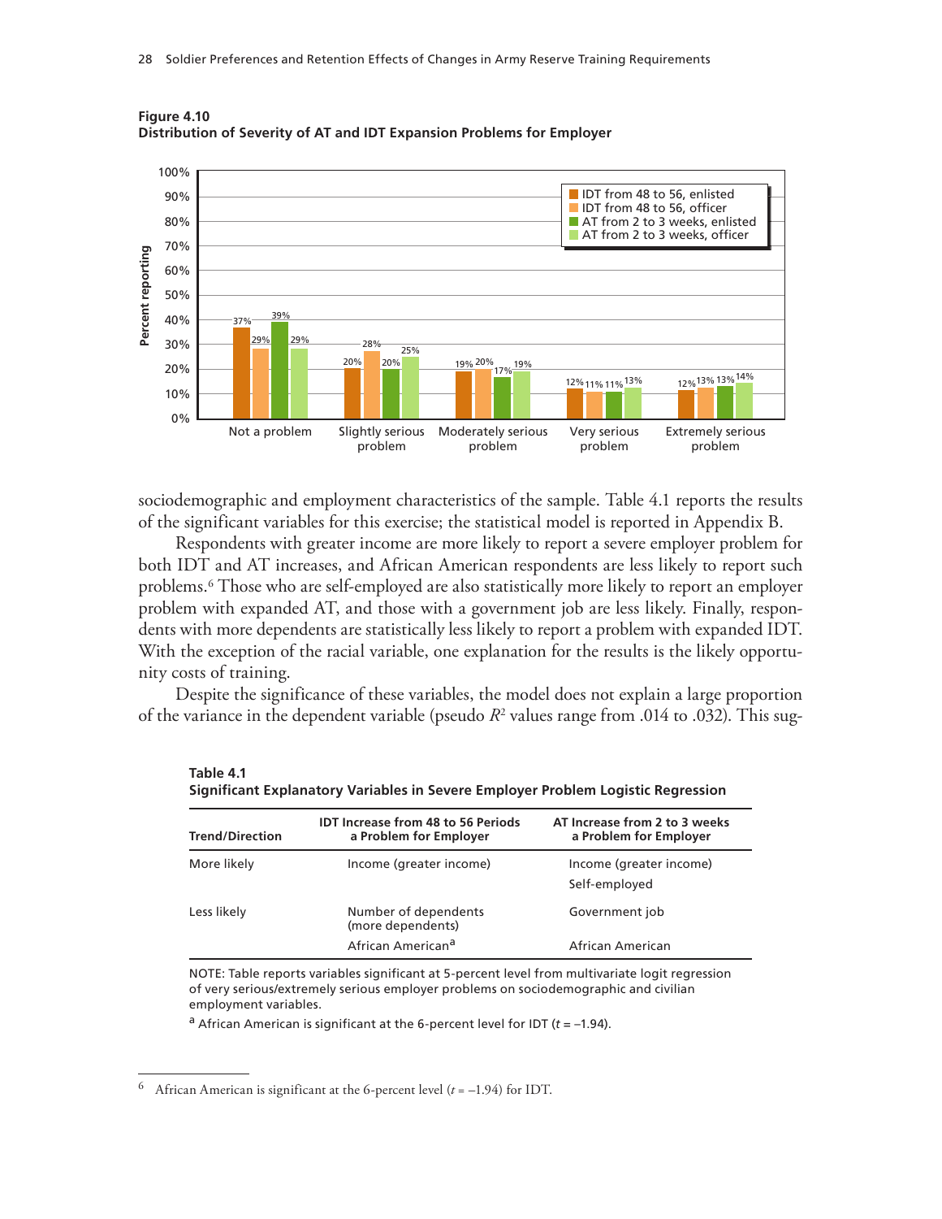**Figure 4.10**
**Distribution of Severity of AT and IDT Expansion Problems for Employer**

| | IDT from 48 to 56, enlisted | IDT from 48 to 56, officer | AT from 2 to 3 weeks, enlisted | AT from 2 to 3 weeks, officer |
|---|---|---|---|---|
| Not a problem | 37% | 29% | 39% | 29% |
| Slightly serious problem | 20% | 28% | 20% | 25% |
| Moderately serious problem | 19% | 20% | 17% | 19% |
| Very serious problem | 12% | 11% | 11% | 13% |
| Extremely serious problem | 12% | 13% | 13% | 14% |

sociodemographic and employment characteristics of the sample. Table 4.1 reports the results of the significant variables for this exercise; the statistical model is reported in Appendix B.

Respondents with greater income are more likely to report a severe employer problem for both IDT and AT increases, and African American respondents are less likely to report such problems.[6] Those who are self-employed are also statistically more likely to report an employer problem with expanded AT, and those with a government job are less likely. Finally, respondents with more dependents are statistically less likely to report a problem with expanded IDT. With the exception of the racial variable, one explanation for the results is the likely opportunity costs of training.

Despite the significance of these variables, the model does not explain a large proportion of the variance in the dependent variable (pseudo $R^2$ values range from .014 to .032). This sug-

**Table 4.1**
**Significant Explanatory Variables in Severe Employer Problem Logistic Regression**

| Trend/Direction | IDT Increase from 48 to 56 Periods a Problem for Employer | AT Increase from 2 to 3 weeks a Problem for Employer |
|---|---|---|
| More likely | Income (greater income) | Income (greater income) |
| | | Self-employed |
| Less likely | Number of dependents (more dependents) | Government job |
| | African American[a] | African American |

NOTE: Table reports variables significant at 5-percent level from multivariate logit regression of very serious/extremely serious employer problems on sociodemographic and civilian employment variables.

[a] African American is significant at the 6-percent level for IDT ($t = -1.94$).

[6] African American is significant at the 6-percent level ($t = -1.94$) for IDT.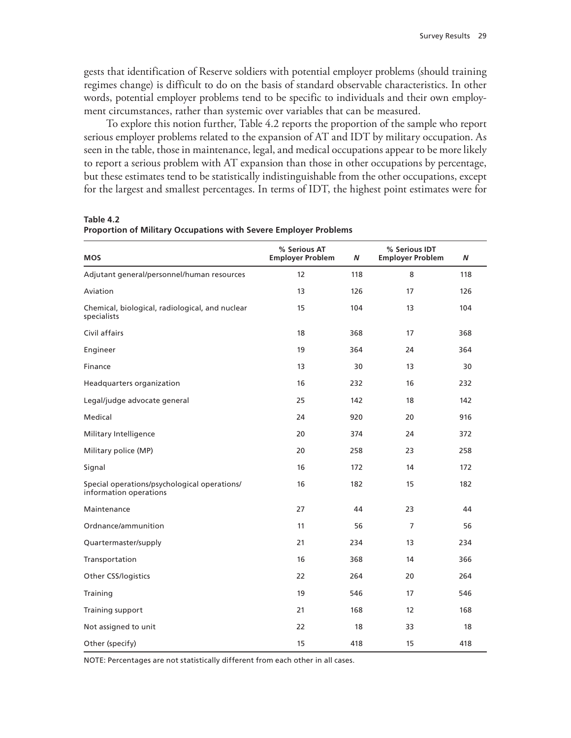gests that identification of Reserve soldiers with potential employer problems (should training regimes change) is difficult to do on the basis of standard observable characteristics. In other words, potential employer problems tend to be specific to individuals and their own employment circumstances, rather than systemic over variables that can be measured.

To explore this notion further, Table 4.2 reports the proportion of the sample who report serious employer problems related to the expansion of AT and IDT by military occupation. As seen in the table, those in maintenance, legal, and medical occupations appear to be more likely to report a serious problem with AT expansion than those in other occupations by percentage, but these estimates tend to be statistically indistinguishable from the other occupations, except for the largest and smallest percentages. In terms of IDT, the highest point estimates were for

**Table 4.2**
**Proportion of Military Occupations with Severe Employer Problems**

| MOS | % Serious AT Employer Problem | *N* | % Serious IDT Employer Problem | *N* |
|---|---|---|---|---|
| Adjutant general/personnel/human resources | 12 | 118 | 8 | 118 |
| Aviation | 13 | 126 | 17 | 126 |
| Chemical, biological, radiological, and nuclear specialists | 15 | 104 | 13 | 104 |
| Civil affairs | 18 | 368 | 17 | 368 |
| Engineer | 19 | 364 | 24 | 364 |
| Finance | 13 | 30 | 13 | 30 |
| Headquarters organization | 16 | 232 | 16 | 232 |
| Legal/judge advocate general | 25 | 142 | 18 | 142 |
| Medical | 24 | 920 | 20 | 916 |
| Military Intelligence | 20 | 374 | 24 | 372 |
| Military police (MP) | 20 | 258 | 23 | 258 |
| Signal | 16 | 172 | 14 | 172 |
| Special operations/psychological operations/ information operations | 16 | 182 | 15 | 182 |
| Maintenance | 27 | 44 | 23 | 44 |
| Ordnance/ammunition | 11 | 56 | 7 | 56 |
| Quartermaster/supply | 21 | 234 | 13 | 234 |
| Transportation | 16 | 368 | 14 | 366 |
| Other CSS/logistics | 22 | 264 | 20 | 264 |
| Training | 19 | 546 | 17 | 546 |
| Training support | 21 | 168 | 12 | 168 |
| Not assigned to unit | 22 | 18 | 33 | 18 |
| Other (specify) | 15 | 418 | 15 | 418 |

NOTE: Percentages are not statistically different from each other in all cases.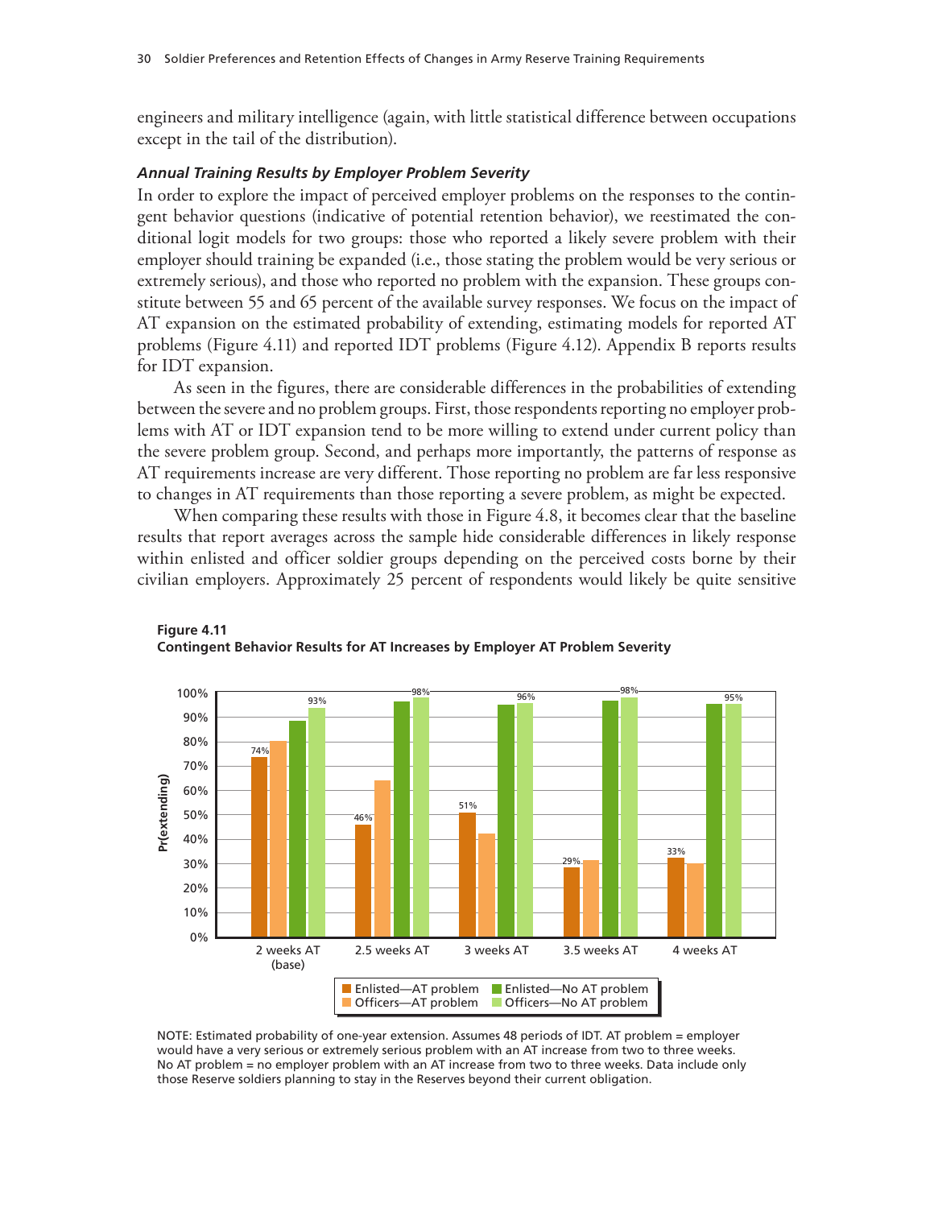engineers and military intelligence (again, with little statistical difference between occupations except in the tail of the distribution).

### *Annual Training Results by Employer Problem Severity*

In order to explore the impact of perceived employer problems on the responses to the contingent behavior questions (indicative of potential retention behavior), we reestimated the conditional logit models for two groups: those who reported a likely severe problem with their employer should training be expanded (i.e., those stating the problem would be very serious or extremely serious), and those who reported no problem with the expansion. These groups constitute between 55 and 65 percent of the available survey responses. We focus on the impact of AT expansion on the estimated probability of extending, estimating models for reported AT problems (Figure 4.11) and reported IDT problems (Figure 4.12). Appendix B reports results for IDT expansion.

As seen in the figures, there are considerable differences in the probabilities of extending between the severe and no problem groups. First, those respondents reporting no employer problems with AT or IDT expansion tend to be more willing to extend under current policy than the severe problem group. Second, and perhaps more importantly, the patterns of response as AT requirements increase are very different. Those reporting no problem are far less responsive to changes in AT requirements than those reporting a severe problem, as might be expected.

When comparing these results with those in Figure 4.8, it becomes clear that the baseline results that report averages across the sample hide considerable differences in likely response within enlisted and officer soldier groups depending on the perceived costs borne by their civilian employers. Approximately 25 percent of respondents would likely be quite sensitive

**Figure 4.11**
**Contingent Behavior Results for AT Increases by Employer AT Problem Severity**

| | Enlisted—AT problem | Officers—AT problem | Enlisted—No AT problem | Officers—No AT problem |
|---|---|---|---|---|
| 2 weeks AT (base) | 74% | | | 93% |
| 2.5 weeks AT | 46% | | | 98% |
| 3 weeks AT | 51% | | | 96% |
| 3.5 weeks AT | 29% | | | 98% |
| 4 weeks AT | 33% | | | 95% |

Pr(extending)

NOTE: Estimated probability of one-year extension. Assumes 48 periods of IDT. AT problem = employer would have a very serious or extremely serious problem with an AT increase from two to three weeks. No AT problem = no employer problem with an AT increase from two to three weeks. Data include only those Reserve soldiers planning to stay in the Reserves beyond their current obligation.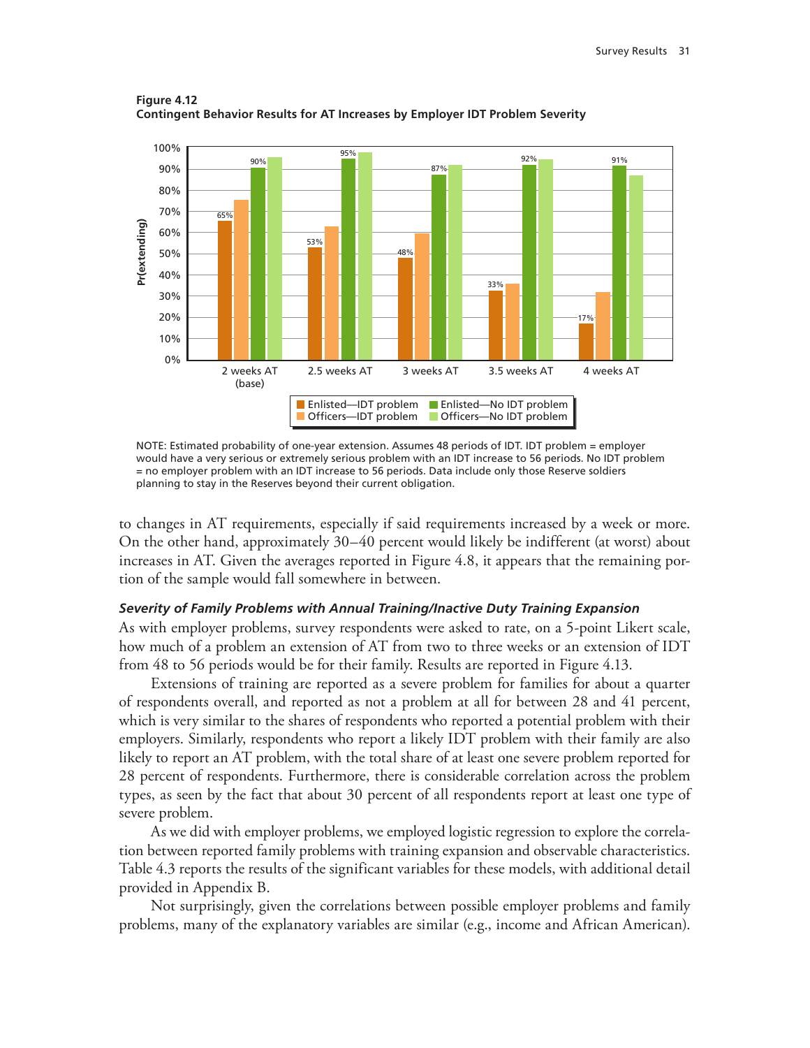**Figure 4.12**
**Contingent Behavior Results for AT Increases by Employer IDT Problem Severity**

NOTE: Estimated probability of one-year extension. Assumes 48 periods of IDT. IDT problem = employer would have a very serious or extremely serious problem with an IDT increase to 56 periods. No IDT problem = no employer problem with an IDT increase to 56 periods. Data include only those Reserve soldiers planning to stay in the Reserves beyond their current obligation.

to changes in AT requirements, especially if said requirements increased by a week or more. On the other hand, approximately 30–40 percent would likely be indifferent (at worst) about increases in AT. Given the averages reported in Figure 4.8, it appears that the remaining portion of the sample would fall somewhere in between.

### *Severity of Family Problems with Annual Training/Inactive Duty Training Expansion*

As with employer problems, survey respondents were asked to rate, on a 5-point Likert scale, how much of a problem an extension of AT from two to three weeks or an extension of IDT from 48 to 56 periods would be for their family. Results are reported in Figure 4.13.

Extensions of training are reported as a severe problem for families for about a quarter of respondents overall, and reported as not a problem at all for between 28 and 41 percent, which is very similar to the shares of respondents who reported a potential problem with their employers. Similarly, respondents who report a likely IDT problem with their family are also likely to report an AT problem, with the total share of at least one severe problem reported for 28 percent of respondents. Furthermore, there is considerable correlation across the problem types, as seen by the fact that about 30 percent of all respondents report at least one type of severe problem.

As we did with employer problems, we employed logistic regression to explore the correlation between reported family problems with training expansion and observable characteristics. Table 4.3 reports the results of the significant variables for these models, with additional detail provided in Appendix B.

Not surprisingly, given the correlations between possible employer problems and family problems, many of the explanatory variables are similar (e.g., income and African American).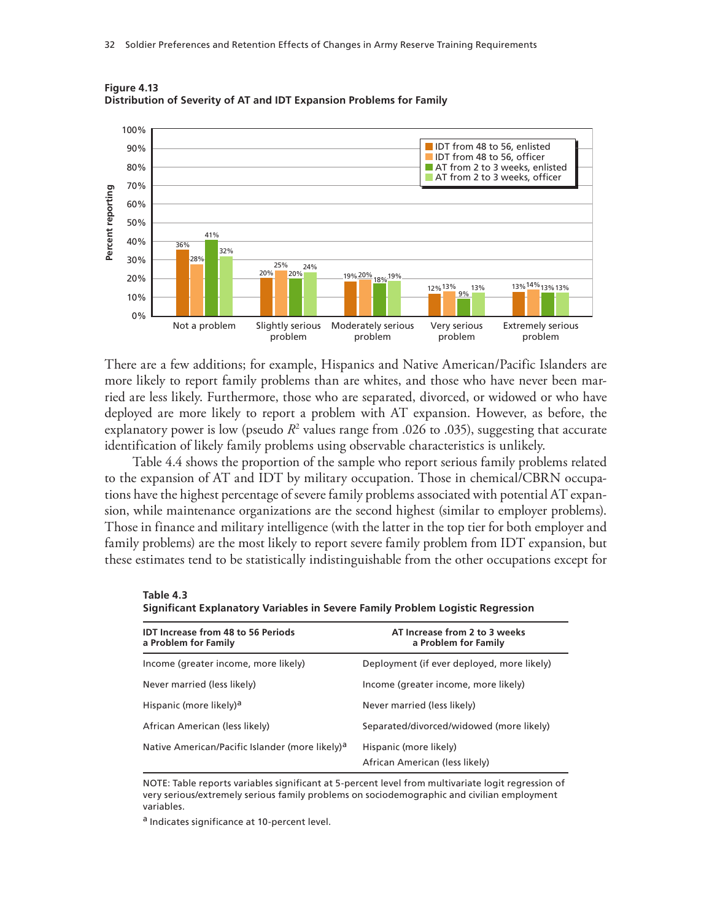**Figure 4.13**
**Distribution of Severity of AT and IDT Expansion Problems for Family**

| | IDT from 48 to 56, enlisted | IDT from 48 to 56, officer | AT from 2 to 3 weeks, enlisted | AT from 2 to 3 weeks, officer |
|---|---|---|---|---|
| Not a problem | 36% | 28% | 41% | 32% |
| Slightly serious problem | 20% | 25% | 20% | 24% |
| Moderately serious problem | 19% | 20% | 18% | 19% |
| Very serious problem | 12% | 13% | 9% | 13% |
| Extremely serious problem | 13% | 14% | 13% | 13% |

There are a few additions; for example, Hispanics and Native American/Pacific Islanders are more likely to report family problems than are whites, and those who have never been married are less likely. Furthermore, those who are separated, divorced, or widowed or who have deployed are more likely to report a problem with AT expansion. However, as before, the explanatory power is low (pseudo $R^2$ values range from .026 to .035), suggesting that accurate identification of likely family problems using observable characteristics is unlikely.

Table 4.4 shows the proportion of the sample who report serious family problems related to the expansion of AT and IDT by military occupation. Those in chemical/CBRN occupations have the highest percentage of severe family problems associated with potential AT expansion, while maintenance organizations are the second highest (similar to employer problems). Those in finance and military intelligence (with the latter in the top tier for both employer and family problems) are the most likely to report severe family problem from IDT expansion, but these estimates tend to be statistically indistinguishable from the other occupations except for

**Table 4.3**
**Significant Explanatory Variables in Severe Family Problem Logistic Regression**

| IDT Increase from 48 to 56 Periods a Problem for Family | AT Increase from 2 to 3 weeks a Problem for Family |
|---|---|
| Income (greater income, more likely) | Deployment (if ever deployed, more likely) |
| Never married (less likely) | Income (greater income, more likely) |
| Hispanic (more likely)[a] | Never married (less likely) |
| African American (less likely) | Separated/divorced/widowed (more likely) |
| Native American/Pacific Islander (more likely)[a] | Hispanic (more likely) |
| | African American (less likely) |

NOTE: Table reports variables significant at 5-percent level from multivariate logit regression of very serious/extremely serious family problems on sociodemographic and civilian employment variables.

[a] Indicates significance at 10-percent level.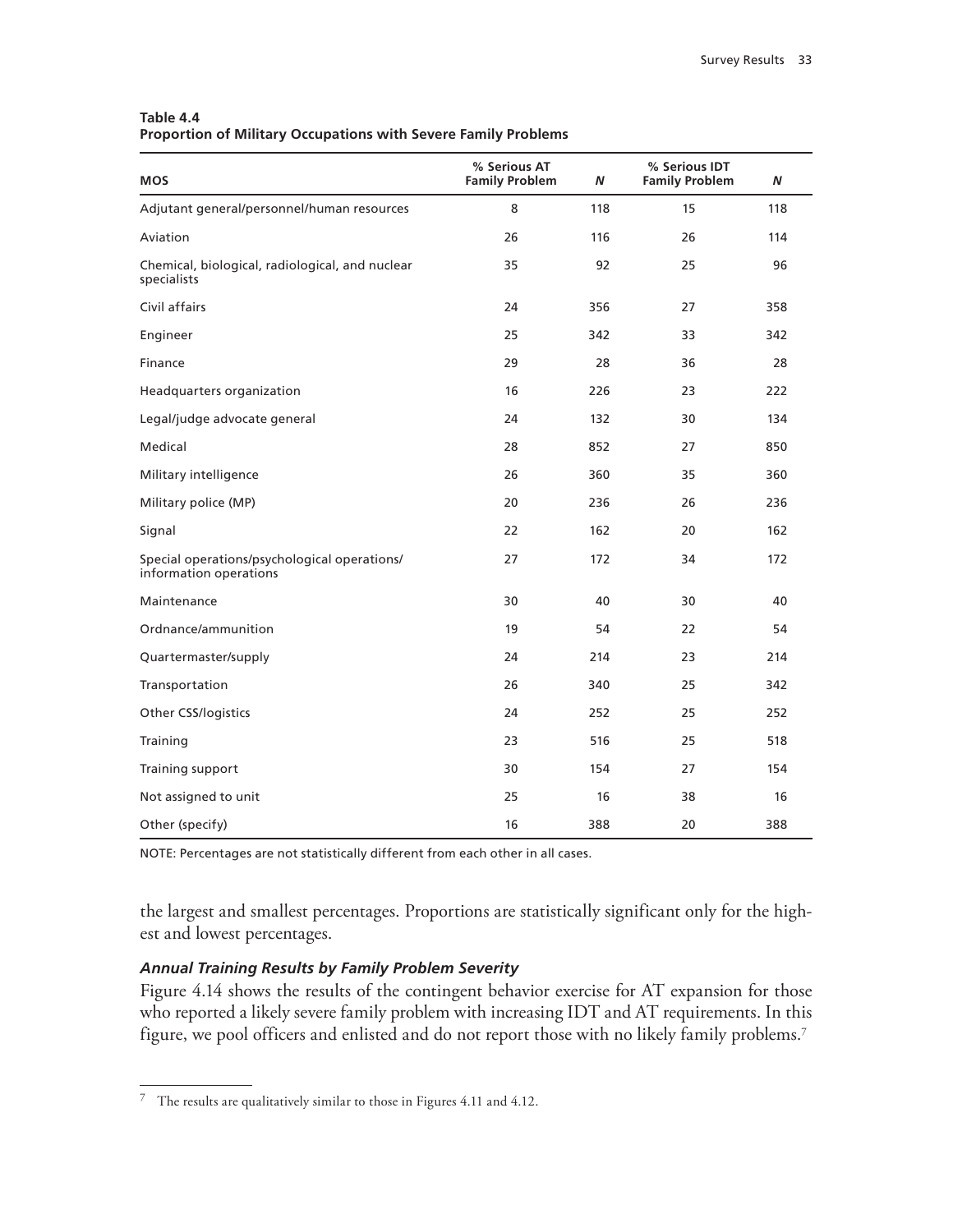**Table 4.4**
**Proportion of Military Occupations with Severe Family Problems**

| MOS | % Serious AT Family Problem | *N* | % Serious IDT Family Problem | *N* |
|---|---|---|---|---|
| Adjutant general/personnel/human resources | 8 | 118 | 15 | 118 |
| Aviation | 26 | 116 | 26 | 114 |
| Chemical, biological, radiological, and nuclear specialists | 35 | 92 | 25 | 96 |
| Civil affairs | 24 | 356 | 27 | 358 |
| Engineer | 25 | 342 | 33 | 342 |
| Finance | 29 | 28 | 36 | 28 |
| Headquarters organization | 16 | 226 | 23 | 222 |
| Legal/judge advocate general | 24 | 132 | 30 | 134 |
| Medical | 28 | 852 | 27 | 850 |
| Military intelligence | 26 | 360 | 35 | 360 |
| Military police (MP) | 20 | 236 | 26 | 236 |
| Signal | 22 | 162 | 20 | 162 |
| Special operations/psychological operations/ information operations | 27 | 172 | 34 | 172 |
| Maintenance | 30 | 40 | 30 | 40 |
| Ordnance/ammunition | 19 | 54 | 22 | 54 |
| Quartermaster/supply | 24 | 214 | 23 | 214 |
| Transportation | 26 | 340 | 25 | 342 |
| Other CSS/logistics | 24 | 252 | 25 | 252 |
| Training | 23 | 516 | 25 | 518 |
| Training support | 30 | 154 | 27 | 154 |
| Not assigned to unit | 25 | 16 | 38 | 16 |
| Other (specify) | 16 | 388 | 20 | 388 |

NOTE: Percentages are not statistically different from each other in all cases.

the largest and smallest percentages. Proportions are statistically significant only for the highest and lowest percentages.

### *Annual Training Results by Family Problem Severity*

Figure 4.14 shows the results of the contingent behavior exercise for AT expansion for those who reported a likely severe family problem with increasing IDT and AT requirements. In this figure, we pool officers and enlisted and do not report those with no likely family problems.[7]

[7] The results are qualitatively similar to those in Figures 4.11 and 4.12.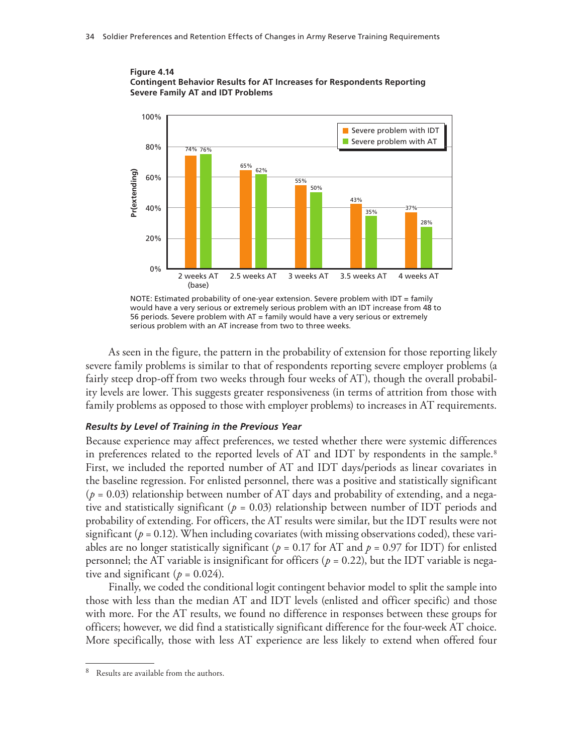**Figure 4.14**
**Contingent Behavior Results for AT Increases for Respondents Reporting Severe Family AT and IDT Problems**

| | Severe problem with IDT | Severe problem with AT |
|---|---|---|
| 2 weeks AT (base) | 74% | 76% |
| 2.5 weeks AT | 65% | 62% |
| 3 weeks AT | 55% | 50% |
| 3.5 weeks AT | 43% | 35% |
| 4 weeks AT | 37% | 28% |

NOTE: Estimated probability of one-year extension. Severe problem with IDT = family would have a very serious or extremely serious problem with an IDT increase from 48 to 56 periods. Severe problem with AT = family would have a very serious or extremely serious problem with an AT increase from two to three weeks.

As seen in the figure, the pattern in the probability of extension for those reporting likely severe family problems is similar to that of respondents reporting severe employer problems (a fairly steep drop-off from two weeks through four weeks of AT), though the overall probability levels are lower. This suggests greater responsiveness (in terms of attrition from those with family problems as opposed to those with employer problems) to increases in AT requirements.

### *Results by Level of Training in the Previous Year*

Because experience may affect preferences, we tested whether there were systemic differences in preferences related to the reported levels of AT and IDT by respondents in the sample.[8] First, we included the reported number of AT and IDT days/periods as linear covariates in the baseline regression. For enlisted personnel, there was a positive and statistically significant ($p = 0.03$) relationship between number of AT days and probability of extending, and a negative and statistically significant ($p = 0.03$) relationship between number of IDT periods and probability of extending. For officers, the AT results were similar, but the IDT results were not significant ($p = 0.12$). When including covariates (with missing observations coded), these variables are no longer statistically significant ($p = 0.17$ for AT and $p = 0.97$ for IDT) for enlisted personnel; the AT variable is insignificant for officers ($p = 0.22$), but the IDT variable is negative and significant ($p = 0.024$).

Finally, we coded the conditional logit contingent behavior model to split the sample into those with less than the median AT and IDT levels (enlisted and officer specific) and those with more. For the AT results, we found no difference in responses between these groups for officers; however, we did find a statistically significant difference for the four-week AT choice. More specifically, those with less AT experience are less likely to extend when offered four

[8] Results are available from the authors.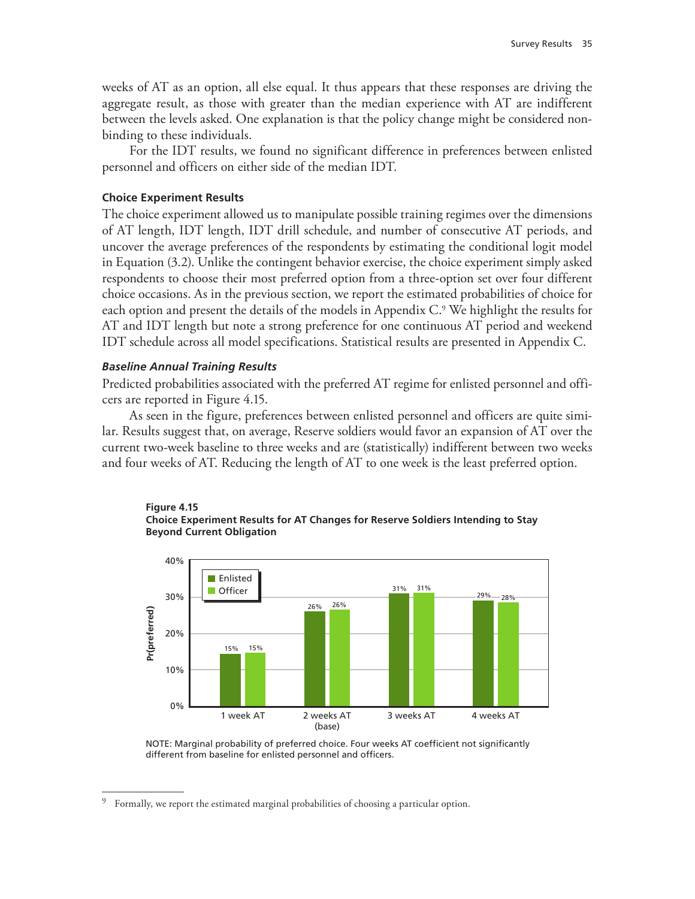weeks of AT as an option, all else equal. It thus appears that these responses are driving the aggregate result, as those with greater than the median experience with AT are indifferent between the levels asked. One explanation is that the policy change might be considered nonbinding to these individuals.

For the IDT results, we found no significant difference in preferences between enlisted personnel and officers on either side of the median IDT.

### Choice Experiment Results

The choice experiment allowed us to manipulate possible training regimes over the dimensions of AT length, IDT length, IDT drill schedule, and number of consecutive AT periods, and uncover the average preferences of the respondents by estimating the conditional logit model in Equation (3.2). Unlike the contingent behavior exercise, the choice experiment simply asked respondents to choose their most preferred option from a three-option set over four different choice occasions. As in the previous section, we report the estimated probabilities of choice for each option and present the details of the models in Appendix C.[9] We highlight the results for AT and IDT length but note a strong preference for one continuous AT period and weekend IDT schedule across all model specifications. Statistical results are presented in Appendix C.

#### *Baseline Annual Training Results*

Predicted probabilities associated with the preferred AT regime for enlisted personnel and officers are reported in Figure 4.15.

As seen in the figure, preferences between enlisted personnel and officers are quite similar. Results suggest that, on average, Reserve soldiers would favor an expansion of AT over the current two-week baseline to three weeks and are (statistically) indifferent between two weeks and four weeks of AT. Reducing the length of AT to one week is the least preferred option.

**Figure 4.15**
**Choice Experiment Results for AT Changes for Reserve Soldiers Intending to Stay Beyond Current Obligation**

| Pr(preferred) | 1 week AT | 2 weeks AT (base) | 3 weeks AT | 4 weeks AT |
|---|---|---|---|---|
| Enlisted | 15% | 26% | 31% | 29% |
| Officer | 15% | 26% | 31% | 28% |

NOTE: Marginal probability of preferred choice. Four weeks AT coefficient not significantly different from baseline for enlisted personnel and officers.

[9] Formally, we report the estimated marginal probabilities of choosing a particular option.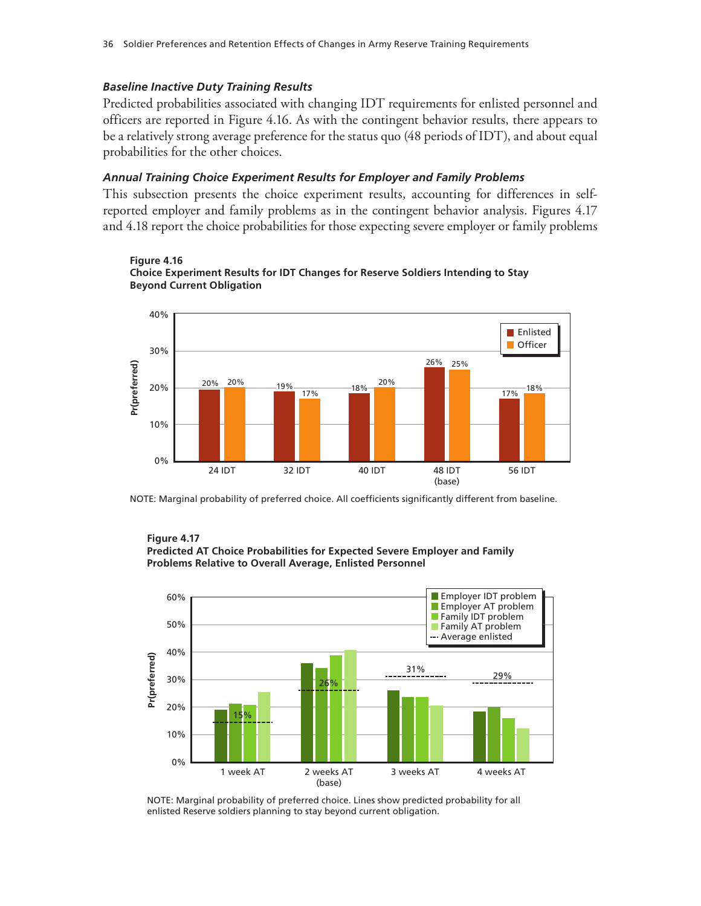### *Baseline Inactive Duty Training Results*

Predicted probabilities associated with changing IDT requirements for enlisted personnel and officers are reported in Figure 4.16. As with the contingent behavior results, there appears to be a relatively strong average preference for the status quo (48 periods of IDT), and about equal probabilities for the other choices.

### *Annual Training Choice Experiment Results for Employer and Family Problems*

This subsection presents the choice experiment results, accounting for differences in self-reported employer and family problems as in the contingent behavior analysis. Figures 4.17 and 4.18 report the choice probabilities for those expecting severe employer or family problems

**Figure 4.16**
**Choice Experiment Results for IDT Changes for Reserve Soldiers Intending to Stay Beyond Current Obligation**

| | 24 IDT | 32 IDT | 40 IDT | 48 IDT (base) | 56 IDT |
|---|---|---|---|---|---|
| Enlisted | 20% | 19% | 18% | 26% | 17% |
| Officer | 20% | 17% | 20% | 25% | 18% |

NOTE: Marginal probability of preferred choice. All coefficients significantly different from baseline.

**Figure 4.17**
**Predicted AT Choice Probabilities for Expected Severe Employer and Family Problems Relative to Overall Average, Enlisted Personnel**

| | 1 week AT | 2 weeks AT (base) | 3 weeks AT | 4 weeks AT |
|---|---|---|---|---|
| Average enlisted | 15% | 26% | 31% | 29% |

NOTE: Marginal probability of preferred choice. Lines show predicted probability for all enlisted Reserve soldiers planning to stay beyond current obligation.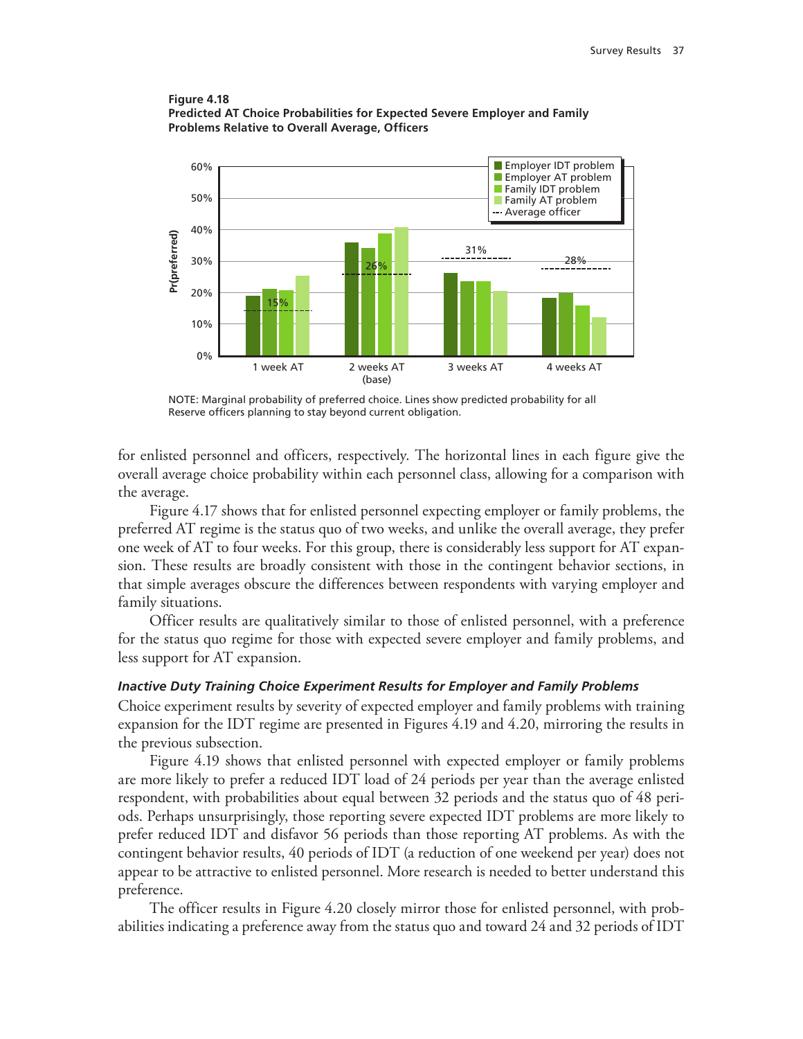**Figure 4.18**
**Predicted AT Choice Probabilities for Expected Severe Employer and Family Problems Relative to Overall Average, Officers**

NOTE: Marginal probability of preferred choice. Lines show predicted probability for all Reserve officers planning to stay beyond current obligation.

for enlisted personnel and officers, respectively. The horizontal lines in each figure give the overall average choice probability within each personnel class, allowing for a comparison with the average.

Figure 4.17 shows that for enlisted personnel expecting employer or family problems, the preferred AT regime is the status quo of two weeks, and unlike the overall average, they prefer one week of AT to four weeks. For this group, there is considerably less support for AT expansion. These results are broadly consistent with those in the contingent behavior sections, in that simple averages obscure the differences between respondents with varying employer and family situations.

Officer results are qualitatively similar to those of enlisted personnel, with a preference for the status quo regime for those with expected severe employer and family problems, and less support for AT expansion.

### *Inactive Duty Training Choice Experiment Results for Employer and Family Problems*

Choice experiment results by severity of expected employer and family problems with training expansion for the IDT regime are presented in Figures 4.19 and 4.20, mirroring the results in the previous subsection.

Figure 4.19 shows that enlisted personnel with expected employer or family problems are more likely to prefer a reduced IDT load of 24 periods per year than the average enlisted respondent, with probabilities about equal between 32 periods and the status quo of 48 periods. Perhaps unsurprisingly, those reporting severe expected IDT problems are more likely to prefer reduced IDT and disfavor 56 periods than those reporting AT problems. As with the contingent behavior results, 40 periods of IDT (a reduction of one weekend per year) does not appear to be attractive to enlisted personnel. More research is needed to better understand this preference.

The officer results in Figure 4.20 closely mirror those for enlisted personnel, with probabilities indicating a preference away from the status quo and toward 24 and 32 periods of IDT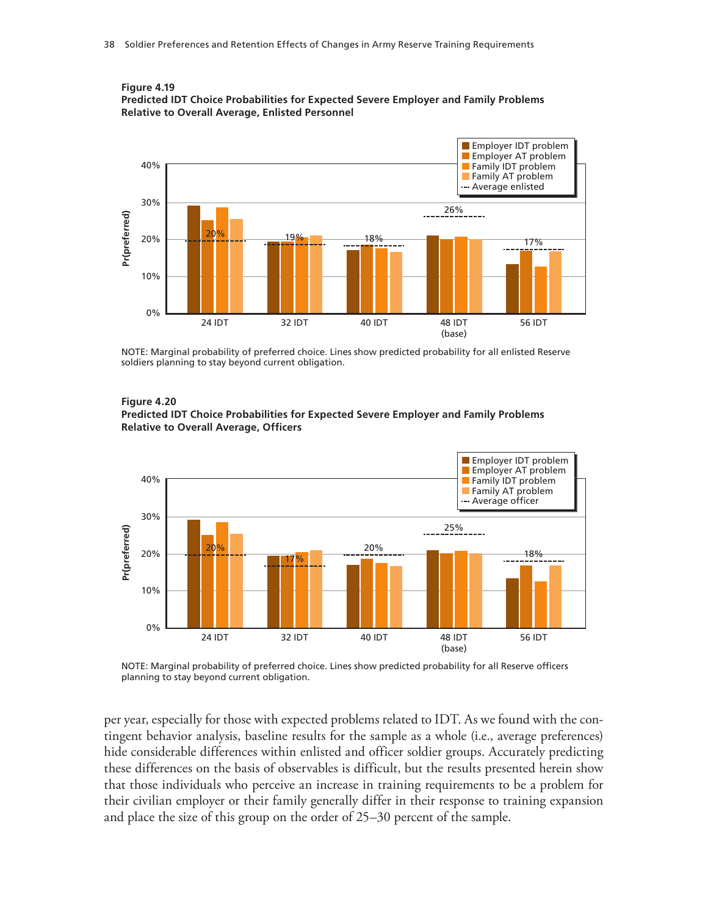**Figure 4.19**
**Predicted IDT Choice Probabilities for Expected Severe Employer and Family Problems Relative to Overall Average, Enlisted Personnel**

NOTE: Marginal probability of preferred choice. Lines show predicted probability for all enlisted Reserve soldiers planning to stay beyond current obligation.

**Figure 4.20**
**Predicted IDT Choice Probabilities for Expected Severe Employer and Family Problems Relative to Overall Average, Officers**

NOTE: Marginal probability of preferred choice. Lines show predicted probability for all Reserve officers planning to stay beyond current obligation.

per year, especially for those with expected problems related to IDT. As we found with the contingent behavior analysis, baseline results for the sample as a whole (i.e., average preferences) hide considerable differences within enlisted and officer soldier groups. Accurately predicting these differences on the basis of observables is difficult, but the results presented herein show that those individuals who perceive an increase in training requirements to be a problem for their civilian employer or their family generally differ in their response to training expansion and place the size of this group on the order of 25–30 percent of the sample.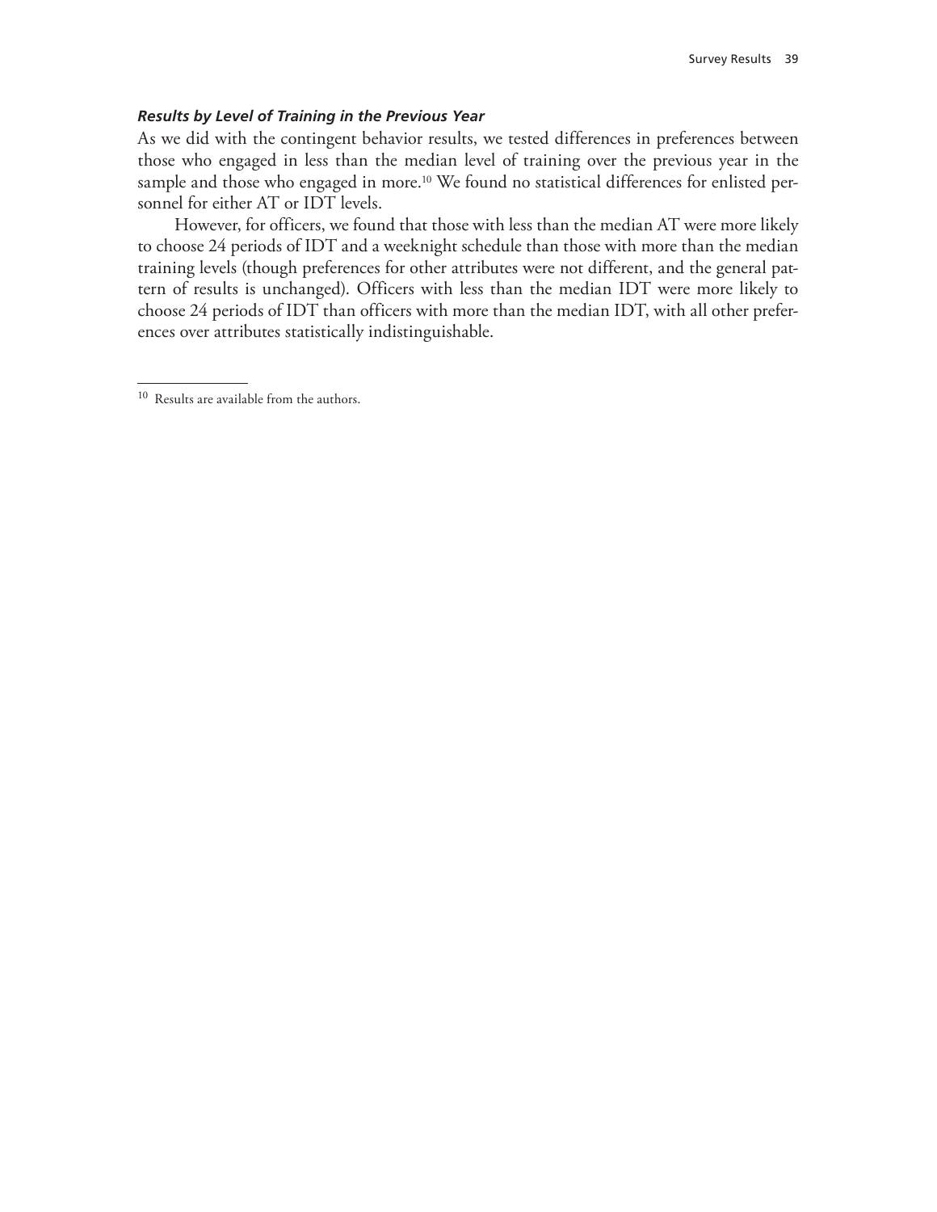### *Results by Level of Training in the Previous Year*

As we did with the contingent behavior results, we tested differences in preferences between those who engaged in less than the median level of training over the previous year in the sample and those who engaged in more.[10] We found no statistical differences for enlisted personnel for either AT or IDT levels.

However, for officers, we found that those with less than the median AT were more likely to choose 24 periods of IDT and a weeknight schedule than those with more than the median training levels (though preferences for other attributes were not different, and the general pattern of results is unchanged). Officers with less than the median IDT were more likely to choose 24 periods of IDT than officers with more than the median IDT, with all other preferences over attributes statistically indistinguishable.

---

[10] Results are available from the authors.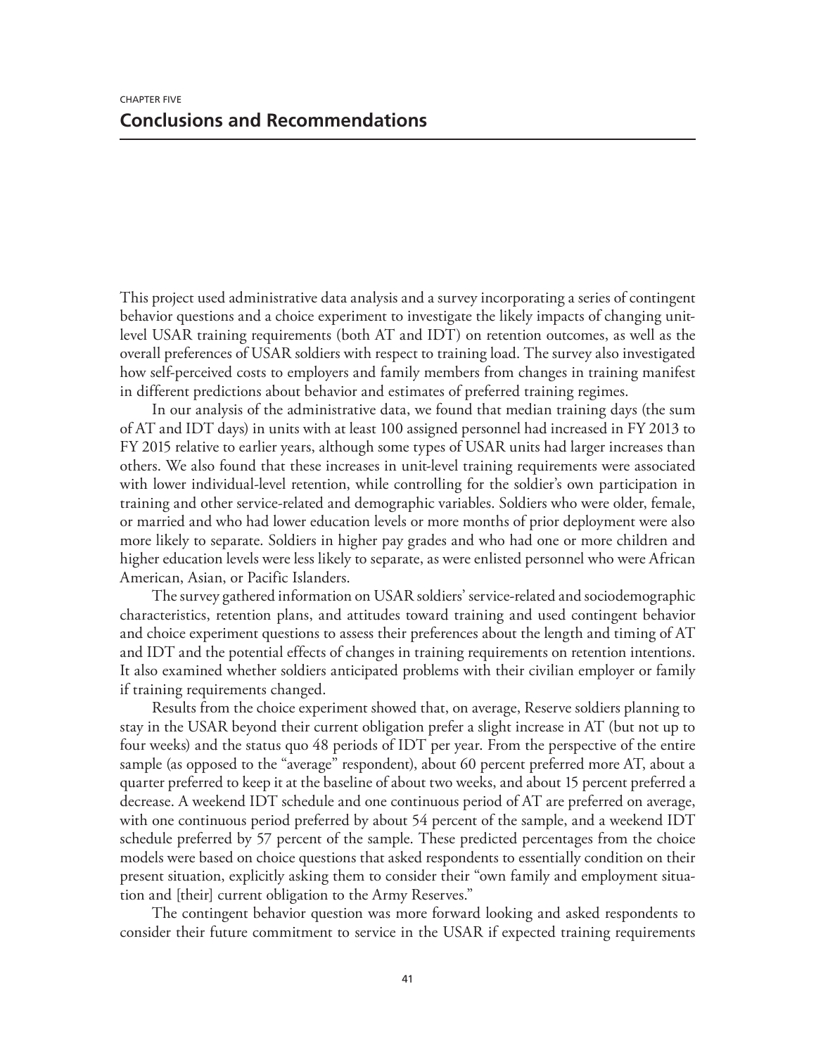CHAPTER FIVE

# Conclusions and Recommendations

This project used administrative data analysis and a survey incorporating a series of contingent behavior questions and a choice experiment to investigate the likely impacts of changing unit-level USAR training requirements (both AT and IDT) on retention outcomes, as well as the overall preferences of USAR soldiers with respect to training load. The survey also investigated how self-perceived costs to employers and family members from changes in training manifest in different predictions about behavior and estimates of preferred training regimes.

In our analysis of the administrative data, we found that median training days (the sum of AT and IDT days) in units with at least 100 assigned personnel had increased in FY 2013 to FY 2015 relative to earlier years, although some types of USAR units had larger increases than others. We also found that these increases in unit-level training requirements were associated with lower individual-level retention, while controlling for the soldier's own participation in training and other service-related and demographic variables. Soldiers who were older, female, or married and who had lower education levels or more months of prior deployment were also more likely to separate. Soldiers in higher pay grades and who had one or more children and higher education levels were less likely to separate, as were enlisted personnel who were African American, Asian, or Pacific Islanders.

The survey gathered information on USAR soldiers' service-related and sociodemographic characteristics, retention plans, and attitudes toward training and used contingent behavior and choice experiment questions to assess their preferences about the length and timing of AT and IDT and the potential effects of changes in training requirements on retention intentions. It also examined whether soldiers anticipated problems with their civilian employer or family if training requirements changed.

Results from the choice experiment showed that, on average, Reserve soldiers planning to stay in the USAR beyond their current obligation prefer a slight increase in AT (but not up to four weeks) and the status quo 48 periods of IDT per year. From the perspective of the entire sample (as opposed to the "average" respondent), about 60 percent preferred more AT, about a quarter preferred to keep it at the baseline of about two weeks, and about 15 percent preferred a decrease. A weekend IDT schedule and one continuous period of AT are preferred on average, with one continuous period preferred by about 54 percent of the sample, and a weekend IDT schedule preferred by 57 percent of the sample. These predicted percentages from the choice models were based on choice questions that asked respondents to essentially condition on their present situation, explicitly asking them to consider their "own family and employment situation and [their] current obligation to the Army Reserves."

The contingent behavior question was more forward looking and asked respondents to consider their future commitment to service in the USAR if expected training requirements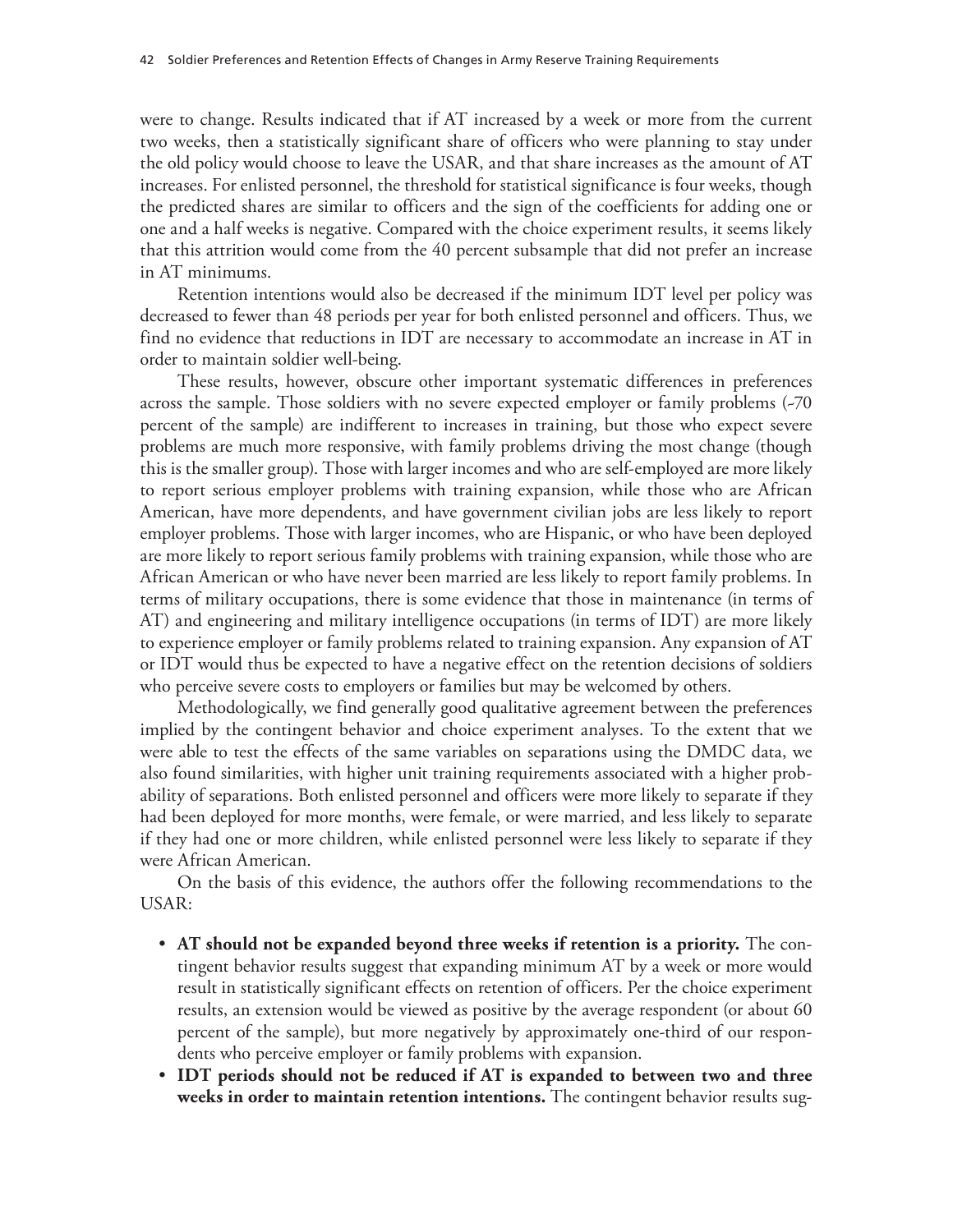were to change. Results indicated that if AT increased by a week or more from the current two weeks, then a statistically significant share of officers who were planning to stay under the old policy would choose to leave the USAR, and that share increases as the amount of AT increases. For enlisted personnel, the threshold for statistical significance is four weeks, though the predicted shares are similar to officers and the sign of the coefficients for adding one or one and a half weeks is negative. Compared with the choice experiment results, it seems likely that this attrition would come from the 40 percent subsample that did not prefer an increase in AT minimums.

Retention intentions would also be decreased if the minimum IDT level per policy was decreased to fewer than 48 periods per year for both enlisted personnel and officers. Thus, we find no evidence that reductions in IDT are necessary to accommodate an increase in AT in order to maintain soldier well-being.

These results, however, obscure other important systematic differences in preferences across the sample. Those soldiers with no severe expected employer or family problems (~70 percent of the sample) are indifferent to increases in training, but those who expect severe problems are much more responsive, with family problems driving the most change (though this is the smaller group). Those with larger incomes and who are self-employed are more likely to report serious employer problems with training expansion, while those who are African American, have more dependents, and have government civilian jobs are less likely to report employer problems. Those with larger incomes, who are Hispanic, or who have been deployed are more likely to report serious family problems with training expansion, while those who are African American or who have never been married are less likely to report family problems. In terms of military occupations, there is some evidence that those in maintenance (in terms of AT) and engineering and military intelligence occupations (in terms of IDT) are more likely to experience employer or family problems related to training expansion. Any expansion of AT or IDT would thus be expected to have a negative effect on the retention decisions of soldiers who perceive severe costs to employers or families but may be welcomed by others.

Methodologically, we find generally good qualitative agreement between the preferences implied by the contingent behavior and choice experiment analyses. To the extent that we were able to test the effects of the same variables on separations using the DMDC data, we also found similarities, with higher unit training requirements associated with a higher probability of separations. Both enlisted personnel and officers were more likely to separate if they had been deployed for more months, were female, or were married, and less likely to separate if they had one or more children, while enlisted personnel were less likely to separate if they were African American.

On the basis of this evidence, the authors offer the following recommendations to the USAR:

- **AT should not be expanded beyond three weeks if retention is a priority.** The contingent behavior results suggest that expanding minimum AT by a week or more would result in statistically significant effects on retention of officers. Per the choice experiment results, an extension would be viewed as positive by the average respondent (or about 60 percent of the sample), but more negatively by approximately one-third of our respondents who perceive employer or family problems with expansion.
- **IDT periods should not be reduced if AT is expanded to between two and three weeks in order to maintain retention intentions.** The contingent behavior results sug-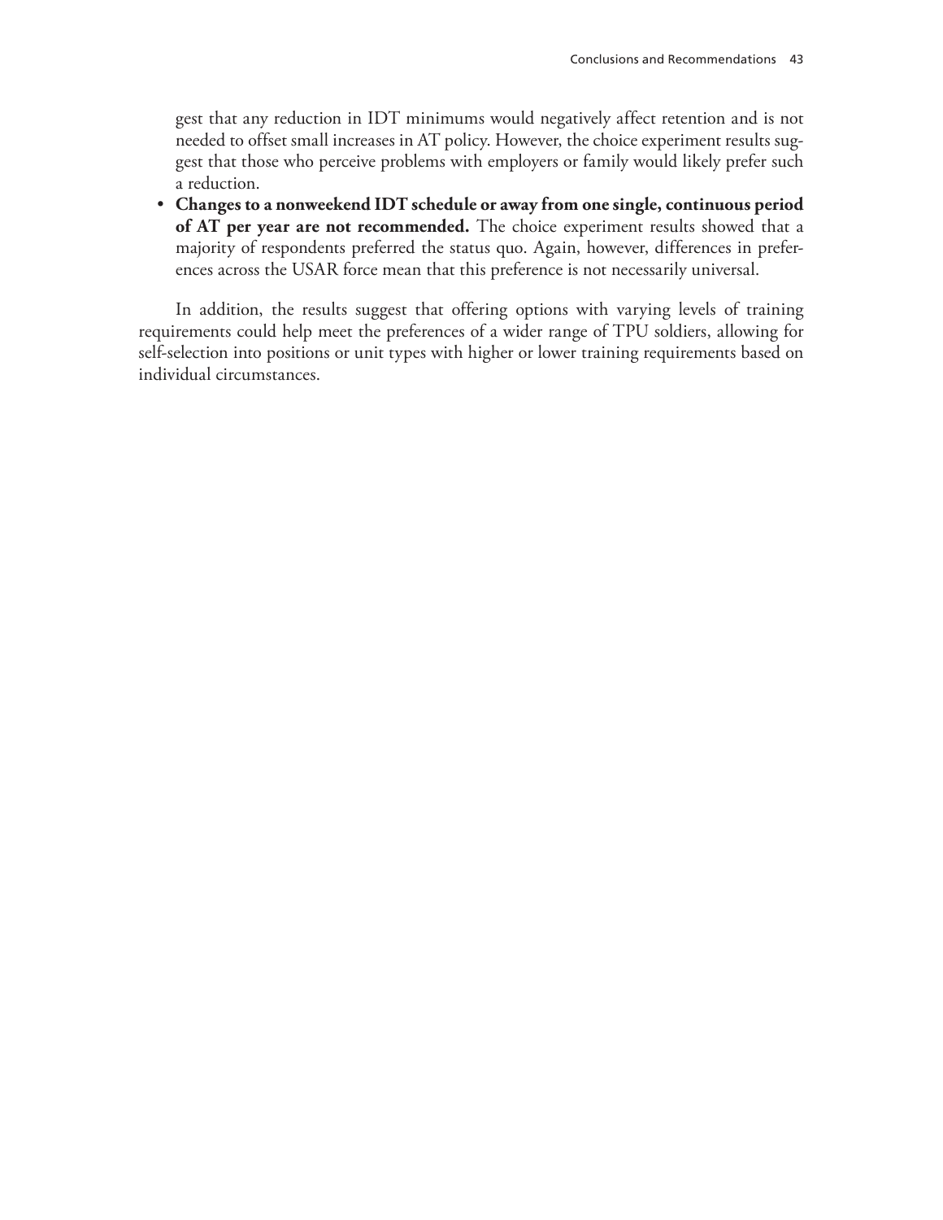gest that any reduction in IDT minimums would negatively affect retention and is not needed to offset small increases in AT policy. However, the choice experiment results suggest that those who perceive problems with employers or family would likely prefer such a reduction.

- **Changes to a nonweekend IDT schedule or away from one single, continuous period of AT per year are not recommended.** The choice experiment results showed that a majority of respondents preferred the status quo. Again, however, differences in preferences across the USAR force mean that this preference is not necessarily universal.

In addition, the results suggest that offering options with varying levels of training requirements could help meet the preferences of a wider range of TPU soldiers, allowing for self-selection into positions or unit types with higher or lower training requirements based on individual circumstances.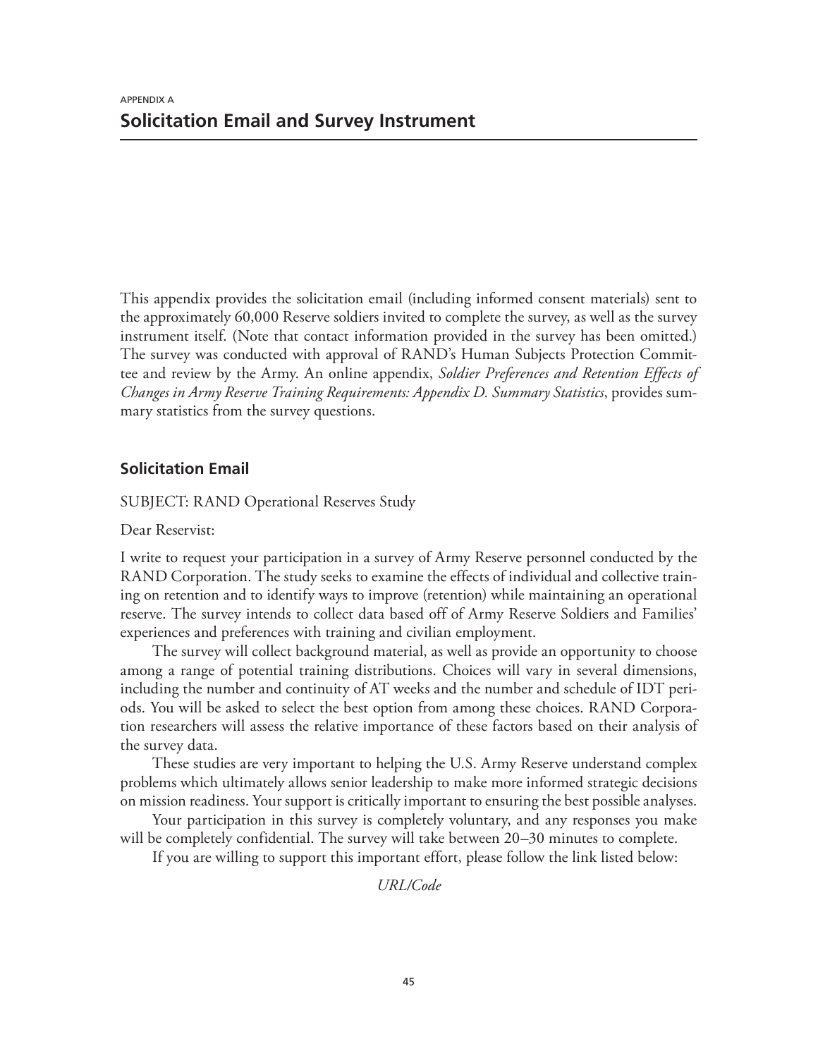APPENDIX A

# Solicitation Email and Survey Instrument

This appendix provides the solicitation email (including informed consent materials) sent to the approximately 60,000 Reserve soldiers invited to complete the survey, as well as the survey instrument itself. (Note that contact information provided in the survey has been omitted.) The survey was conducted with approval of RAND's Human Subjects Protection Committee and review by the Army. An online appendix, *Soldier Preferences and Retention Effects of Changes in Army Reserve Training Requirements: Appendix D. Summary Statistics*, provides summary statistics from the survey questions.

## Solicitation Email

SUBJECT: RAND Operational Reserves Study

Dear Reservist:

I write to request your participation in a survey of Army Reserve personnel conducted by the RAND Corporation. The study seeks to examine the effects of individual and collective training on retention and to identify ways to improve (retention) while maintaining an operational reserve. The survey intends to collect data based off of Army Reserve Soldiers and Families' experiences and preferences with training and civilian employment.

The survey will collect background material, as well as provide an opportunity to choose among a range of potential training distributions. Choices will vary in several dimensions, including the number and continuity of AT weeks and the number and schedule of IDT periods. You will be asked to select the best option from among these choices. RAND Corporation researchers will assess the relative importance of these factors based on their analysis of the survey data.

These studies are very important to helping the U.S. Army Reserve understand complex problems which ultimately allows senior leadership to make more informed strategic decisions on mission readiness. Your support is critically important to ensuring the best possible analyses.

Your participation in this survey is completely voluntary, and any responses you make will be completely confidential. The survey will take between 20–30 minutes to complete.

If you are willing to support this important effort, please follow the link listed below:

*URL/Code*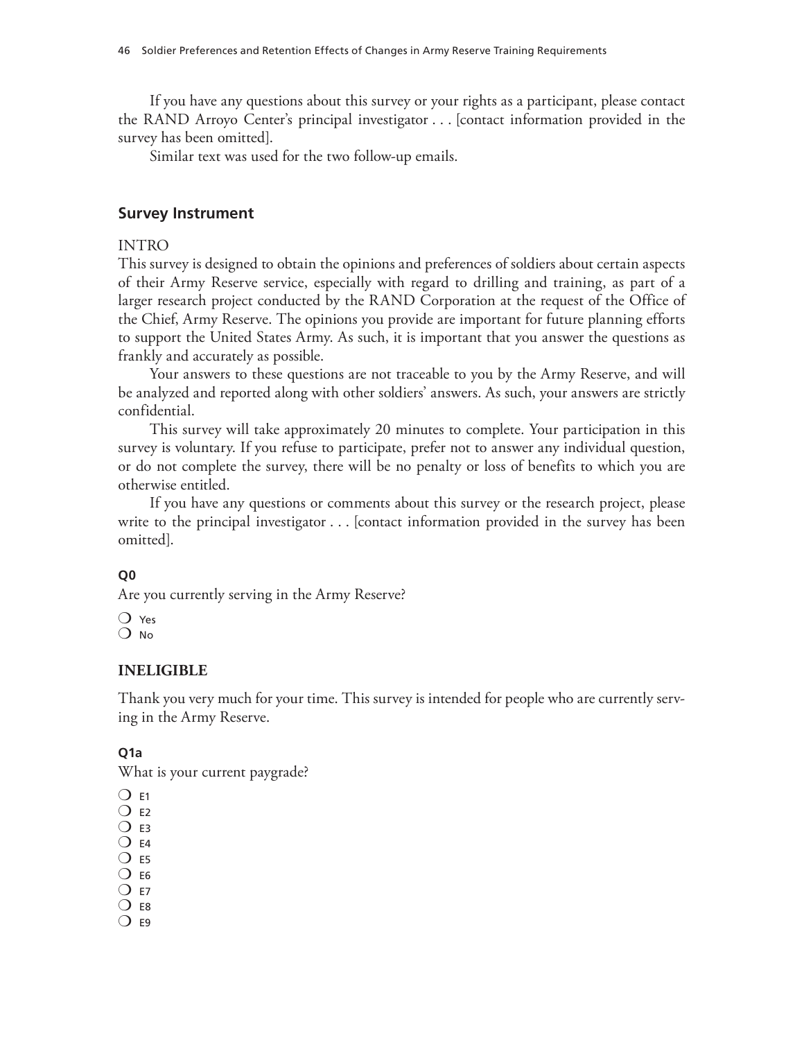If you have any questions about this survey or your rights as a participant, please contact the RAND Arroyo Center's principal investigator . . . [contact information provided in the survey has been omitted].

Similar text was used for the two follow-up emails.

## Survey Instrument

INTRO

This survey is designed to obtain the opinions and preferences of soldiers about certain aspects of their Army Reserve service, especially with regard to drilling and training, as part of a larger research project conducted by the RAND Corporation at the request of the Office of the Chief, Army Reserve. The opinions you provide are important for future planning efforts to support the United States Army. As such, it is important that you answer the questions as frankly and accurately as possible.

Your answers to these questions are not traceable to you by the Army Reserve, and will be analyzed and reported along with other soldiers' answers. As such, your answers are strictly confidential.

This survey will take approximately 20 minutes to complete. Your participation in this survey is voluntary. If you refuse to participate, prefer not to answer any individual question, or do not complete the survey, there will be no penalty or loss of benefits to which you are otherwise entitled.

If you have any questions or comments about this survey or the research project, please write to the principal investigator . . . [contact information provided in the survey has been omitted].

**Q0**

Are you currently serving in the Army Reserve?

❍ Yes
❍ No

**INELIGIBLE**

Thank you very much for your time. This survey is intended for people who are currently serving in the Army Reserve.

**Q1a**

What is your current paygrade?

❍ E1
❍ E2
❍ E3
❍ E4
❍ E5
❍ E6
❍ E7
❍ E8
❍ E9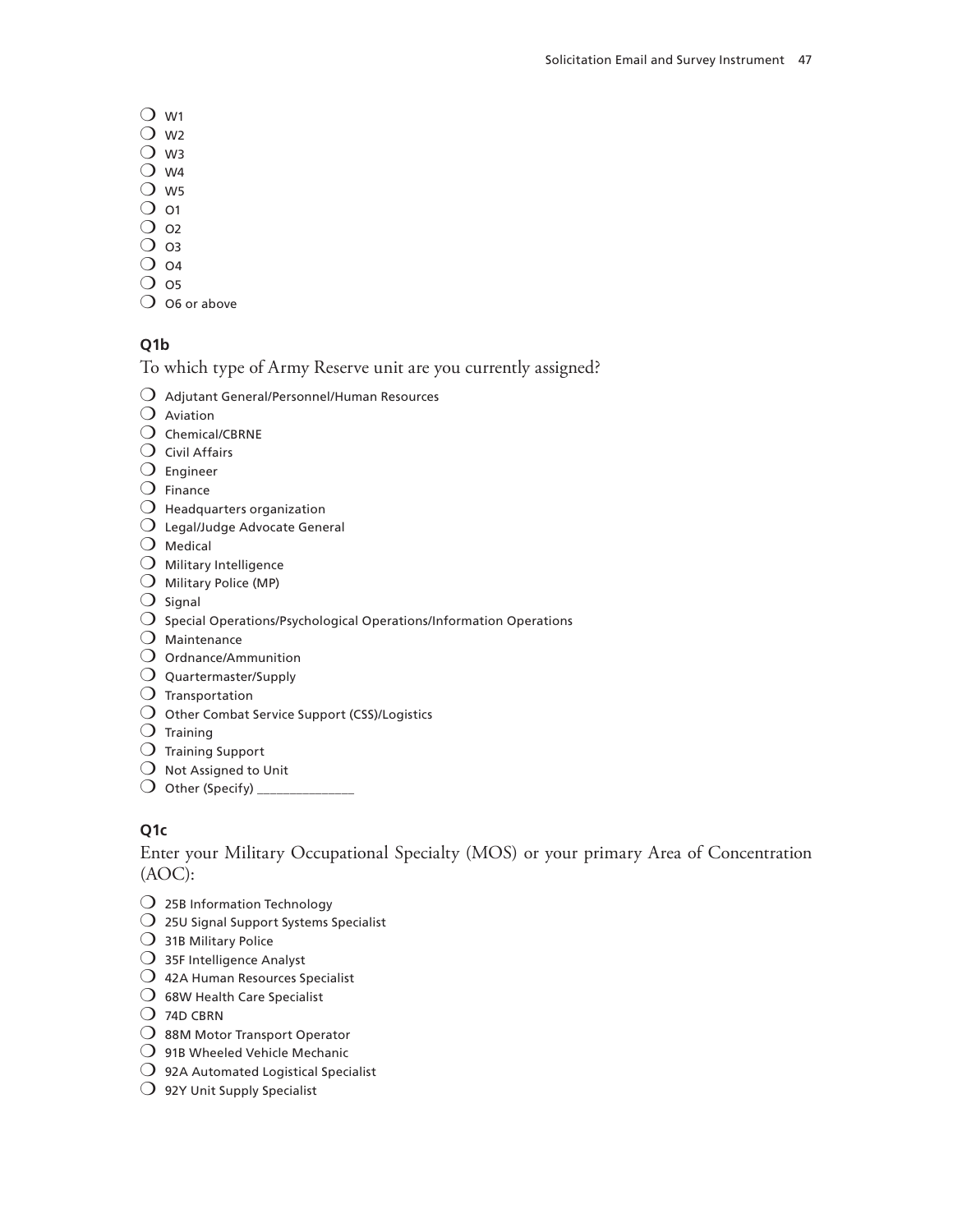- ❍ W1
- ❍ W2
- ❍ W3
- ❍ W4
- ❍ W5
- ❍ O1
- ❍ O2
- ❍ O3
- ❍ O4
- ❍ O5
- ❍ O6 or above

**Q1b**

To which type of Army Reserve unit are you currently assigned?

- ❍ Adjutant General/Personnel/Human Resources
- ❍ Aviation
- ❍ Chemical/CBRNE
- ❍ Civil Affairs
- ❍ Engineer
- ❍ Finance
- ❍ Headquarters organization
- ❍ Legal/Judge Advocate General
- ❍ Medical
- ❍ Military Intelligence
- ❍ Military Police (MP)
- ❍ Signal
- ❍ Special Operations/Psychological Operations/Information Operations
- ❍ Maintenance
- ❍ Ordnance/Ammunition
- ❍ Quartermaster/Supply
- ❍ Transportation
- ❍ Other Combat Service Support (CSS)/Logistics
- ❍ Training
- ❍ Training Support
- ❍ Not Assigned to Unit
- ❍ Other (Specify) _______________

**Q1c**

Enter your Military Occupational Specialty (MOS) or your primary Area of Concentration (AOC):

- ❍ 25B Information Technology
- ❍ 25U Signal Support Systems Specialist
- ❍ 31B Military Police
- ❍ 35F Intelligence Analyst
- ❍ 42A Human Resources Specialist
- ❍ 68W Health Care Specialist
- ❍ 74D CBRN
- ❍ 88M Motor Transport Operator
- ❍ 91B Wheeled Vehicle Mechanic
- ❍ 92A Automated Logistical Specialist
- ❍ 92Y Unit Supply Specialist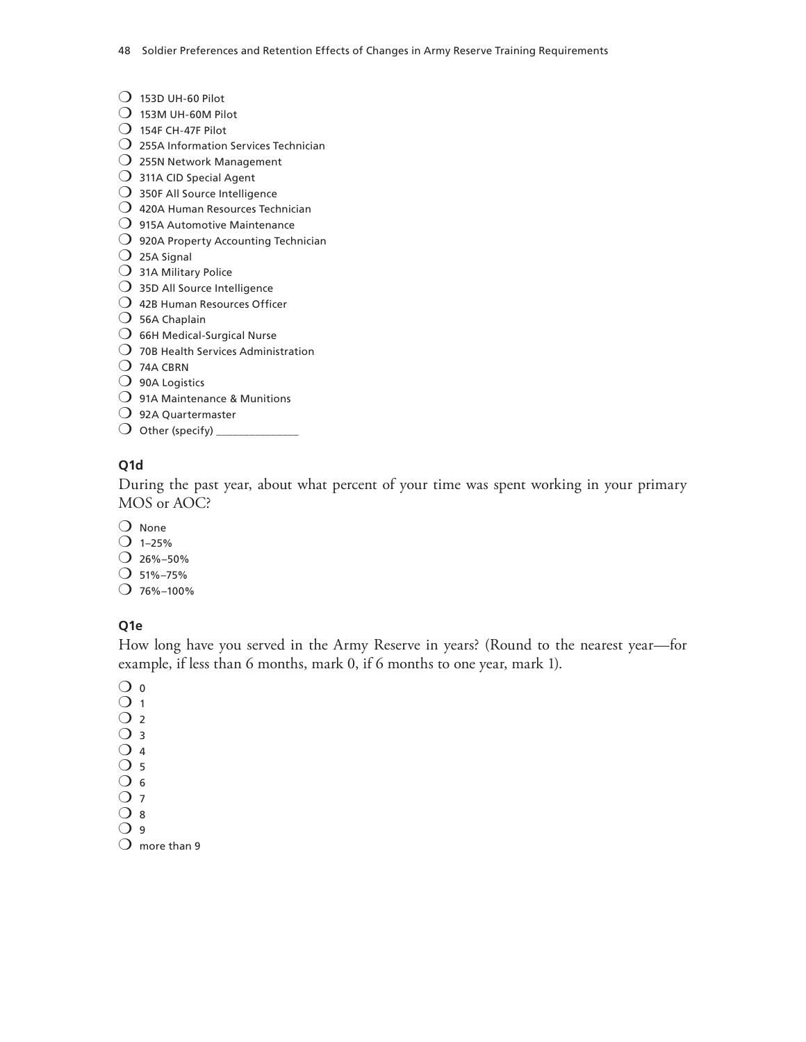- 153D UH-60 Pilot
- 153M UH-60M Pilot
- 154F CH-47F Pilot
- 255A Information Services Technician
- 255N Network Management
- 311A CID Special Agent
- 350F All Source Intelligence
- 420A Human Resources Technician
- 915A Automotive Maintenance
- 920A Property Accounting Technician
- 25A Signal
- 31A Military Police
- 35D All Source Intelligence
- 42B Human Resources Officer
- 56A Chaplain
- 66H Medical-Surgical Nurse
- 70B Health Services Administration
- 74A CBRN
- 90A Logistics
- 91A Maintenance & Munitions
- 92A Quartermaster
- Other (specify) _______________

**Q1d**

During the past year, about what percent of your time was spent working in your primary MOS or AOC?

- None
- 1–25%
- 26%–50%
- 51%–75%
- 76%–100%

**Q1e**

How long have you served in the Army Reserve in years? (Round to the nearest year—for example, if less than 6 months, mark 0, if 6 months to one year, mark 1).

- 0
- 1
- 2
- 3
- 4
- 5
- 6
- 7
- 8
- 9
- more than 9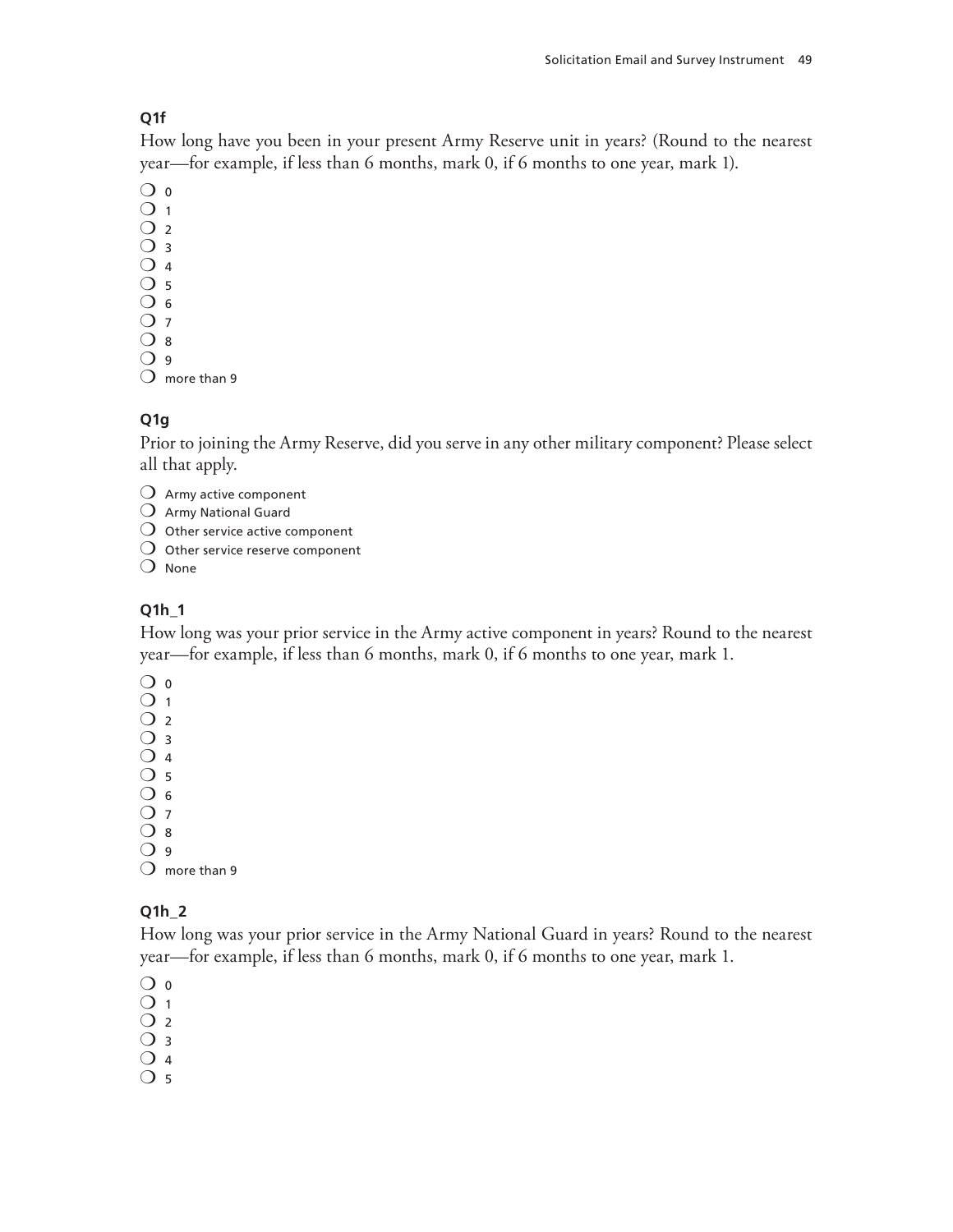**Q1f**

How long have you been in your present Army Reserve unit in years? (Round to the nearest year—for example, if less than 6 months, mark 0, if 6 months to one year, mark 1).

- ❍ 0
- ❍ 1
- ❍ 2
- ❍ 3
- ❍ 4
- ❍ 5
- ❍ 6
- ❍ 7
- ❍ 8
- ❍ 9
- ❍ more than 9

**Q1g**

Prior to joining the Army Reserve, did you serve in any other military component? Please select all that apply.

- ❍ Army active component
- ❍ Army National Guard
- ❍ Other service active component
- ❍ Other service reserve component
- ❍ None

**Q1h_1**

How long was your prior service in the Army active component in years? Round to the nearest year—for example, if less than 6 months, mark 0, if 6 months to one year, mark 1.

- ❍ 0
- ❍ 1
- ❍ 2
- ❍ 3
- ❍ 4
- ❍ 5
- ❍ 6
- ❍ 7
- ❍ 8
- ❍ 9
- ❍ more than 9

**Q1h_2**

How long was your prior service in the Army National Guard in years? Round to the nearest year—for example, if less than 6 months, mark 0, if 6 months to one year, mark 1.

- ❍ 0
- ❍ 1
- ❍ 2
- ❍ 3
- ❍ 4
- ❍ 5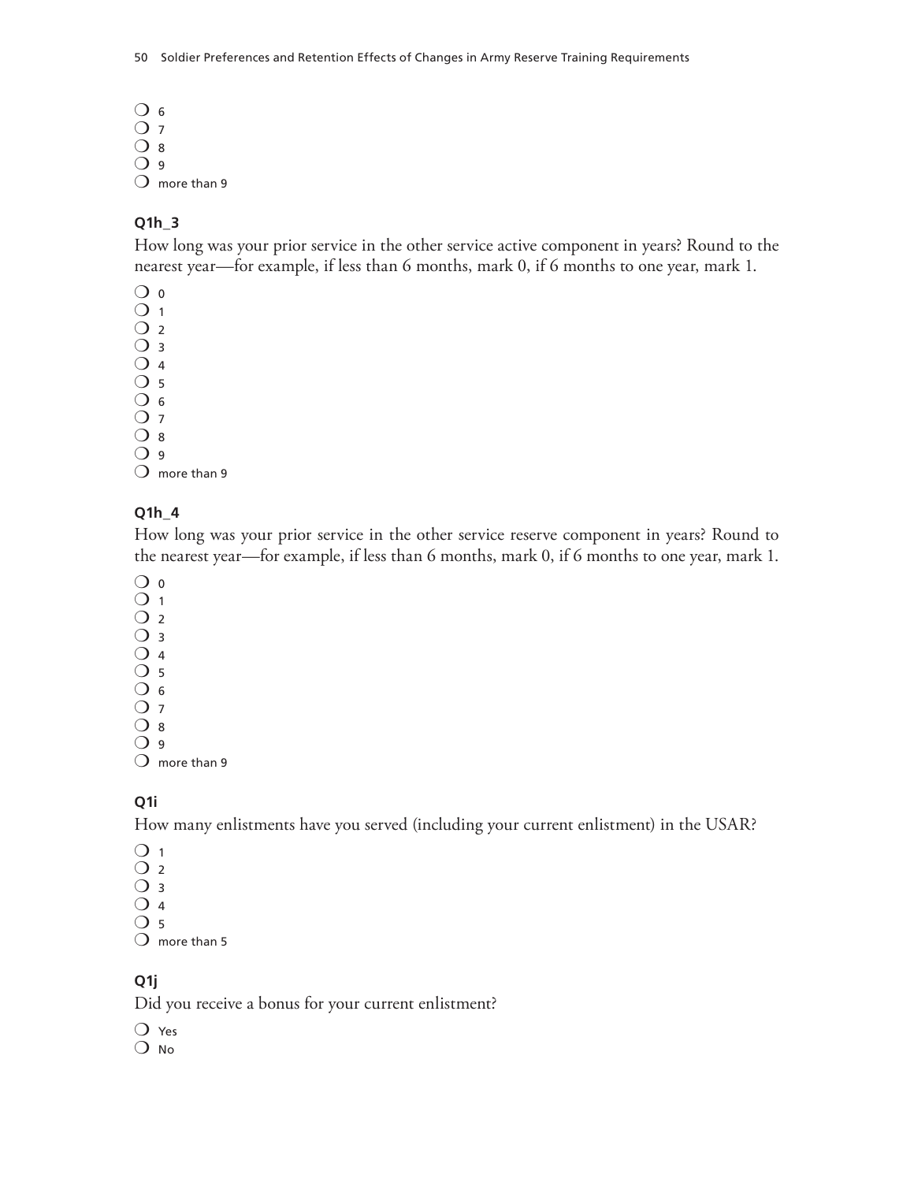- ❍ 6
- ❍ 7
- ❍ 8
- ❍ 9
- ❍ more than 9

**Q1h_3**

How long was your prior service in the other service active component in years? Round to the nearest year—for example, if less than 6 months, mark 0, if 6 months to one year, mark 1.

- ❍ 0
- ❍ 1
- ❍ 2
- ❍ 3
- ❍ 4
- ❍ 5
- ❍ 6
- ❍ 7
- ❍ 8
- ❍ 9
- ❍ more than 9

**Q1h_4**

How long was your prior service in the other service reserve component in years? Round to the nearest year—for example, if less than 6 months, mark 0, if 6 months to one year, mark 1.

- ❍ 0
- ❍ 1
- ❍ 2
- ❍ 3
- ❍ 4
- ❍ 5
- ❍ 6
- ❍ 7
- ❍ 8
- ❍ 9
- ❍ more than 9

**Q1i**

How many enlistments have you served (including your current enlistment) in the USAR?

- ❍ 1
- ❍ 2
- ❍ 3
- ❍ 4
- ❍ 5
- ❍ more than 5

**Q1j**

Did you receive a bonus for your current enlistment?

- ❍ Yes
- ❍ No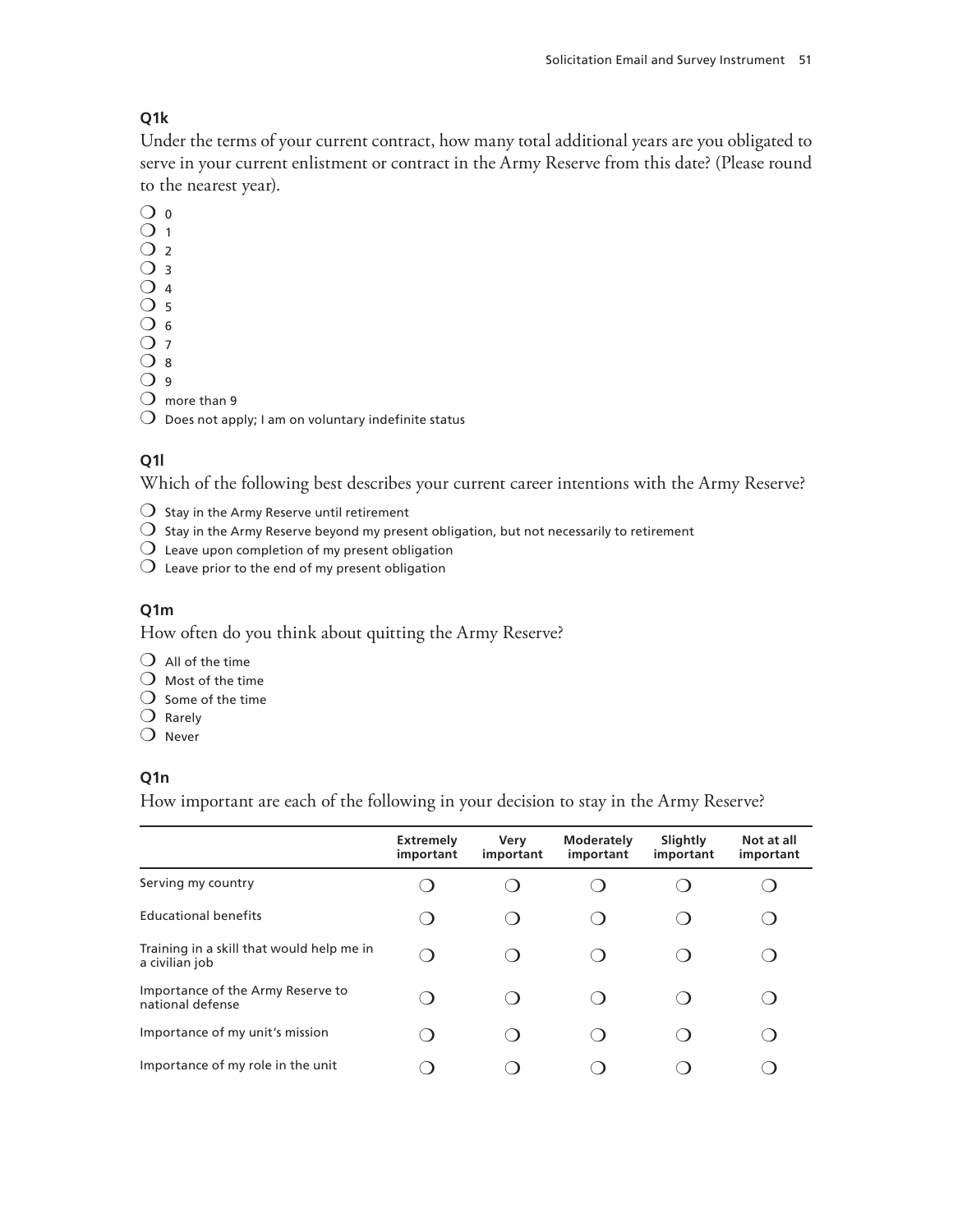**Q1k**

Under the terms of your current contract, how many total additional years are you obligated to serve in your current enlistment or contract in the Army Reserve from this date? (Please round to the nearest year).

- ❍ 0
- ❍ 1
- ❍ 2
- ❍ 3
- ❍ 4
- ❍ 5
- ❍ 6
- ❍ 7
- ❍ 8
- ❍ 9
- ❍ more than 9
- ❍ Does not apply; I am on voluntary indefinite status

**Q1l**

Which of the following best describes your current career intentions with the Army Reserve?

- ❍ Stay in the Army Reserve until retirement
- ❍ Stay in the Army Reserve beyond my present obligation, but not necessarily to retirement
- ❍ Leave upon completion of my present obligation
- ❍ Leave prior to the end of my present obligation

**Q1m**

How often do you think about quitting the Army Reserve?

- ❍ All of the time
- ❍ Most of the time
- ❍ Some of the time
- ❍ Rarely
- ❍ Never

**Q1n**

How important are each of the following in your decision to stay in the Army Reserve?

| | Extremely important | Very important | Moderately important | Slightly important | Not at all important |
|---|---|---|---|---|---|
| Serving my country | ❍ | ❍ | ❍ | ❍ | ❍ |
| Educational benefits | ❍ | ❍ | ❍ | ❍ | ❍ |
| Training in a skill that would help me in a civilian job | ❍ | ❍ | ❍ | ❍ | ❍ |
| Importance of the Army Reserve to national defense | ❍ | ❍ | ❍ | ❍ | ❍ |
| Importance of my unit's mission | ❍ | ❍ | ❍ | ❍ | ❍ |
| Importance of my role in the unit | ❍ | ❍ | ❍ | ❍ | ❍ |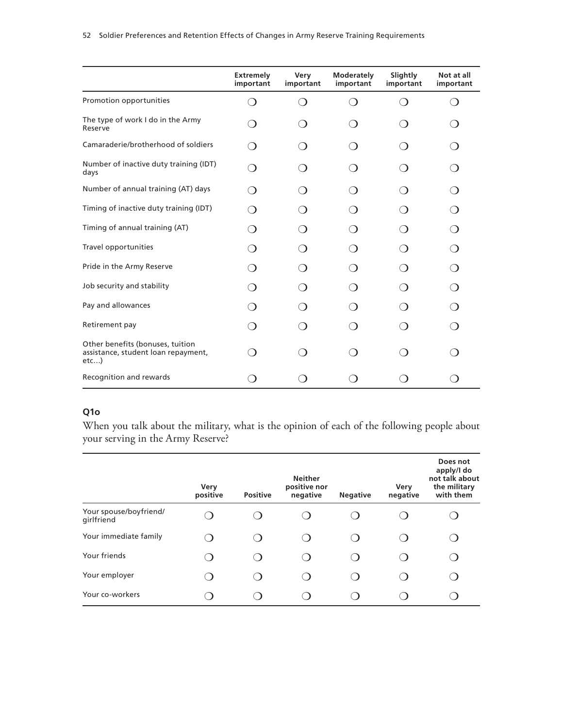| | Extremely important | Very important | Moderately important | Slightly important | Not at all important |
|---|---|---|---|---|---|
| Promotion opportunities | ❍ | ❍ | ❍ | ❍ | ❍ |
| The type of work I do in the Army Reserve | ❍ | ❍ | ❍ | ❍ | ❍ |
| Camaraderie/brotherhood of soldiers | ❍ | ❍ | ❍ | ❍ | ❍ |
| Number of inactive duty training (IDT) days | ❍ | ❍ | ❍ | ❍ | ❍ |
| Number of annual training (AT) days | ❍ | ❍ | ❍ | ❍ | ❍ |
| Timing of inactive duty training (IDT) | ❍ | ❍ | ❍ | ❍ | ❍ |
| Timing of annual training (AT) | ❍ | ❍ | ❍ | ❍ | ❍ |
| Travel opportunities | ❍ | ❍ | ❍ | ❍ | ❍ |
| Pride in the Army Reserve | ❍ | ❍ | ❍ | ❍ | ❍ |
| Job security and stability | ❍ | ❍ | ❍ | ❍ | ❍ |
| Pay and allowances | ❍ | ❍ | ❍ | ❍ | ❍ |
| Retirement pay | ❍ | ❍ | ❍ | ❍ | ❍ |
| Other benefits (bonuses, tuition assistance, student loan repayment, etc…) | ❍ | ❍ | ❍ | ❍ | ❍ |
| Recognition and rewards | ❍ | ❍ | ❍ | ❍ | ❍ |

### Q1o

When you talk about the military, what is the opinion of each of the following people about your serving in the Army Reserve?

| | Very positive | Positive | Neither positive nor negative | Negative | Very negative | Does not apply/I do not talk about the military with them |
|---|---|---|---|---|---|---|
| Your spouse/boyfriend/girlfriend | ❍ | ❍ | ❍ | ❍ | ❍ | ❍ |
| Your immediate family | ❍ | ❍ | ❍ | ❍ | ❍ | ❍ |
| Your friends | ❍ | ❍ | ❍ | ❍ | ❍ | ❍ |
| Your employer | ❍ | ❍ | ❍ | ❍ | ❍ | ❍ |
| Your co-workers | ❍ | ❍ | ❍ | ❍ | ❍ | ❍ |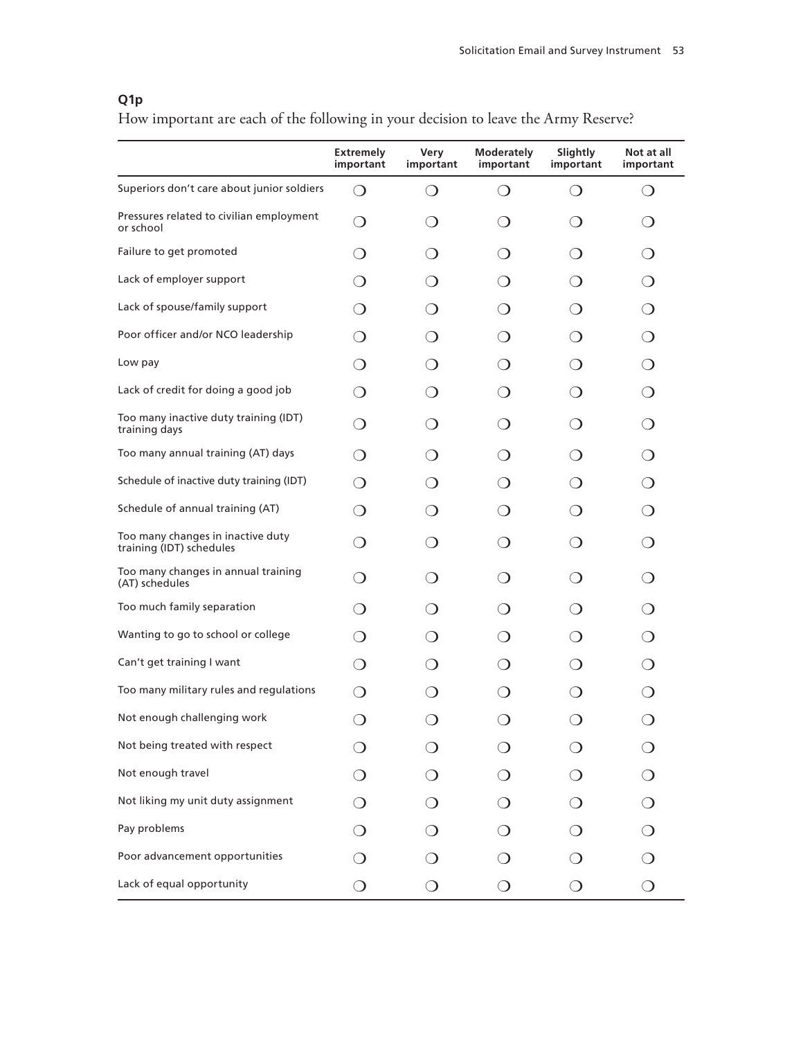**Q1p**

How important are each of the following in your decision to leave the Army Reserve?

| | Extremely important | Very important | Moderately important | Slightly important | Not at all important |
|---|---|---|---|---|---|
| Superiors don't care about junior soldiers | ❍ | ❍ | ❍ | ❍ | ❍ |
| Pressures related to civilian employment or school | ❍ | ❍ | ❍ | ❍ | ❍ |
| Failure to get promoted | ❍ | ❍ | ❍ | ❍ | ❍ |
| Lack of employer support | ❍ | ❍ | ❍ | ❍ | ❍ |
| Lack of spouse/family support | ❍ | ❍ | ❍ | ❍ | ❍ |
| Poor officer and/or NCO leadership | ❍ | ❍ | ❍ | ❍ | ❍ |
| Low pay | ❍ | ❍ | ❍ | ❍ | ❍ |
| Lack of credit for doing a good job | ❍ | ❍ | ❍ | ❍ | ❍ |
| Too many inactive duty training (IDT) training days | ❍ | ❍ | ❍ | ❍ | ❍ |
| Too many annual training (AT) days | ❍ | ❍ | ❍ | ❍ | ❍ |
| Schedule of inactive duty training (IDT) | ❍ | ❍ | ❍ | ❍ | ❍ |
| Schedule of annual training (AT) | ❍ | ❍ | ❍ | ❍ | ❍ |
| Too many changes in inactive duty training (IDT) schedules | ❍ | ❍ | ❍ | ❍ | ❍ |
| Too many changes in annual training (AT) schedules | ❍ | ❍ | ❍ | ❍ | ❍ |
| Too much family separation | ❍ | ❍ | ❍ | ❍ | ❍ |
| Wanting to go to school or college | ❍ | ❍ | ❍ | ❍ | ❍ |
| Can't get training I want | ❍ | ❍ | ❍ | ❍ | ❍ |
| Too many military rules and regulations | ❍ | ❍ | ❍ | ❍ | ❍ |
| Not enough challenging work | ❍ | ❍ | ❍ | ❍ | ❍ |
| Not being treated with respect | ❍ | ❍ | ❍ | ❍ | ❍ |
| Not enough travel | ❍ | ❍ | ❍ | ❍ | ❍ |
| Not liking my unit duty assignment | ❍ | ❍ | ❍ | ❍ | ❍ |
| Pay problems | ❍ | ❍ | ❍ | ❍ | ❍ |
| Poor advancement opportunities | ❍ | ❍ | ❍ | ❍ | ❍ |
| Lack of equal opportunity | ❍ | ❍ | ❍ | ❍ | ❍ |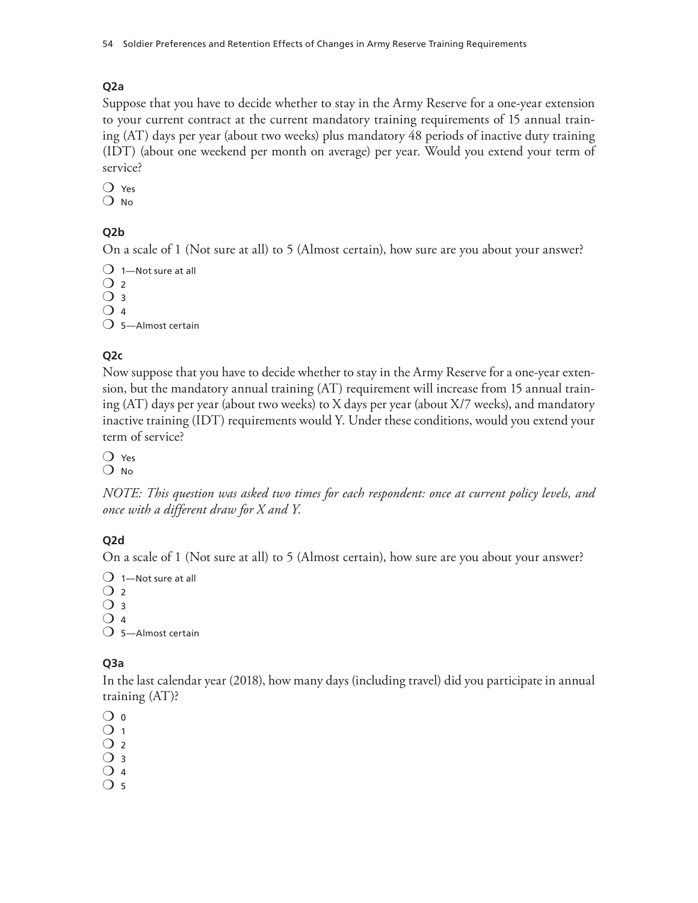**Q2a**

Suppose that you have to decide whether to stay in the Army Reserve for a one-year extension to your current contract at the current mandatory training requirements of 15 annual training (AT) days per year (about two weeks) plus mandatory 48 periods of inactive duty training (IDT) (about one weekend per month on average) per year. Would you extend your term of service?

- ❍ Yes
- ❍ No

**Q2b**

On a scale of 1 (Not sure at all) to 5 (Almost certain), how sure are you about your answer?

- ❍ 1—Not sure at all
- ❍ 2
- ❍ 3
- ❍ 4
- ❍ 5—Almost certain

**Q2c**

Now suppose that you have to decide whether to stay in the Army Reserve for a one-year extension, but the mandatory annual training (AT) requirement will increase from 15 annual training (AT) days per year (about two weeks) to X days per year (about X/7 weeks), and mandatory inactive training (IDT) requirements would Y. Under these conditions, would you extend your term of service?

- ❍ Yes
- ❍ No

*NOTE: This question was asked two times for each respondent: once at current policy levels, and once with a different draw for X and Y.*

**Q2d**

On a scale of 1 (Not sure at all) to 5 (Almost certain), how sure are you about your answer?

- ❍ 1—Not sure at all
- ❍ 2
- ❍ 3
- ❍ 4
- ❍ 5—Almost certain

**Q3a**

In the last calendar year (2018), how many days (including travel) did you participate in annual training (AT)?

- ❍ 0
- ❍ 1
- ❍ 2
- ❍ 3
- ❍ 4
- ❍ 5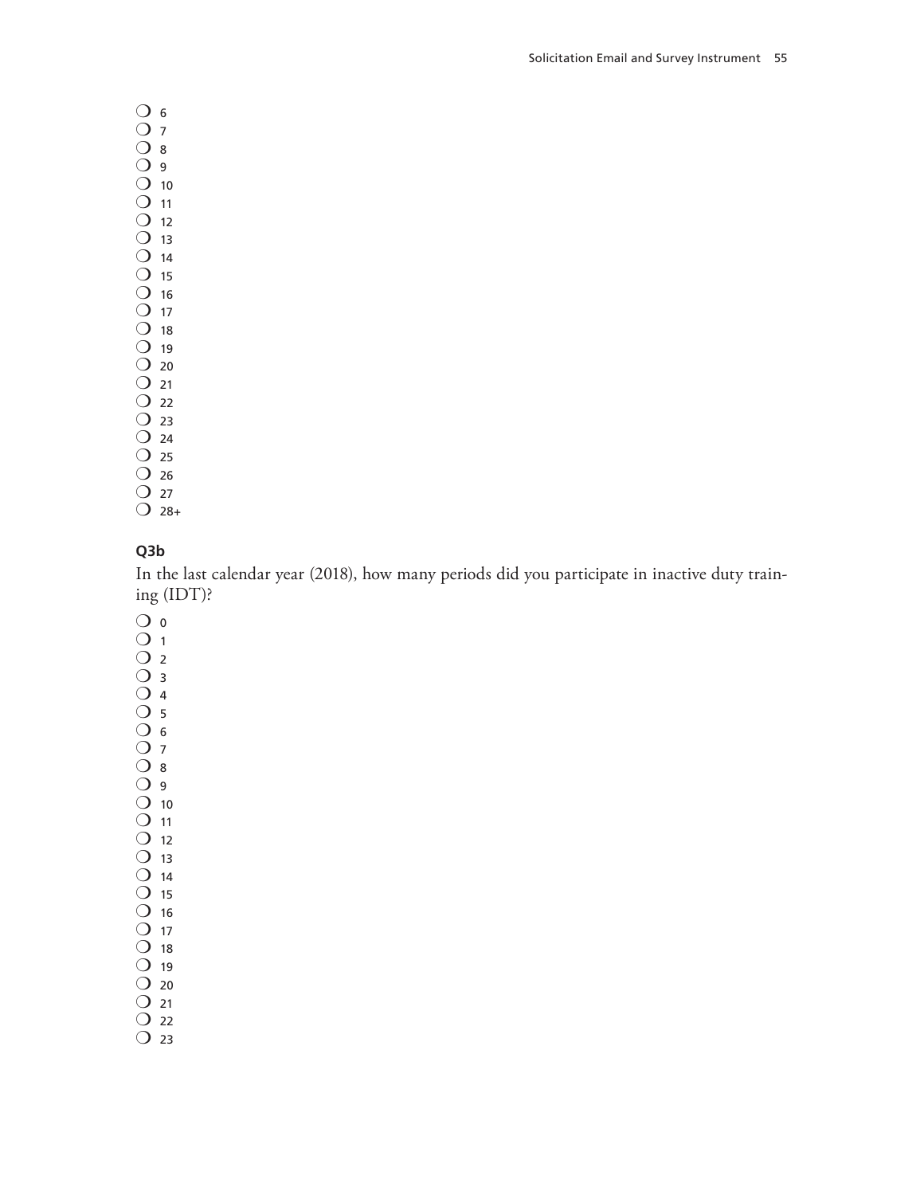- ❍ 6
- ❍ 7
- ❍ 8
- ❍ 9
- ❍ 10
- ❍ 11
- ❍ 12
- ❍ 13
- ❍ 14
- ❍ 15
- ❍ 16
- ❍ 17
- ❍ 18
- ❍ 19
- ❍ 20
- ❍ 21
- ❍ 22
- ❍ 23
- ❍ 24
- ❍ 25
- ❍ 26
- ❍ 27
- ❍ 28+

**Q3b**

In the last calendar year (2018), how many periods did you participate in inactive duty training (IDT)?

- ❍ 0
- ❍ 1
- ❍ 2
- ❍ 3
- ❍ 4
- ❍ 5
- ❍ 6
- ❍ 7
- ❍ 8
- ❍ 9
- ❍ 10
- ❍ 11
- ❍ 12
- ❍ 13
- ❍ 14
- ❍ 15
- ❍ 16
- ❍ 17
- ❍ 18
- ❍ 19
- ❍ 20
- ❍ 21
- ❍ 22
- ❍ 23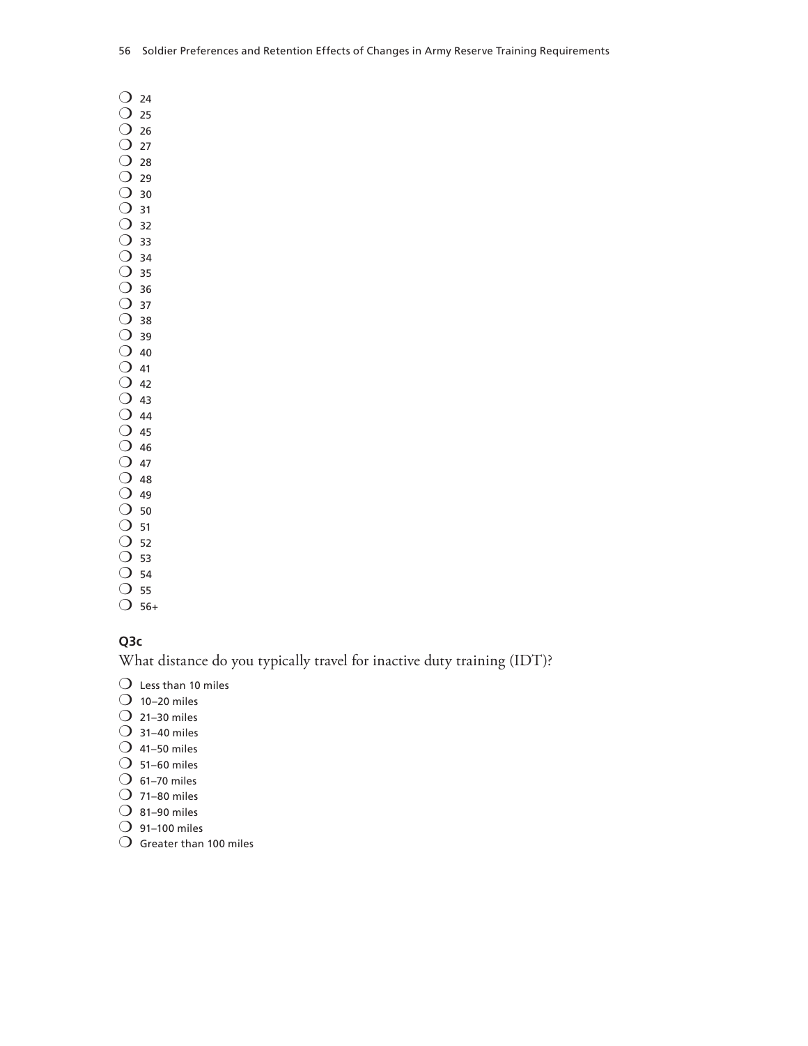- ❍ 24
- ❍ 25
- ❍ 26
- ❍ 27
- ❍ 28
- ❍ 29
- ❍ 30
- ❍ 31
- ❍ 32
- ❍ 33
- ❍ 34
- ❍ 35
- ❍ 36
- ❍ 37
- ❍ 38
- ❍ 39
- ❍ 40
- ❍ 41
- ❍ 42
- ❍ 43
- ❍ 44
- ❍ 45
- ❍ 46
- ❍ 47
- ❍ 48
- ❍ 49
- ❍ 50
- ❍ 51
- ❍ 52
- ❍ 53
- ❍ 54
- ❍ 55
- ❍ 56+

### Q3c

What distance do you typically travel for inactive duty training (IDT)?

- ❍ Less than 10 miles
- ❍ 10–20 miles
- ❍ 21–30 miles
- ❍ 31–40 miles
- ❍ 41–50 miles
- ❍ 51–60 miles
- ❍ 61–70 miles
- ❍ 71–80 miles
- ❍ 81–90 miles
- ❍ 91–100 miles
- ❍ Greater than 100 miles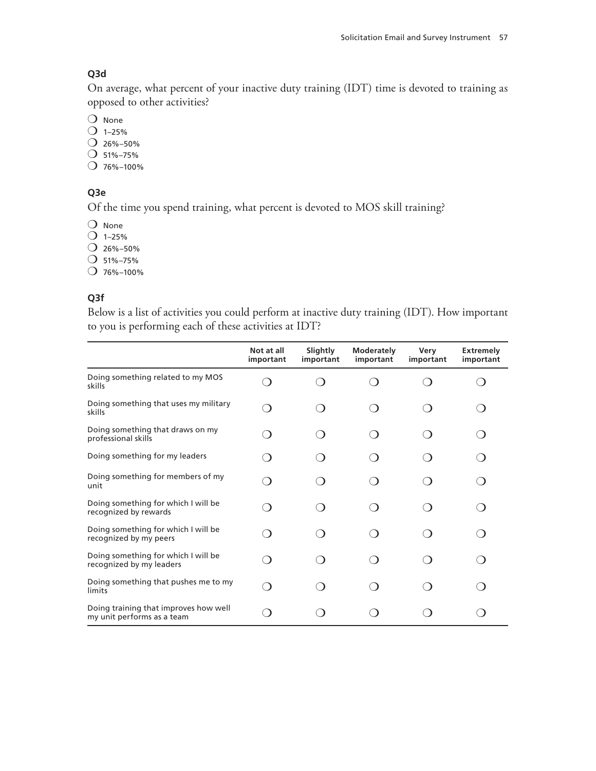**Q3d**

On average, what percent of your inactive duty training (IDT) time is devoted to training as opposed to other activities?

❍ None
❍ 1–25%
❍ 26%–50%
❍ 51%–75%
❍ 76%–100%

**Q3e**

Of the time you spend training, what percent is devoted to MOS skill training?

❍ None
❍ 1–25%
❍ 26%–50%
❍ 51%–75%
❍ 76%–100%

**Q3f**

Below is a list of activities you could perform at inactive duty training (IDT). How important to you is performing each of these activities at IDT?

| | Not at all important | Slightly important | Moderately important | Very important | Extremely important |
|---|---|---|---|---|---|
| Doing something related to my MOS skills | ❍ | ❍ | ❍ | ❍ | ❍ |
| Doing something that uses my military skills | ❍ | ❍ | ❍ | ❍ | ❍ |
| Doing something that draws on my professional skills | ❍ | ❍ | ❍ | ❍ | ❍ |
| Doing something for my leaders | ❍ | ❍ | ❍ | ❍ | ❍ |
| Doing something for members of my unit | ❍ | ❍ | ❍ | ❍ | ❍ |
| Doing something for which I will be recognized by rewards | ❍ | ❍ | ❍ | ❍ | ❍ |
| Doing something for which I will be recognized by my peers | ❍ | ❍ | ❍ | ❍ | ❍ |
| Doing something for which I will be recognized by my leaders | ❍ | ❍ | ❍ | ❍ | ❍ |
| Doing something that pushes me to my limits | ❍ | ❍ | ❍ | ❍ | ❍ |
| Doing training that improves how well my unit performs as a team | ❍ | ❍ | ❍ | ❍ | ❍ |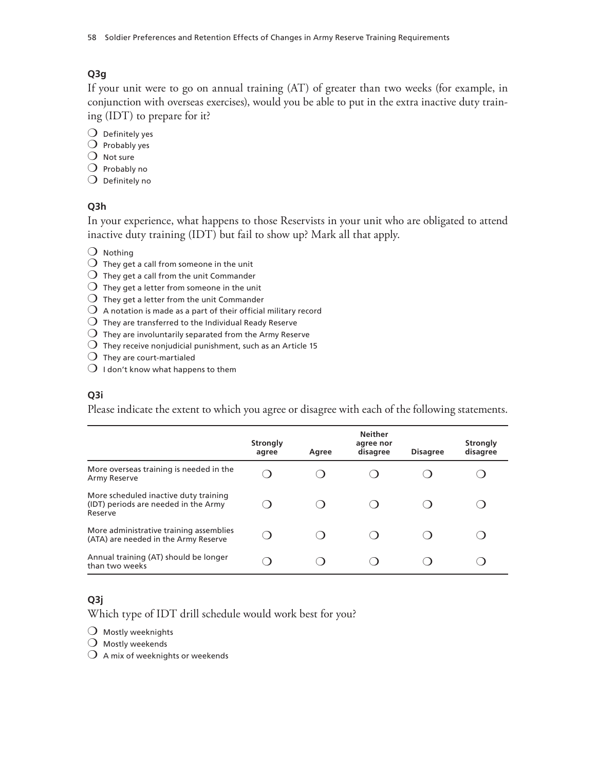**Q3g**

If your unit were to go on annual training (AT) of greater than two weeks (for example, in conjunction with overseas exercises), would you be able to put in the extra inactive duty training (IDT) to prepare for it?

- ❍ Definitely yes
- ❍ Probably yes
- ❍ Not sure
- ❍ Probably no
- ❍ Definitely no

**Q3h**

In your experience, what happens to those Reservists in your unit who are obligated to attend inactive duty training (IDT) but fail to show up? Mark all that apply.

- ❍ Nothing
- ❍ They get a call from someone in the unit
- ❍ They get a call from the unit Commander
- ❍ They get a letter from someone in the unit
- ❍ They get a letter from the unit Commander
- ❍ A notation is made as a part of their official military record
- ❍ They are transferred to the Individual Ready Reserve
- ❍ They are involuntarily separated from the Army Reserve
- ❍ They receive nonjudicial punishment, such as an Article 15
- ❍ They are court-martialed
- ❍ I don't know what happens to them

**Q3i**

Please indicate the extent to which you agree or disagree with each of the following statements.

| | Strongly agree | Agree | Neither agree nor disagree | Disagree | Strongly disagree |
|---|---|---|---|---|---|
| More overseas training is needed in the Army Reserve | ❍ | ❍ | ❍ | ❍ | ❍ |
| More scheduled inactive duty training (IDT) periods are needed in the Army Reserve | ❍ | ❍ | ❍ | ❍ | ❍ |
| More administrative training assemblies (ATA) are needed in the Army Reserve | ❍ | ❍ | ❍ | ❍ | ❍ |
| Annual training (AT) should be longer than two weeks | ❍ | ❍ | ❍ | ❍ | ❍ |

**Q3j**

Which type of IDT drill schedule would work best for you?

- ❍ Mostly weeknights
- ❍ Mostly weekends
- ❍ A mix of weeknights or weekends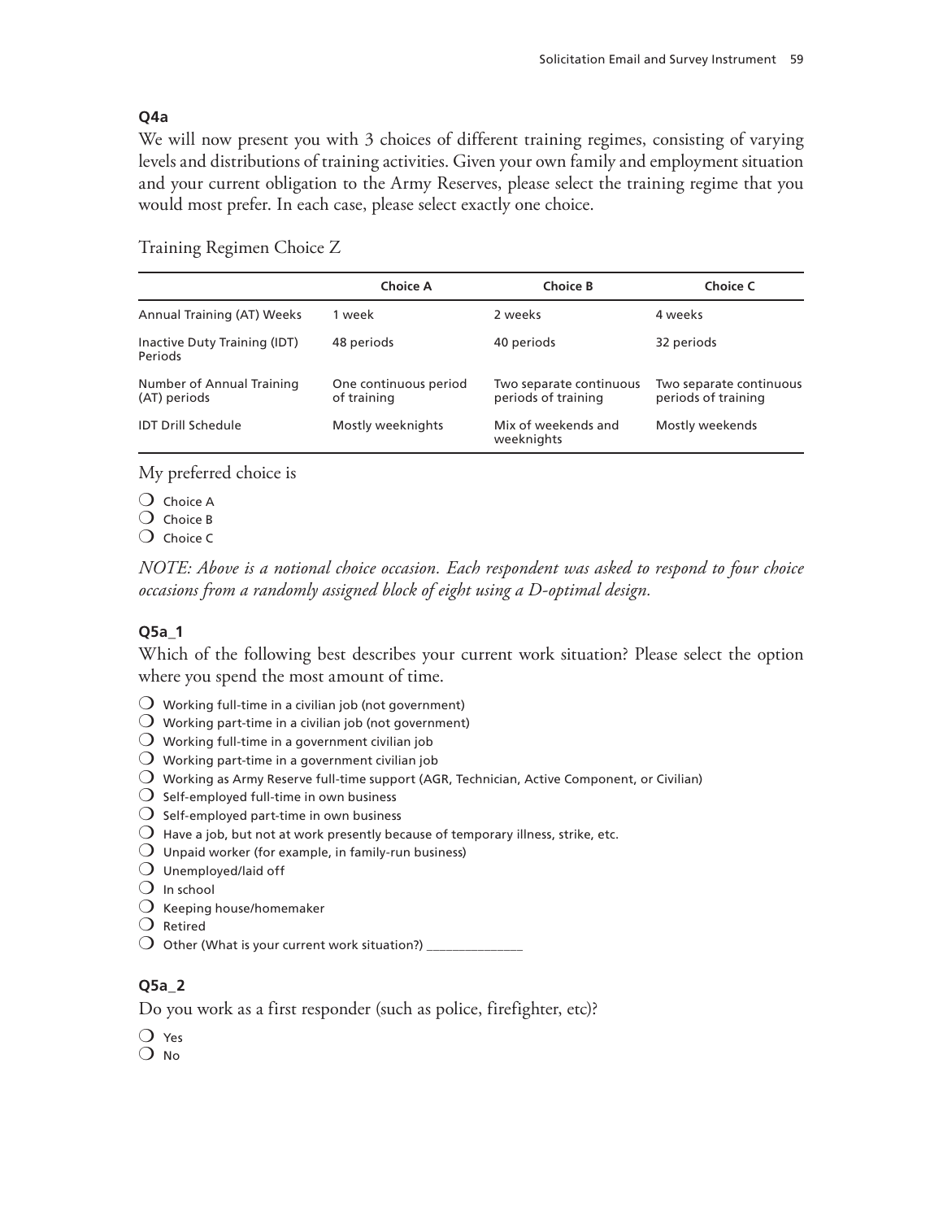**Q4a**

We will now present you with 3 choices of different training regimes, consisting of varying levels and distributions of training activities. Given your own family and employment situation and your current obligation to the Army Reserves, please select the training regime that you would most prefer. In each case, please select exactly one choice.

Training Regimen Choice Z

| | Choice A | Choice B | Choice C |
|---|---|---|---|
| Annual Training (AT) Weeks | 1 week | 2 weeks | 4 weeks |
| Inactive Duty Training (IDT) Periods | 48 periods | 40 periods | 32 periods |
| Number of Annual Training (AT) periods | One continuous period of training | Two separate continuous periods of training | Two separate continuous periods of training |
| IDT Drill Schedule | Mostly weeknights | Mix of weekends and weeknights | Mostly weekends |

My preferred choice is

- ❍ Choice A
- ❍ Choice B
- ❍ Choice C

*NOTE: Above is a notional choice occasion. Each respondent was asked to respond to four choice occasions from a randomly assigned block of eight using a D-optimal design.*

**Q5a_1**

Which of the following best describes your current work situation? Please select the option where you spend the most amount of time.

- ❍ Working full-time in a civilian job (not government)
- ❍ Working part-time in a civilian job (not government)
- ❍ Working full-time in a government civilian job
- ❍ Working part-time in a government civilian job
- ❍ Working as Army Reserve full-time support (AGR, Technician, Active Component, or Civilian)
- ❍ Self-employed full-time in own business
- ❍ Self-employed part-time in own business
- ❍ Have a job, but not at work presently because of temporary illness, strike, etc.
- ❍ Unpaid worker (for example, in family-run business)
- ❍ Unemployed/laid off
- ❍ In school
- ❍ Keeping house/homemaker
- ❍ Retired
- ❍ Other (What is your current work situation?) _______________

**Q5a_2**

Do you work as a first responder (such as police, firefighter, etc)?

- ❍ Yes
- ❍ No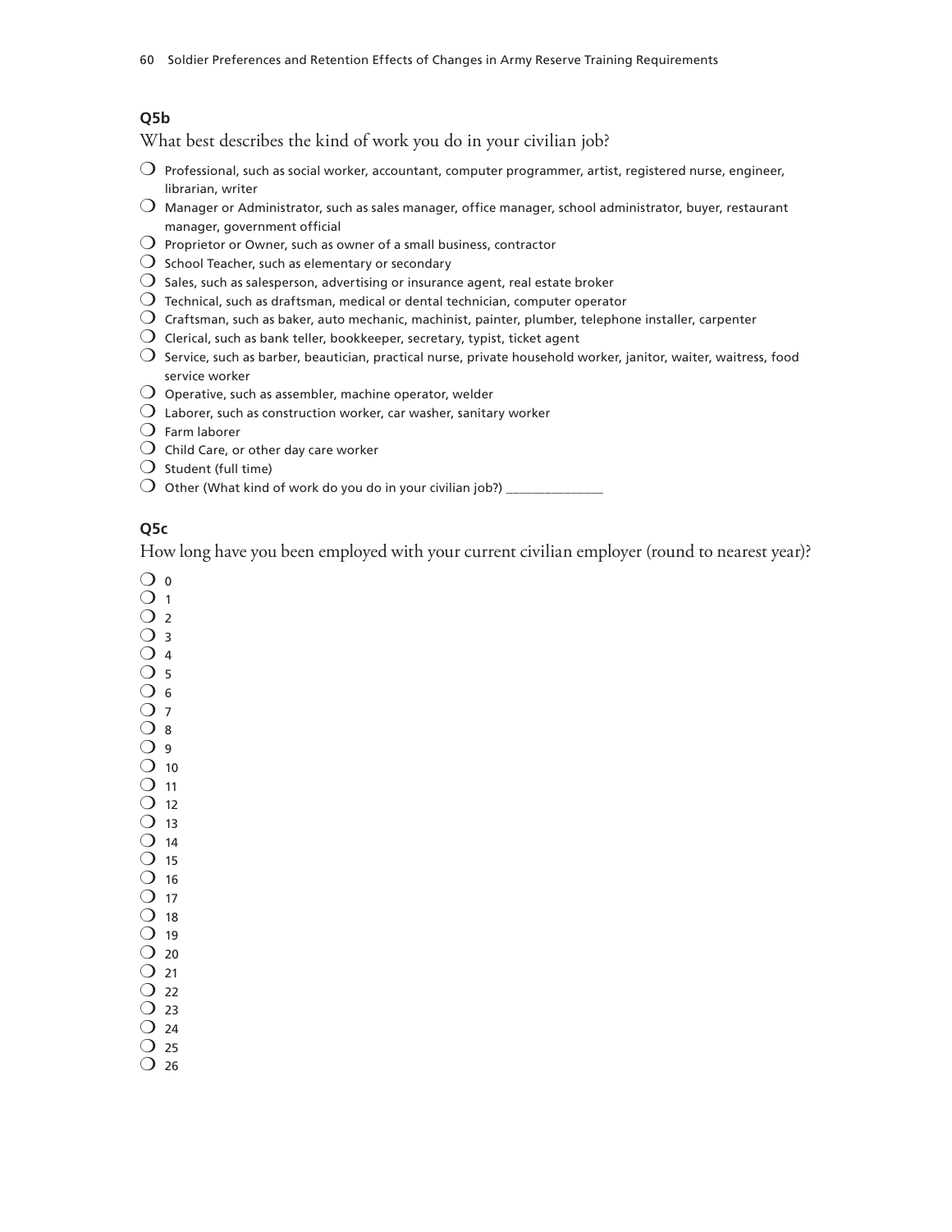**Q5b**

What best describes the kind of work you do in your civilian job?

- ❍ Professional, such as social worker, accountant, computer programmer, artist, registered nurse, engineer, librarian, writer
- ❍ Manager or Administrator, such as sales manager, office manager, school administrator, buyer, restaurant manager, government official
- ❍ Proprietor or Owner, such as owner of a small business, contractor
- ❍ School Teacher, such as elementary or secondary
- ❍ Sales, such as salesperson, advertising or insurance agent, real estate broker
- ❍ Technical, such as draftsman, medical or dental technician, computer operator
- ❍ Craftsman, such as baker, auto mechanic, machinist, painter, plumber, telephone installer, carpenter
- ❍ Clerical, such as bank teller, bookkeeper, secretary, typist, ticket agent
- ❍ Service, such as barber, beautician, practical nurse, private household worker, janitor, waiter, waitress, food service worker
- ❍ Operative, such as assembler, machine operator, welder
- ❍ Laborer, such as construction worker, car washer, sanitary worker
- ❍ Farm laborer
- ❍ Child Care, or other day care worker
- ❍ Student (full time)
- ❍ Other (What kind of work do you do in your civilian job?) _______________

**Q5c**

How long have you been employed with your current civilian employer (round to nearest year)?

- ❍ 0
- ❍ 1
- ❍ 2
- ❍ 3
- ❍ 4
- ❍ 5
- ❍ 6
- ❍ 7
- ❍ 8
- ❍ 9
- ❍ 10
- ❍ 11
- ❍ 12
- ❍ 13
- ❍ 14
- ❍ 15
- ❍ 16
- ❍ 17
- ❍ 18
- ❍ 19
- ❍ 20
- ❍ 21
- ❍ 22
- ❍ 23
- ❍ 24
- ❍ 25
- ❍ 26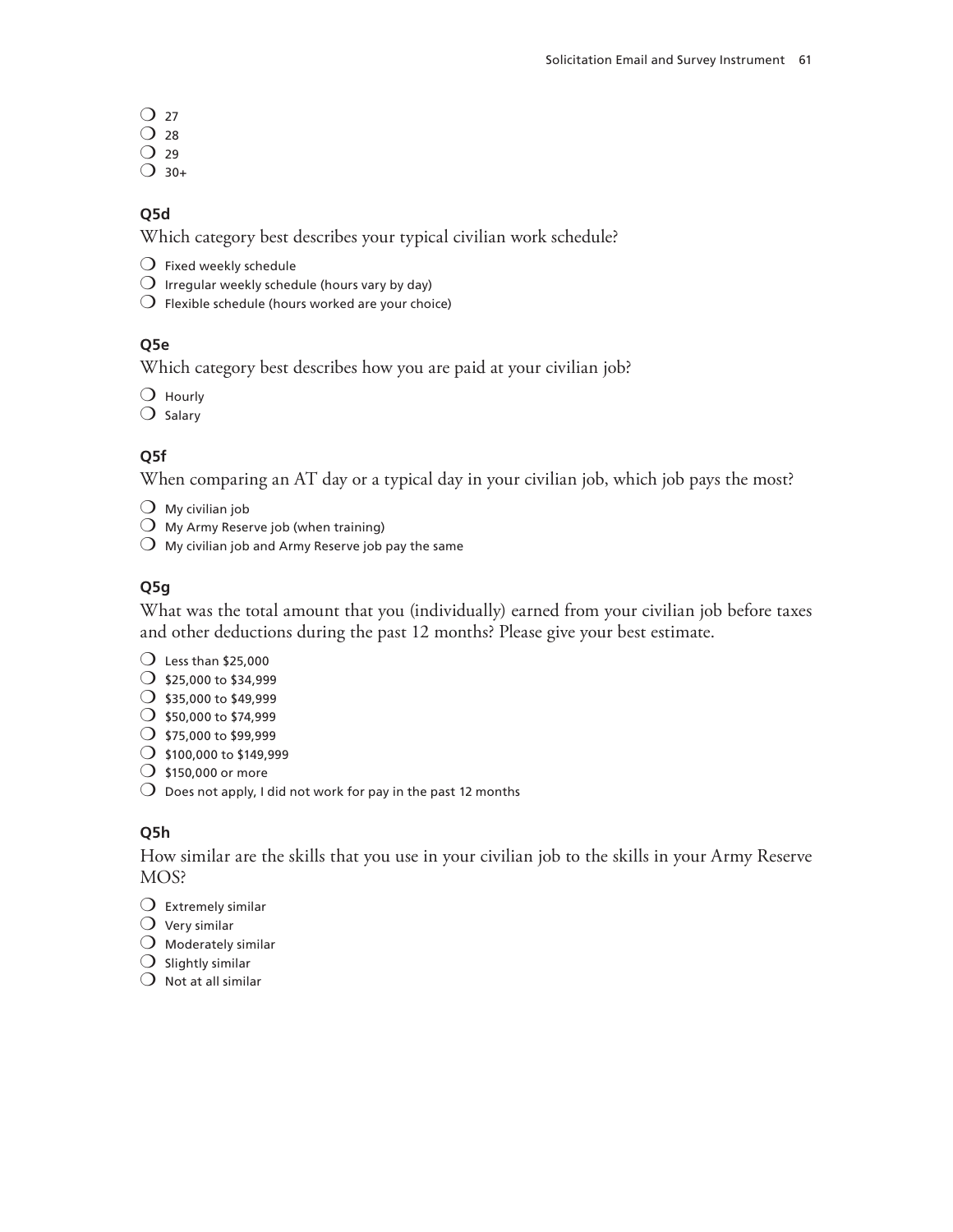- ❍ 27
- ❍ 28
- ❍ 29
- ❍ 30+

**Q5d**

Which category best describes your typical civilian work schedule?

- ❍ Fixed weekly schedule
- ❍ Irregular weekly schedule (hours vary by day)
- ❍ Flexible schedule (hours worked are your choice)

**Q5e**

Which category best describes how you are paid at your civilian job?

- ❍ Hourly
- ❍ Salary

**Q5f**

When comparing an AT day or a typical day in your civilian job, which job pays the most?

- ❍ My civilian job
- ❍ My Army Reserve job (when training)
- ❍ My civilian job and Army Reserve job pay the same

**Q5g**

What was the total amount that you (individually) earned from your civilian job before taxes and other deductions during the past 12 months? Please give your best estimate.

- ❍ Less than $25,000
- ❍ $25,000 to $34,999
- ❍ $35,000 to $49,999
- ❍ $50,000 to $74,999
- ❍ $75,000 to $99,999
- ❍ $100,000 to $149,999
- ❍ $150,000 or more
- ❍ Does not apply, I did not work for pay in the past 12 months

**Q5h**

How similar are the skills that you use in your civilian job to the skills in your Army Reserve MOS?

- ❍ Extremely similar
- ❍ Very similar
- ❍ Moderately similar
- ❍ Slightly similar
- ❍ Not at all similar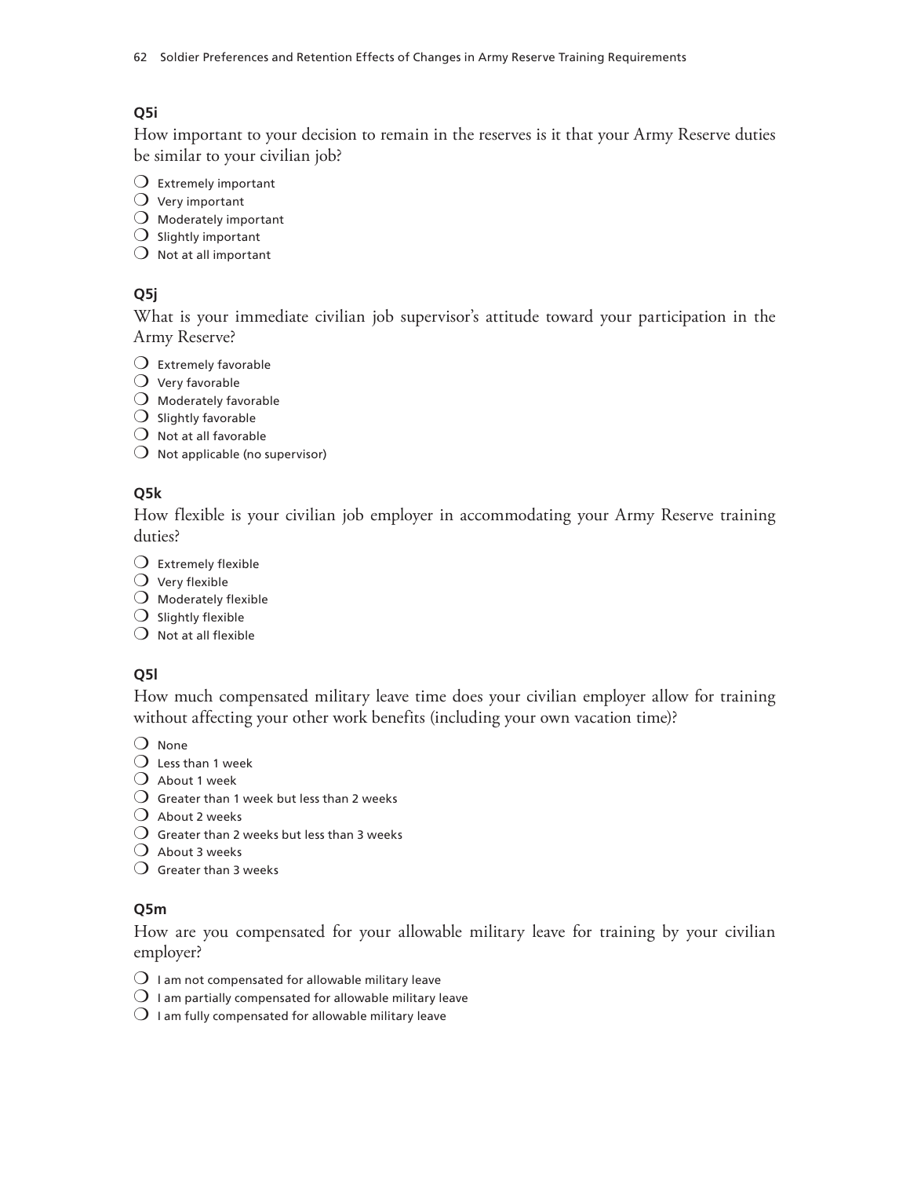**Q5i**

How important to your decision to remain in the reserves is it that your Army Reserve duties be similar to your civilian job?

- ❍ Extremely important
- ❍ Very important
- ❍ Moderately important
- ❍ Slightly important
- ❍ Not at all important

**Q5j**

What is your immediate civilian job supervisor's attitude toward your participation in the Army Reserve?

- ❍ Extremely favorable
- ❍ Very favorable
- ❍ Moderately favorable
- ❍ Slightly favorable
- ❍ Not at all favorable
- ❍ Not applicable (no supervisor)

**Q5k**

How flexible is your civilian job employer in accommodating your Army Reserve training duties?

- ❍ Extremely flexible
- ❍ Very flexible
- ❍ Moderately flexible
- ❍ Slightly flexible
- ❍ Not at all flexible

**Q5l**

How much compensated military leave time does your civilian employer allow for training without affecting your other work benefits (including your own vacation time)?

- ❍ None
- ❍ Less than 1 week
- ❍ About 1 week
- ❍ Greater than 1 week but less than 2 weeks
- ❍ About 2 weeks
- ❍ Greater than 2 weeks but less than 3 weeks
- ❍ About 3 weeks
- ❍ Greater than 3 weeks

**Q5m**

How are you compensated for your allowable military leave for training by your civilian employer?

- ❍ I am not compensated for allowable military leave
- ❍ I am partially compensated for allowable military leave
- ❍ I am fully compensated for allowable military leave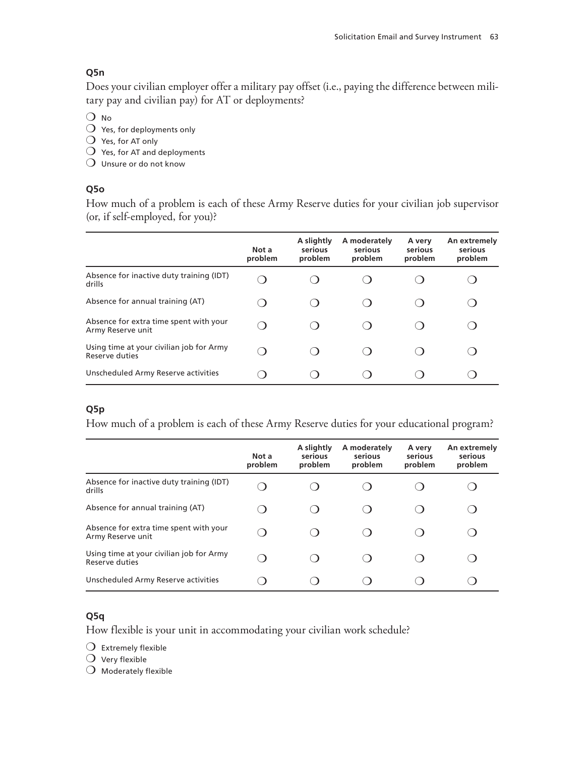**Q5n**

Does your civilian employer offer a military pay offset (i.e., paying the difference between military pay and civilian pay) for AT or deployments?

❍ No
❍ Yes, for deployments only
❍ Yes, for AT only
❍ Yes, for AT and deployments
❍ Unsure or do not know

**Q5o**

How much of a problem is each of these Army Reserve duties for your civilian job supervisor (or, if self-employed, for you)?

| | Not a problem | A slightly serious problem | A moderately serious problem | A very serious problem | An extremely serious problem |
|---|---|---|---|---|---|
| Absence for inactive duty training (IDT) drills | ❍ | ❍ | ❍ | ❍ | ❍ |
| Absence for annual training (AT) | ❍ | ❍ | ❍ | ❍ | ❍ |
| Absence for extra time spent with your Army Reserve unit | ❍ | ❍ | ❍ | ❍ | ❍ |
| Using time at your civilian job for Army Reserve duties | ❍ | ❍ | ❍ | ❍ | ❍ |
| Unscheduled Army Reserve activities | ❍ | ❍ | ❍ | ❍ | ❍ |

**Q5p**

How much of a problem is each of these Army Reserve duties for your educational program?

| | Not a problem | A slightly serious problem | A moderately serious problem | A very serious problem | An extremely serious problem |
|---|---|---|---|---|---|
| Absence for inactive duty training (IDT) drills | ❍ | ❍ | ❍ | ❍ | ❍ |
| Absence for annual training (AT) | ❍ | ❍ | ❍ | ❍ | ❍ |
| Absence for extra time spent with your Army Reserve unit | ❍ | ❍ | ❍ | ❍ | ❍ |
| Using time at your civilian job for Army Reserve duties | ❍ | ❍ | ❍ | ❍ | ❍ |
| Unscheduled Army Reserve activities | ❍ | ❍ | ❍ | ❍ | ❍ |

**Q5q**

How flexible is your unit in accommodating your civilian work schedule?

❍ Extremely flexible
❍ Very flexible
❍ Moderately flexible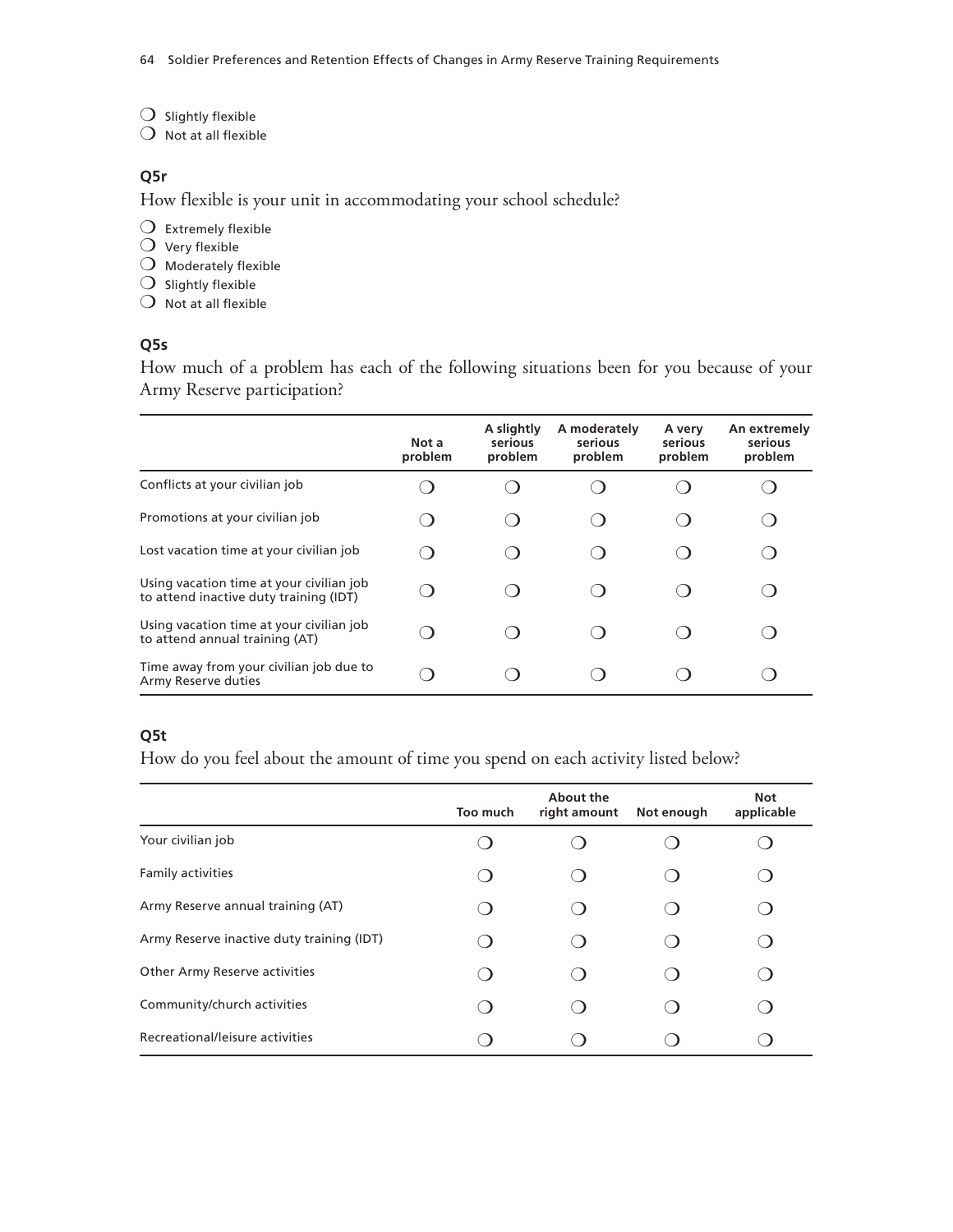- ❍ Slightly flexible
- ❍ Not at all flexible

**Q5r**

How flexible is your unit in accommodating your school schedule?

- ❍ Extremely flexible
- ❍ Very flexible
- ❍ Moderately flexible
- ❍ Slightly flexible
- ❍ Not at all flexible

**Q5s**

How much of a problem has each of the following situations been for you because of your Army Reserve participation?

| | Not a problem | A slightly serious problem | A moderately serious problem | A very serious problem | An extremely serious problem |
|---|---|---|---|---|---|
| Conflicts at your civilian job | ❍ | ❍ | ❍ | ❍ | ❍ |
| Promotions at your civilian job | ❍ | ❍ | ❍ | ❍ | ❍ |
| Lost vacation time at your civilian job | ❍ | ❍ | ❍ | ❍ | ❍ |
| Using vacation time at your civilian job to attend inactive duty training (IDT) | ❍ | ❍ | ❍ | ❍ | ❍ |
| Using vacation time at your civilian job to attend annual training (AT) | ❍ | ❍ | ❍ | ❍ | ❍ |
| Time away from your civilian job due to Army Reserve duties | ❍ | ❍ | ❍ | ❍ | ❍ |

**Q5t**

How do you feel about the amount of time you spend on each activity listed below?

| | Too much | About the right amount | Not enough | Not applicable |
|---|---|---|---|---|
| Your civilian job | ❍ | ❍ | ❍ | ❍ |
| Family activities | ❍ | ❍ | ❍ | ❍ |
| Army Reserve annual training (AT) | ❍ | ❍ | ❍ | ❍ |
| Army Reserve inactive duty training (IDT) | ❍ | ❍ | ❍ | ❍ |
| Other Army Reserve activities | ❍ | ❍ | ❍ | ❍ |
| Community/church activities | ❍ | ❍ | ❍ | ❍ |
| Recreational/leisure activities | ❍ | ❍ | ❍ | ❍ |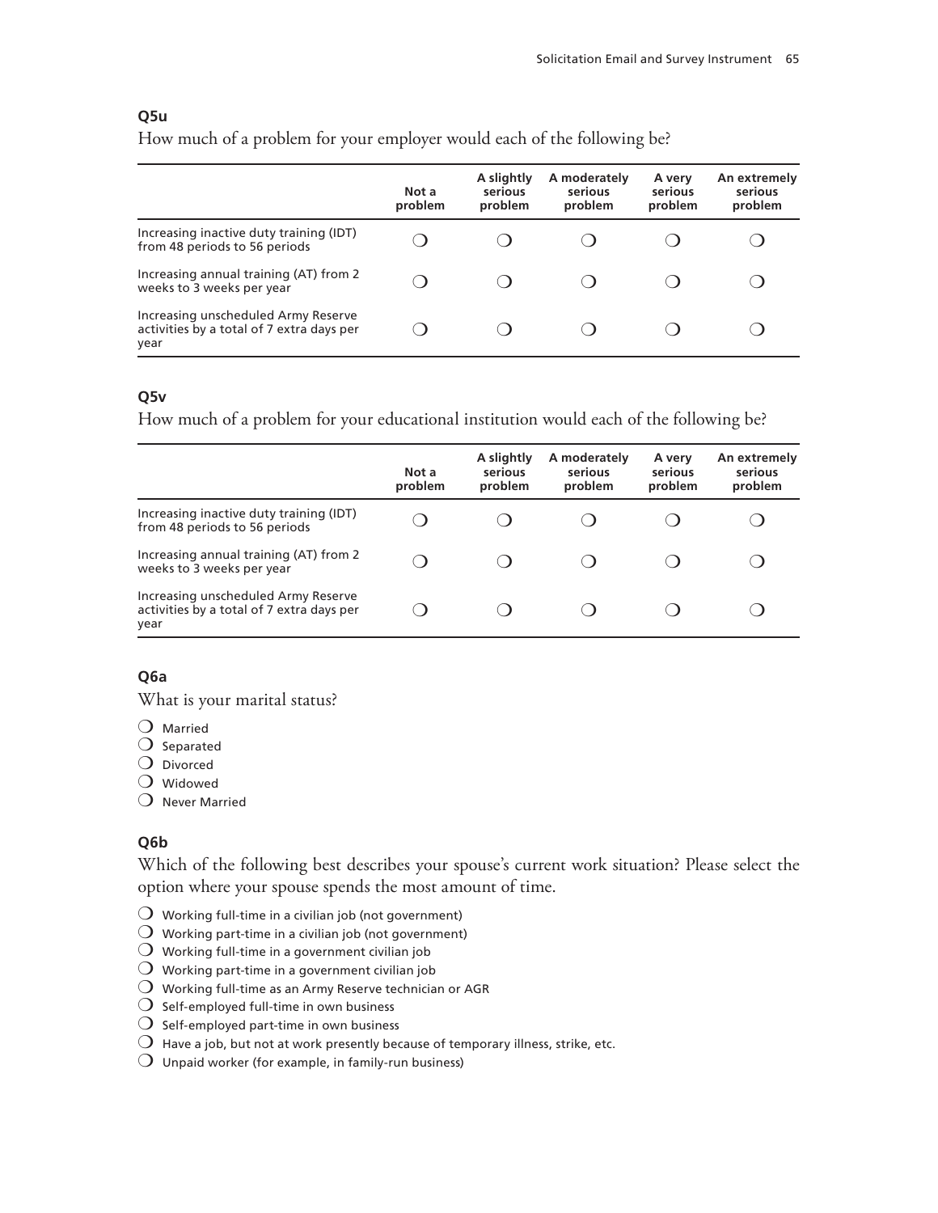**Q5u**

How much of a problem for your employer would each of the following be?

| | Not a problem | A slightly serious problem | A moderately serious problem | A very serious problem | An extremely serious problem |
|---|---|---|---|---|---|
| Increasing inactive duty training (IDT) from 48 periods to 56 periods | ❍ | ❍ | ❍ | ❍ | ❍ |
| Increasing annual training (AT) from 2 weeks to 3 weeks per year | ❍ | ❍ | ❍ | ❍ | ❍ |
| Increasing unscheduled Army Reserve activities by a total of 7 extra days per year | ❍ | ❍ | ❍ | ❍ | ❍ |

**Q5v**

How much of a problem for your educational institution would each of the following be?

| | Not a problem | A slightly serious problem | A moderately serious problem | A very serious problem | An extremely serious problem |
|---|---|---|---|---|---|
| Increasing inactive duty training (IDT) from 48 periods to 56 periods | ❍ | ❍ | ❍ | ❍ | ❍ |
| Increasing annual training (AT) from 2 weeks to 3 weeks per year | ❍ | ❍ | ❍ | ❍ | ❍ |
| Increasing unscheduled Army Reserve activities by a total of 7 extra days per year | ❍ | ❍ | ❍ | ❍ | ❍ |

**Q6a**

What is your marital status?

❍ Married
❍ Separated
❍ Divorced
❍ Widowed
❍ Never Married

**Q6b**

Which of the following best describes your spouse's current work situation? Please select the option where your spouse spends the most amount of time.

❍ Working full-time in a civilian job (not government)
❍ Working part-time in a civilian job (not government)
❍ Working full-time in a government civilian job
❍ Working part-time in a government civilian job
❍ Working full-time as an Army Reserve technician or AGR
❍ Self-employed full-time in own business
❍ Self-employed part-time in own business
❍ Have a job, but not at work presently because of temporary illness, strike, etc.
❍ Unpaid worker (for example, in family-run business)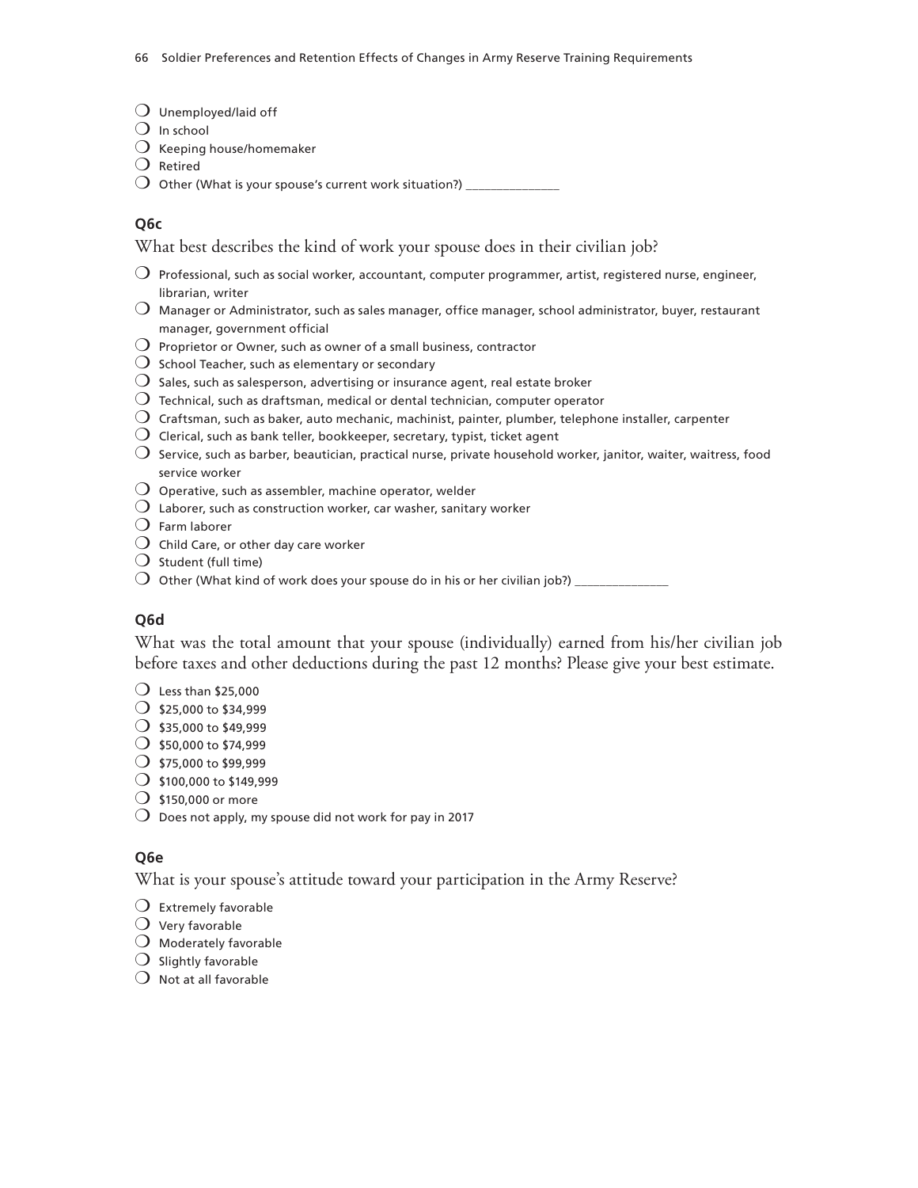- Unemployed/laid off
- In school
- Keeping house/homemaker
- Retired
- Other (What is your spouse's current work situation?) _______________

**Q6c**

What best describes the kind of work your spouse does in their civilian job?

- Professional, such as social worker, accountant, computer programmer, artist, registered nurse, engineer, librarian, writer
- Manager or Administrator, such as sales manager, office manager, school administrator, buyer, restaurant manager, government official
- Proprietor or Owner, such as owner of a small business, contractor
- School Teacher, such as elementary or secondary
- Sales, such as salesperson, advertising or insurance agent, real estate broker
- Technical, such as draftsman, medical or dental technician, computer operator
- Craftsman, such as baker, auto mechanic, machinist, painter, plumber, telephone installer, carpenter
- Clerical, such as bank teller, bookkeeper, secretary, typist, ticket agent
- Service, such as barber, beautician, practical nurse, private household worker, janitor, waiter, waitress, food service worker
- Operative, such as assembler, machine operator, welder
- Laborer, such as construction worker, car washer, sanitary worker
- Farm laborer
- Child Care, or other day care worker
- Student (full time)
- Other (What kind of work does your spouse do in his or her civilian job?) _______________

**Q6d**

What was the total amount that your spouse (individually) earned from his/her civilian job before taxes and other deductions during the past 12 months? Please give your best estimate.

- Less than $25,000
- $25,000 to $34,999
- $35,000 to $49,999
- $50,000 to $74,999
- $75,000 to $99,999
- $100,000 to $149,999
- $150,000 or more
- Does not apply, my spouse did not work for pay in 2017

**Q6e**

What is your spouse's attitude toward your participation in the Army Reserve?

- Extremely favorable
- Very favorable
- Moderately favorable
- Slightly favorable
- Not at all favorable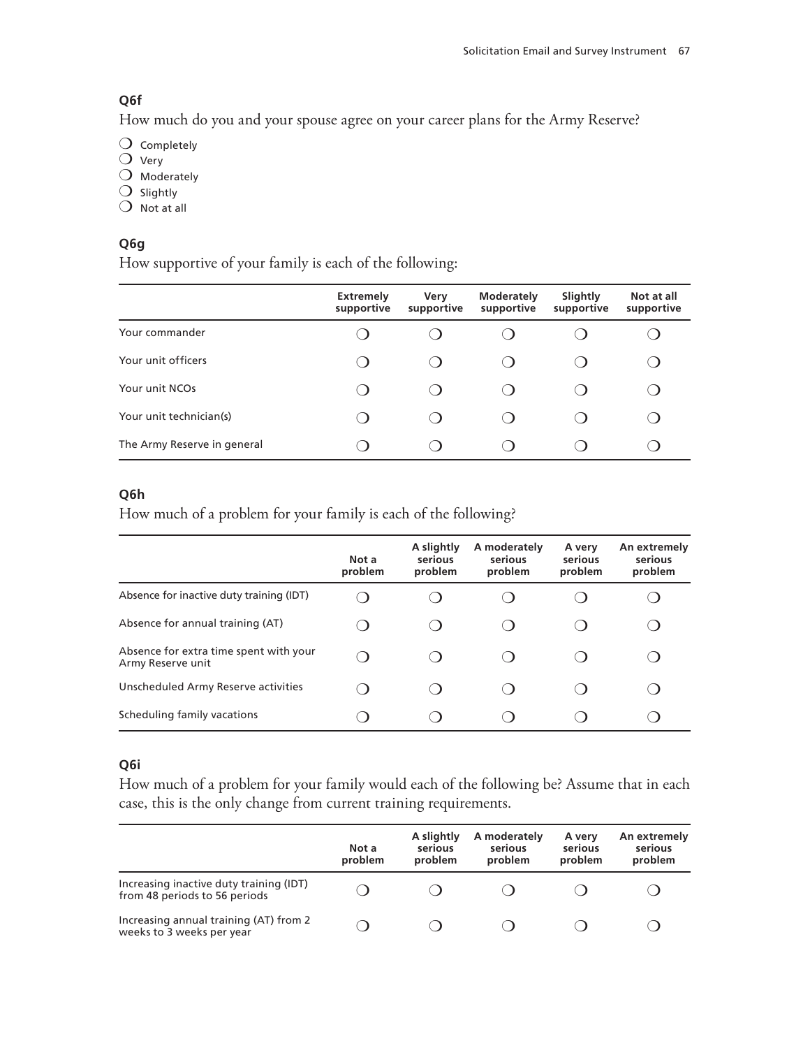**Q6f**

How much do you and your spouse agree on your career plans for the Army Reserve?

❍ Completely
❍ Very
❍ Moderately
❍ Slightly
❍ Not at all

**Q6g**

How supportive of your family is each of the following:

| | Extremely supportive | Very supportive | Moderately supportive | Slightly supportive | Not at all supportive |
|---|---|---|---|---|---|
| Your commander | ❍ | ❍ | ❍ | ❍ | ❍ |
| Your unit officers | ❍ | ❍ | ❍ | ❍ | ❍ |
| Your unit NCOs | ❍ | ❍ | ❍ | ❍ | ❍ |
| Your unit technician(s) | ❍ | ❍ | ❍ | ❍ | ❍ |
| The Army Reserve in general | ❍ | ❍ | ❍ | ❍ | ❍ |

**Q6h**

How much of a problem for your family is each of the following?

| | Not a problem | A slightly serious problem | A moderately serious problem | A very serious problem | An extremely serious problem |
|---|---|---|---|---|---|
| Absence for inactive duty training (IDT) | ❍ | ❍ | ❍ | ❍ | ❍ |
| Absence for annual training (AT) | ❍ | ❍ | ❍ | ❍ | ❍ |
| Absence for extra time spent with your Army Reserve unit | ❍ | ❍ | ❍ | ❍ | ❍ |
| Unscheduled Army Reserve activities | ❍ | ❍ | ❍ | ❍ | ❍ |
| Scheduling family vacations | ❍ | ❍ | ❍ | ❍ | ❍ |

**Q6i**

How much of a problem for your family would each of the following be? Assume that in each case, this is the only change from current training requirements.

| | Not a problem | A slightly serious problem | A moderately serious problem | A very serious problem | An extremely serious problem |
|---|---|---|---|---|---|
| Increasing inactive duty training (IDT) from 48 periods to 56 periods | ❍ | ❍ | ❍ | ❍ | ❍ |
| Increasing annual training (AT) from 2 weeks to 3 weeks per year | ❍ | ❍ | ❍ | ❍ | ❍ |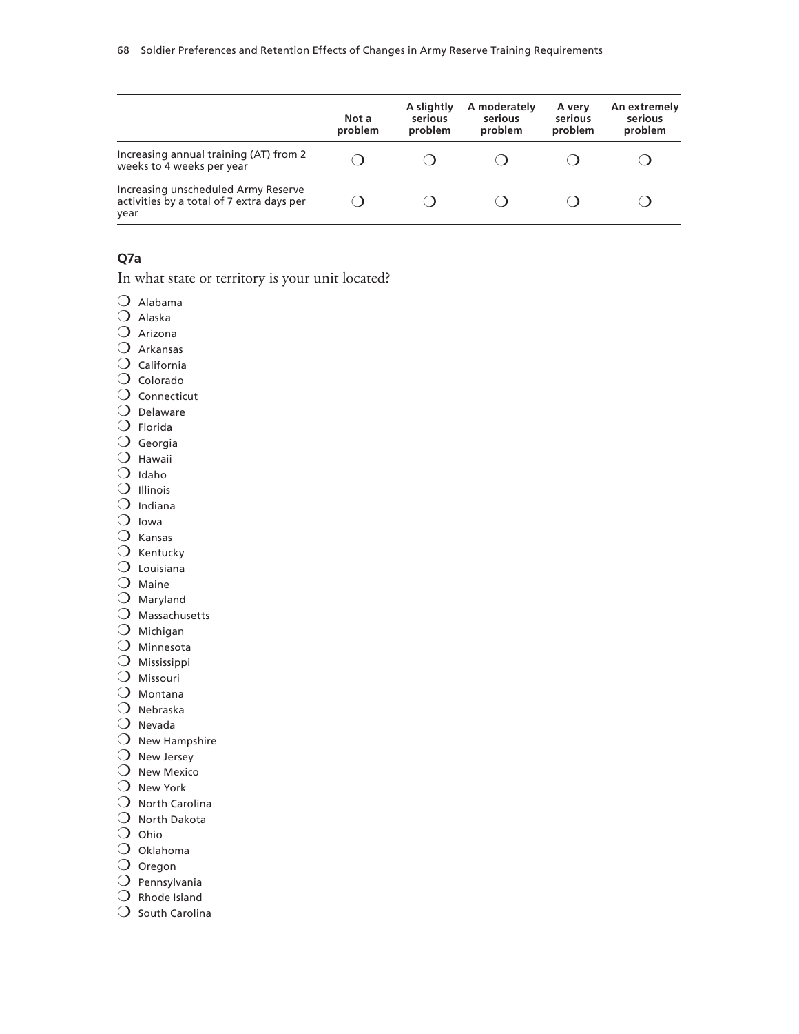| | Not a problem | A slightly serious problem | A moderately serious problem | A very serious problem | An extremely serious problem |
|---|---|---|---|---|---|
| Increasing annual training (AT) from 2 weeks to 4 weeks per year | ❍ | ❍ | ❍ | ❍ | ❍ |
| Increasing unscheduled Army Reserve activities by a total of 7 extra days per year | ❍ | ❍ | ❍ | ❍ | ❍ |

### Q7a

In what state or territory is your unit located?

❍ Alabama
❍ Alaska
❍ Arizona
❍ Arkansas
❍ California
❍ Colorado
❍ Connecticut
❍ Delaware
❍ Florida
❍ Georgia
❍ Hawaii
❍ Idaho
❍ Illinois
❍ Indiana
❍ Iowa
❍ Kansas
❍ Kentucky
❍ Louisiana
❍ Maine
❍ Maryland
❍ Massachusetts
❍ Michigan
❍ Minnesota
❍ Mississippi
❍ Missouri
❍ Montana
❍ Nebraska
❍ Nevada
❍ New Hampshire
❍ New Jersey
❍ New Mexico
❍ New York
❍ North Carolina
❍ North Dakota
❍ Ohio
❍ Oklahoma
❍ Oregon
❍ Pennsylvania
❍ Rhode Island
❍ South Carolina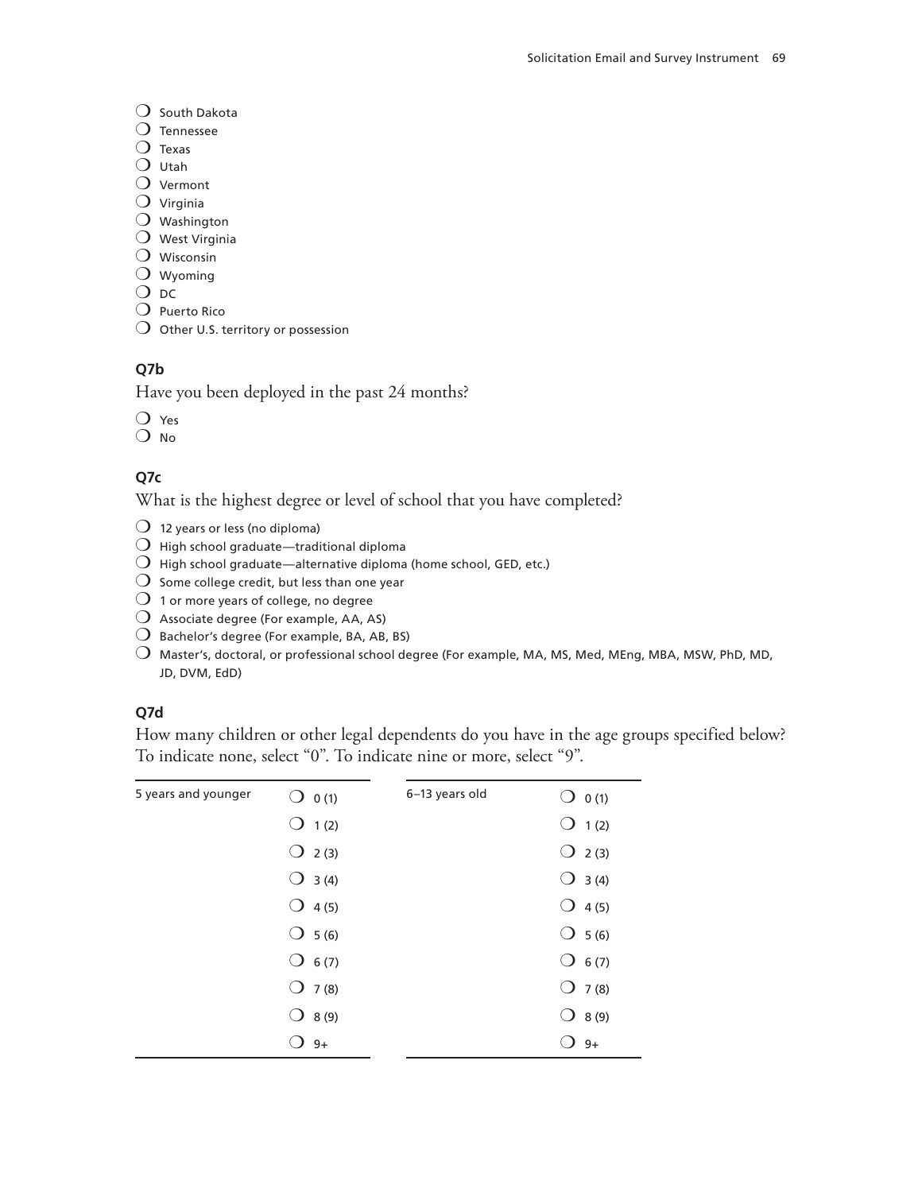- South Dakota
- Tennessee
- Texas
- Utah
- Vermont
- Virginia
- Washington
- West Virginia
- Wisconsin
- Wyoming
- DC
- Puerto Rico
- Other U.S. territory or possession

**Q7b**

Have you been deployed in the past 24 months?

- Yes
- No

**Q7c**

What is the highest degree or level of school that you have completed?

- 12 years or less (no diploma)
- High school graduate—traditional diploma
- High school graduate—alternative diploma (home school, GED, etc.)
- Some college credit, but less than one year
- 1 or more years of college, no degree
- Associate degree (For example, AA, AS)
- Bachelor's degree (For example, BA, AB, BS)
- Master's, doctoral, or professional school degree (For example, MA, MS, Med, MEng, MBA, MSW, PhD, MD, JD, DVM, EdD)

**Q7d**

How many children or other legal dependents do you have in the age groups specified below? To indicate none, select "0". To indicate nine or more, select "9".

| 5 years and younger | | 6–13 years old | |
|---|---|---|---|
| | 0 (1) | | 0 (1) |
| | 1 (2) | | 1 (2) |
| | 2 (3) | | 2 (3) |
| | 3 (4) | | 3 (4) |
| | 4 (5) | | 4 (5) |
| | 5 (6) | | 5 (6) |
| | 6 (7) | | 6 (7) |
| | 7 (8) | | 7 (8) |
| | 8 (9) | | 8 (9) |
| | 9+ | | 9+ |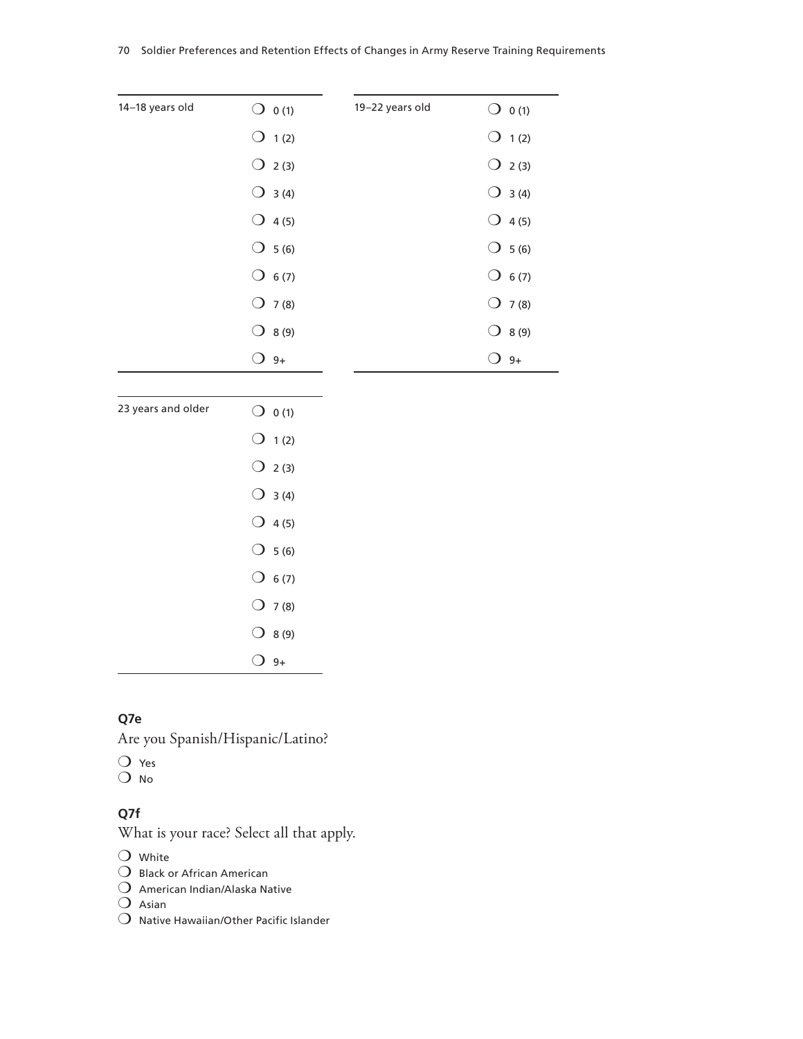| 14–18 years old | |
|---|---|
| | ❍ 0 (1) |
| | ❍ 1 (2) |
| | ❍ 2 (3) |
| | ❍ 3 (4) |
| | ❍ 4 (5) |
| | ❍ 5 (6) |
| | ❍ 6 (7) |
| | ❍ 7 (8) |
| | ❍ 8 (9) |
| | ❍ 9+ |

| 19–22 years old | |
|---|---|
| | ❍ 0 (1) |
| | ❍ 1 (2) |
| | ❍ 2 (3) |
| | ❍ 3 (4) |
| | ❍ 4 (5) |
| | ❍ 5 (6) |
| | ❍ 6 (7) |
| | ❍ 7 (8) |
| | ❍ 8 (9) |
| | ❍ 9+ |

| 23 years and older | |
|---|---|
| | ❍ 0 (1) |
| | ❍ 1 (2) |
| | ❍ 2 (3) |
| | ❍ 3 (4) |
| | ❍ 4 (5) |
| | ❍ 5 (6) |
| | ❍ 6 (7) |
| | ❍ 7 (8) |
| | ❍ 8 (9) |
| | ❍ 9+ |

**Q7e**

Are you Spanish/Hispanic/Latino?

❍ Yes
❍ No

**Q7f**

What is your race? Select all that apply.

❍ White
❍ Black or African American
❍ American Indian/Alaska Native
❍ Asian
❍ Native Hawaiian/Other Pacific Islander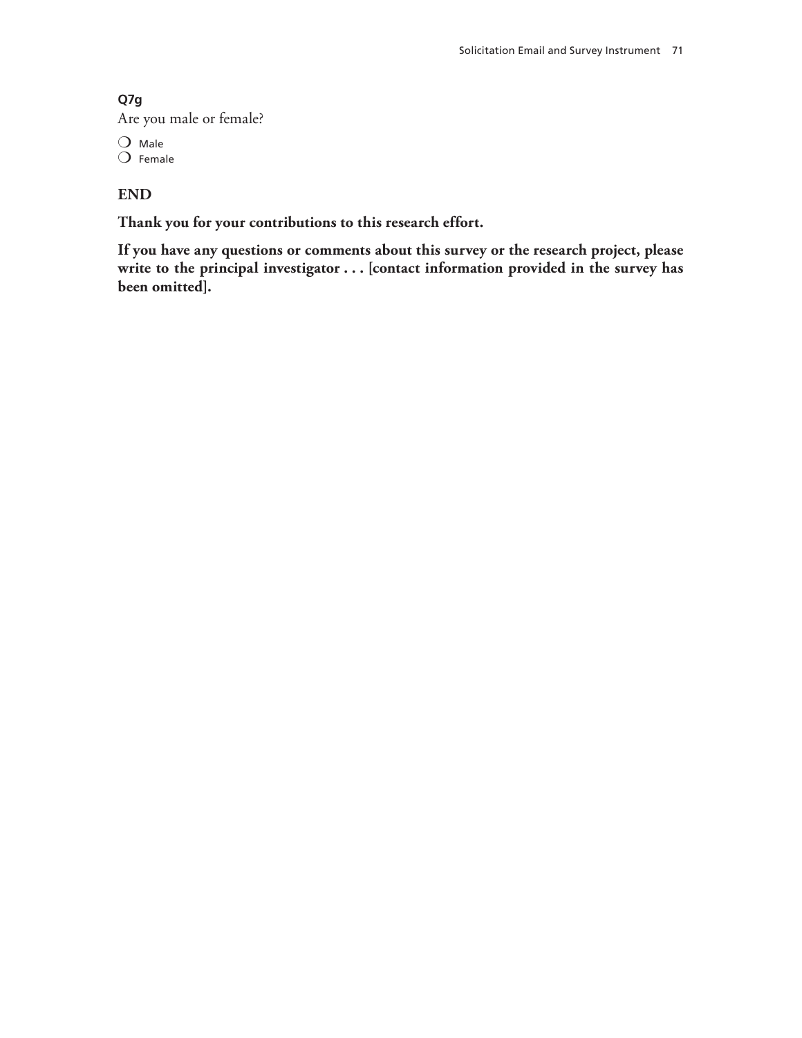**Q7g**

Are you male or female?

- ❍ Male
- ❍ Female

## END

**Thank you for your contributions to this research effort.**

**If you have any questions or comments about this survey or the research project, please write to the principal investigator . . . [contact information provided in the survey has been omitted].**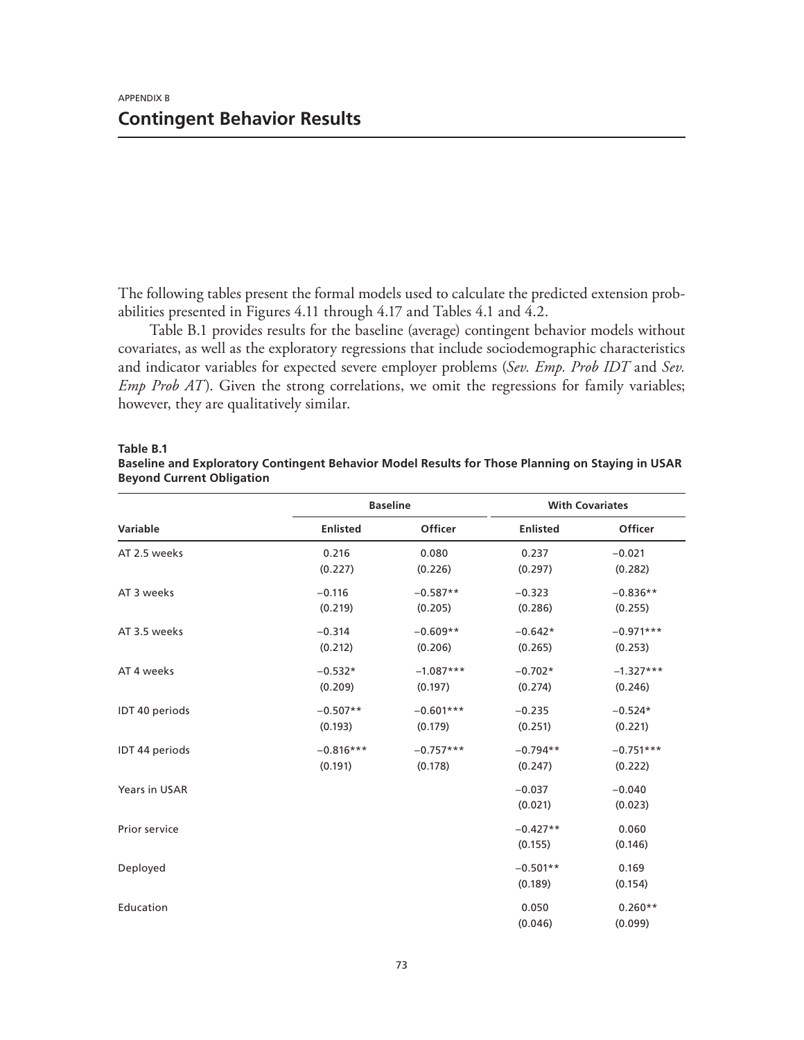APPENDIX B

# Contingent Behavior Results

The following tables present the formal models used to calculate the predicted extension probabilities presented in Figures 4.11 through 4.17 and Tables 4.1 and 4.2.

Table B.1 provides results for the baseline (average) contingent behavior models without covariates, as well as the exploratory regressions that include sociodemographic characteristics and indicator variables for expected severe employer problems (*Sev. Emp. Prob IDT* and *Sev. Emp Prob AT*). Given the strong correlations, we omit the regressions for family variables; however, they are qualitatively similar.

**Table B.1**
**Baseline and Exploratory Contingent Behavior Model Results for Those Planning on Staying in USAR Beyond Current Obligation**

| | Baseline | | With Covariates | |
|---|---|---|---|---|
| **Variable** | **Enlisted** | **Officer** | **Enlisted** | **Officer** |
| AT 2.5 weeks | 0.216<br>(0.227) | 0.080<br>(0.226) | 0.237<br>(0.297) | −0.021<br>(0.282) |
| AT 3 weeks | −0.116<br>(0.219) | −0.587**<br>(0.205) | −0.323<br>(0.286) | −0.836**<br>(0.255) |
| AT 3.5 weeks | −0.314<br>(0.212) | −0.609**<br>(0.206) | −0.642*<br>(0.265) | −0.971***<br>(0.253) |
| AT 4 weeks | −0.532*<br>(0.209) | −1.087***<br>(0.197) | −0.702*<br>(0.274) | −1.327***<br>(0.246) |
| IDT 40 periods | −0.507**<br>(0.193) | −0.601***<br>(0.179) | −0.235<br>(0.251) | −0.524*<br>(0.221) |
| IDT 44 periods | −0.816***<br>(0.191) | −0.757***<br>(0.178) | −0.794**<br>(0.247) | −0.751***<br>(0.222) |
| Years in USAR | | | −0.037<br>(0.021) | −0.040<br>(0.023) |
| Prior service | | | −0.427**<br>(0.155) | 0.060<br>(0.146) |
| Deployed | | | −0.501**<br>(0.189) | 0.169<br>(0.154) |
| Education | | | 0.050<br>(0.046) | 0.260**<br>(0.099) |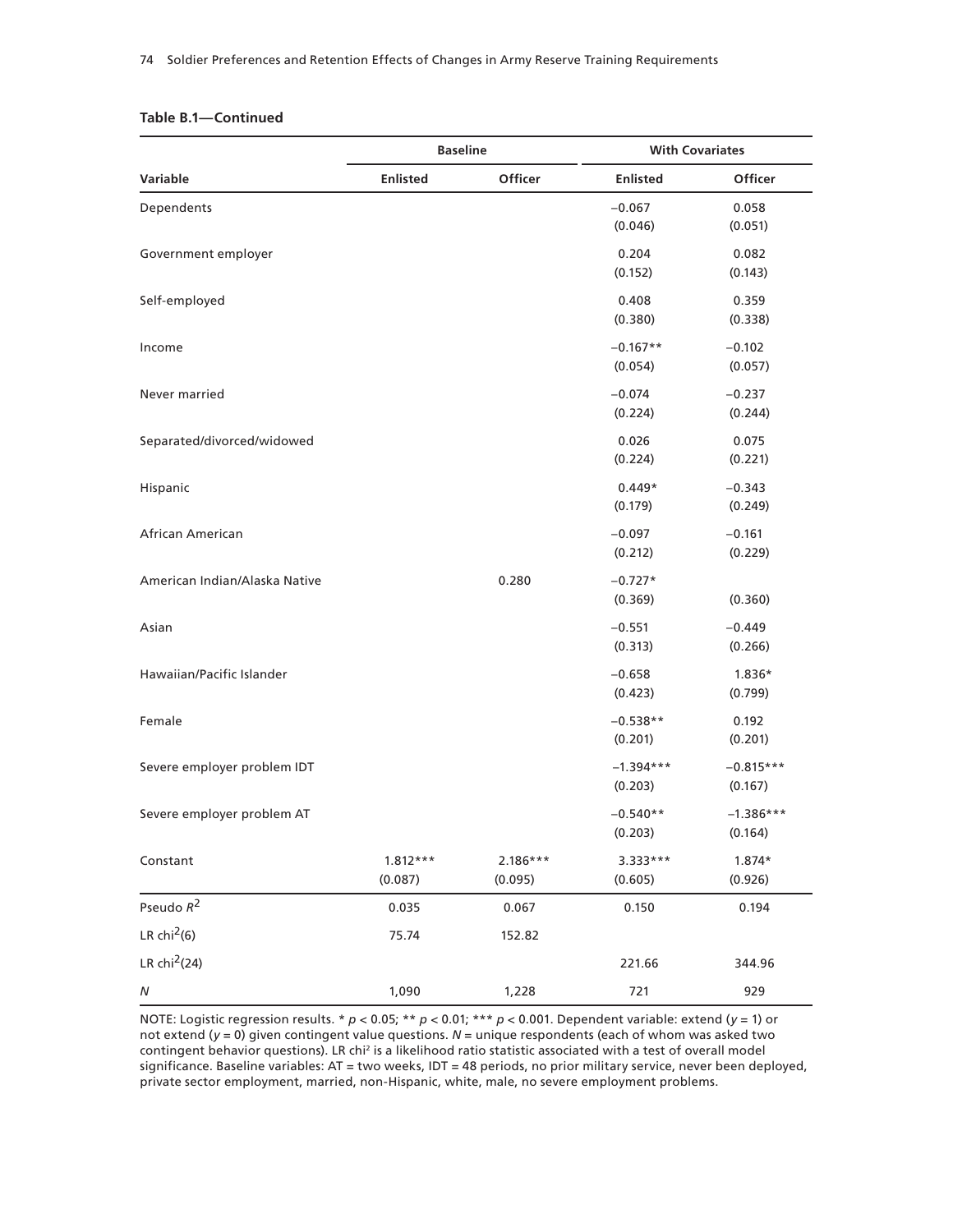**Table B.1—Continued**

| | Baseline | | With Covariates | |
|---|---|---|---|---|
| **Variable** | **Enlisted** | **Officer** | **Enlisted** | **Officer** |
| Dependents | | | −0.067<br>(0.046) | 0.058<br>(0.051) |
| Government employer | | | 0.204<br>(0.152) | 0.082<br>(0.143) |
| Self-employed | | | 0.408<br>(0.380) | 0.359<br>(0.338) |
| Income | | | −0.167**<br>(0.054) | −0.102<br>(0.057) |
| Never married | | | −0.074<br>(0.224) | −0.237<br>(0.244) |
| Separated/divorced/widowed | | | 0.026<br>(0.224) | 0.075<br>(0.221) |
| Hispanic | | | 0.449*<br>(0.179) | −0.343<br>(0.249) |
| African American | | | −0.097<br>(0.212) | −0.161<br>(0.229) |
| American Indian/Alaska Native | | 0.280 | −0.727*<br>(0.369) | <br>(0.360) |
| Asian | | | −0.551<br>(0.313) | −0.449<br>(0.266) |
| Hawaiian/Pacific Islander | | | −0.658<br>(0.423) | 1.836*<br>(0.799) |
| Female | | | −0.538**<br>(0.201) | 0.192<br>(0.201) |
| Severe employer problem IDT | | | −1.394***<br>(0.203) | −0.815***<br>(0.167) |
| Severe employer problem AT | | | −0.540**<br>(0.203) | −1.386***<br>(0.164) |
| Constant | 1.812***<br>(0.087) | 2.186***<br>(0.095) | 3.333***<br>(0.605) | 1.874*<br>(0.926) |
| Pseudo $R^2$ | 0.035 | 0.067 | 0.150 | 0.194 |
| LR $chi^2(6)$ | 75.74 | 152.82 | | |
| LR $chi^2(24)$ | | | 221.66 | 344.96 |
| *N* | 1,090 | 1,228 | 721 | 929 |

NOTE: Logistic regression results. * $p < 0.05$; ** $p < 0.01$; *** $p < 0.001$. Dependent variable: extend ($y = 1$) or not extend ($y = 0$) given contingent value questions. *N* = unique respondents (each of whom was asked two contingent behavior questions). LR chi² is a likelihood ratio statistic associated with a test of overall model significance. Baseline variables: AT = two weeks, IDT = 48 periods, no prior military service, never been deployed, private sector employment, married, non-Hispanic, white, male, no severe employment problems.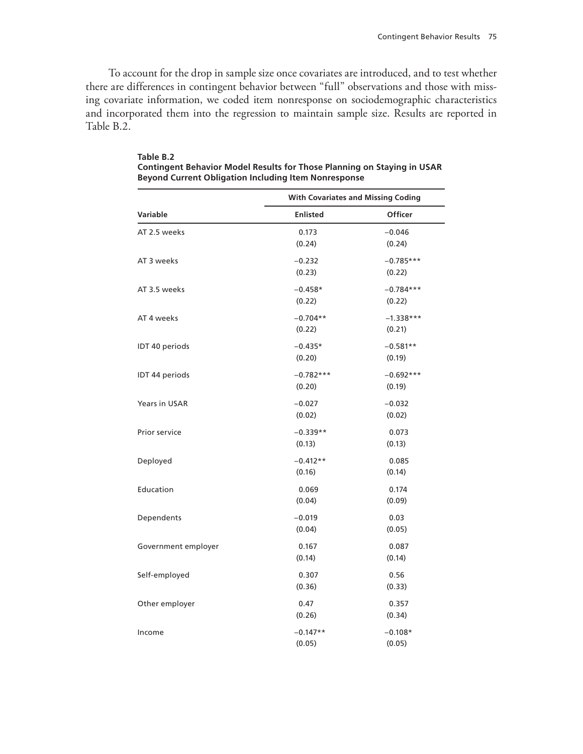To account for the drop in sample size once covariates are introduced, and to test whether there are differences in contingent behavior between "full" observations and those with missing covariate information, we coded item nonresponse on sociodemographic characteristics and incorporated them into the regression to maintain sample size. Results are reported in Table B.2.

**Table B.2**
**Contingent Behavior Model Results for Those Planning on Staying in USAR Beyond Current Obligation Including Item Nonresponse**

| | With Covariates and Missing Coding | |
|---|---|---|
| Variable | Enlisted | Officer |
| AT 2.5 weeks | 0.173<br>(0.24) | −0.046<br>(0.24) |
| AT 3 weeks | −0.232<br>(0.23) | −0.785***<br>(0.22) |
| AT 3.5 weeks | −0.458*<br>(0.22) | −0.784***<br>(0.22) |
| AT 4 weeks | −0.704**<br>(0.22) | −1.338***<br>(0.21) |
| IDT 40 periods | −0.435*<br>(0.20) | −0.581**<br>(0.19) |
| IDT 44 periods | −0.782***<br>(0.20) | −0.692***<br>(0.19) |
| Years in USAR | −0.027<br>(0.02) | −0.032<br>(0.02) |
| Prior service | −0.339**<br>(0.13) | 0.073<br>(0.13) |
| Deployed | −0.412**<br>(0.16) | 0.085<br>(0.14) |
| Education | 0.069<br>(0.04) | 0.174<br>(0.09) |
| Dependents | −0.019<br>(0.04) | 0.03<br>(0.05) |
| Government employer | 0.167<br>(0.14) | 0.087<br>(0.14) |
| Self-employed | 0.307<br>(0.36) | 0.56<br>(0.33) |
| Other employer | 0.47<br>(0.26) | 0.357<br>(0.34) |
| Income | −0.147**<br>(0.05) | −0.108*<br>(0.05) |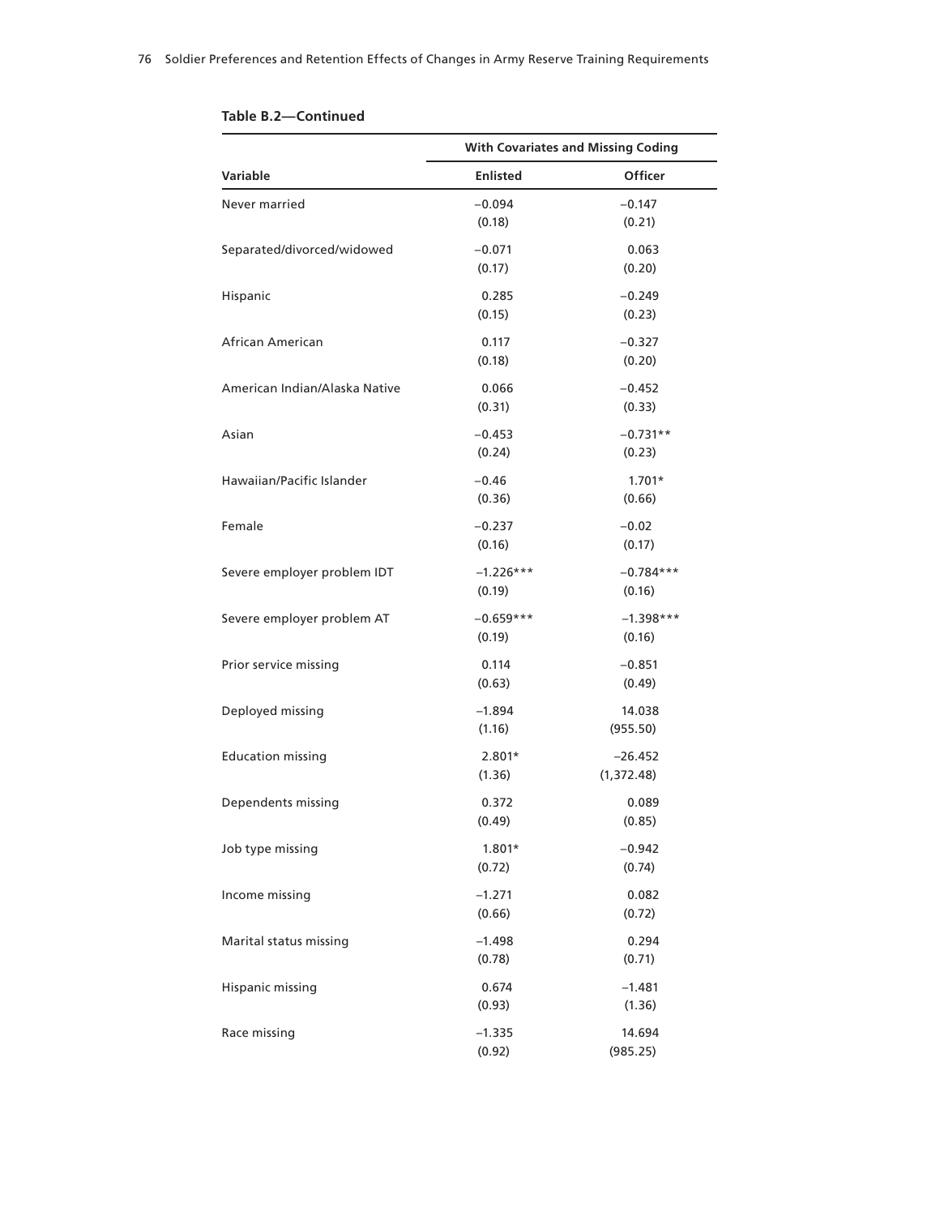**Table B.2—Continued**

| | With Covariates and Missing Coding | |
|---|---|---|
| Variable | Enlisted | Officer |
| Never married | −0.094<br>(0.18) | −0.147<br>(0.21) |
| Separated/divorced/widowed | −0.071<br>(0.17) | 0.063<br>(0.20) |
| Hispanic | 0.285<br>(0.15) | −0.249<br>(0.23) |
| African American | 0.117<br>(0.18) | −0.327<br>(0.20) |
| American Indian/Alaska Native | 0.066<br>(0.31) | −0.452<br>(0.33) |
| Asian | −0.453<br>(0.24) | −0.731**<br>(0.23) |
| Hawaiian/Pacific Islander | −0.46<br>(0.36) | 1.701*<br>(0.66) |
| Female | −0.237<br>(0.16) | −0.02<br>(0.17) |
| Severe employer problem IDT | −1.226***<br>(0.19) | −0.784***<br>(0.16) |
| Severe employer problem AT | −0.659***<br>(0.19) | −1.398***<br>(0.16) |
| Prior service missing | 0.114<br>(0.63) | −0.851<br>(0.49) |
| Deployed missing | −1.894<br>(1.16) | 14.038<br>(955.50) |
| Education missing | 2.801*<br>(1.36) | −26.452<br>(1,372.48) |
| Dependents missing | 0.372<br>(0.49) | 0.089<br>(0.85) |
| Job type missing | 1.801*<br>(0.72) | −0.942<br>(0.74) |
| Income missing | −1.271<br>(0.66) | 0.082<br>(0.72) |
| Marital status missing | −1.498<br>(0.78) | 0.294<br>(0.71) |
| Hispanic missing | 0.674<br>(0.93) | −1.481<br>(1.36) |
| Race missing | −1.335<br>(0.92) | 14.694<br>(985.25) |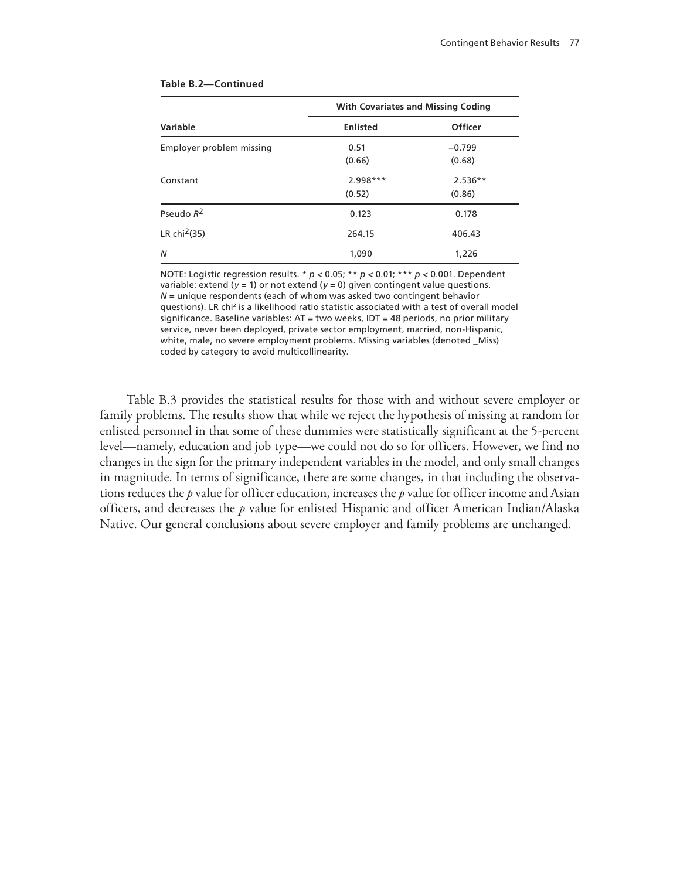**Table B.2—Continued**

| Variable | With Covariates and Missing Coding | |
|---|---|---|
| | Enlisted | Officer |
| Employer problem missing | 0.51<br>(0.66) | −0.799<br>(0.68) |
| Constant | 2.998***<br>(0.52) | 2.536**<br>(0.86) |
| Pseudo $R^2$ | 0.123 | 0.178 |
| LR $chi^2(35)$ | 264.15 | 406.43 |
| *N* | 1,090 | 1,226 |

NOTE: Logistic regression results. * $p < 0.05$; ** $p < 0.01$; *** $p < 0.001$. Dependent variable: extend ($y = 1$) or not extend ($y = 0$) given contingent value questions. *N* = unique respondents (each of whom was asked two contingent behavior questions). LR $chi^2$ is a likelihood ratio statistic associated with a test of overall model significance. Baseline variables: AT = two weeks, IDT = 48 periods, no prior military service, never been deployed, private sector employment, married, non-Hispanic, white, male, no severe employment problems. Missing variables (denoted _Miss) coded by category to avoid multicollinearity.

Table B.3 provides the statistical results for those with and without severe employer or family problems. The results show that while we reject the hypothesis of missing at random for enlisted personnel in that some of these dummies were statistically significant at the 5-percent level—namely, education and job type—we could not do so for officers. However, we find no changes in the sign for the primary independent variables in the model, and only small changes in magnitude. In terms of significance, there are some changes, in that including the observations reduces the *p* value for officer education, increases the *p* value for officer income and Asian officers, and decreases the *p* value for enlisted Hispanic and officer American Indian/Alaska Native. Our general conclusions about severe employer and family problems are unchanged.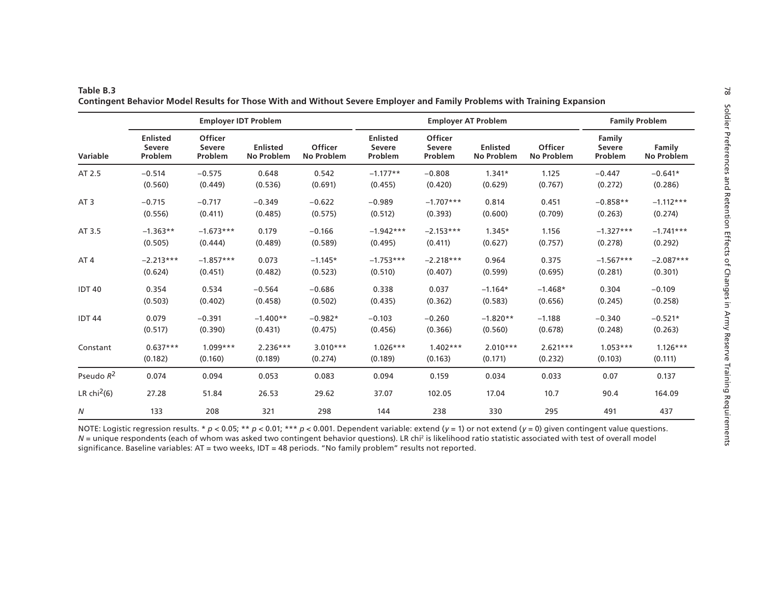**Table B.3**
**Contingent Behavior Model Results for Those With and Without Severe Employer and Family Problems with Training Expansion**

| | Employer IDT Problem | | | | Employer AT Problem | | | | Family Problem | |
|---|---|---|---|---|---|---|---|---|---|---|
| Variable | Enlisted Severe Problem | Officer Severe Problem | Enlisted No Problem | Officer No Problem | Enlisted Severe Problem | Officer Severe Problem | Enlisted No Problem | Officer No Problem | Family Severe Problem | Family No Problem |
| AT 2.5 | −0.514 | −0.575 | 0.648 | 0.542 | −1.177** | −0.808 | 1.341* | 1.125 | −0.447 | −0.641* |
| | (0.560) | (0.449) | (0.536) | (0.691) | (0.455) | (0.420) | (0.629) | (0.767) | (0.272) | (0.286) |
| AT 3 | −0.715 | −0.717 | −0.349 | −0.622 | −0.989 | −1.707*** | 0.814 | 0.451 | −0.858** | −1.112*** |
| | (0.556) | (0.411) | (0.485) | (0.575) | (0.512) | (0.393) | (0.600) | (0.709) | (0.263) | (0.274) |
| AT 3.5 | −1.363** | −1.673*** | 0.179 | −0.166 | −1.942*** | −2.153*** | 1.345* | 1.156 | −1.327*** | −1.741*** |
| | (0.505) | (0.444) | (0.489) | (0.589) | (0.495) | (0.411) | (0.627) | (0.757) | (0.278) | (0.292) |
| AT 4 | −2.213*** | −1.857*** | 0.073 | −1.145* | −1.753*** | −2.218*** | 0.964 | 0.375 | −1.567*** | −2.087*** |
| | (0.624) | (0.451) | (0.482) | (0.523) | (0.510) | (0.407) | (0.599) | (0.695) | (0.281) | (0.301) |
| IDT 40 | 0.354 | 0.534 | −0.564 | −0.686 | 0.338 | 0.037 | −1.164* | −1.468* | 0.304 | −0.109 |
| | (0.503) | (0.402) | (0.458) | (0.502) | (0.435) | (0.362) | (0.583) | (0.656) | (0.245) | (0.258) |
| IDT 44 | 0.079 | −0.391 | −1.400** | −0.982* | −0.103 | −0.260 | −1.820** | −1.188 | −0.340 | −0.521* |
| | (0.517) | (0.390) | (0.431) | (0.475) | (0.456) | (0.366) | (0.560) | (0.678) | (0.248) | (0.263) |
| Constant | 0.637*** | 1.099*** | 2.236*** | 3.010*** | 1.026*** | 1.402*** | 2.010*** | 2.621*** | 1.053*** | 1.126*** |
| | (0.182) | (0.160) | (0.189) | (0.274) | (0.189) | (0.163) | (0.171) | (0.232) | (0.103) | (0.111) |
| Pseudo $R^2$ | 0.074 | 0.094 | 0.053 | 0.083 | 0.094 | 0.159 | 0.034 | 0.033 | 0.07 | 0.137 |
| LR $chi^2(6)$ | 27.28 | 51.84 | 26.53 | 29.62 | 37.07 | 102.05 | 17.04 | 10.7 | 90.4 | 164.09 |
| $N$ | 133 | 208 | 321 | 298 | 144 | 238 | 330 | 295 | 491 | 437 |

NOTE: Logistic regression results. * $p < 0.05$; ** $p < 0.01$; *** $p < 0.001$. Dependent variable: extend ($y = 1$) or not extend ($y = 0$) given contingent value questions. $N$ = unique respondents (each of whom was asked two contingent behavior questions). LR $chi^2$ is likelihood ratio statistic associated with test of overall model significance. Baseline variables: AT = two weeks, IDT = 48 periods. "No family problem" results not reported.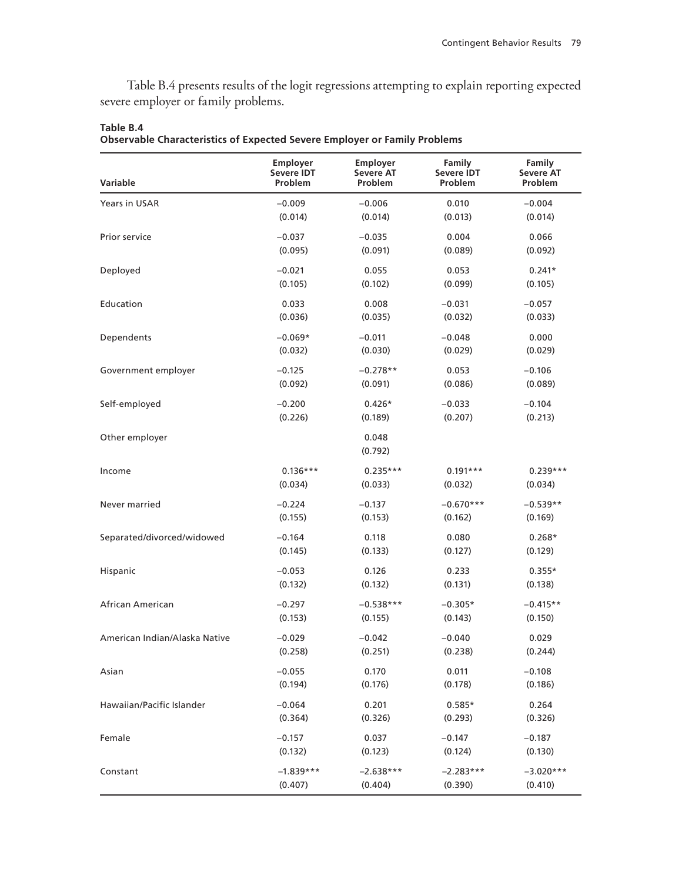Table B.4 presents results of the logit regressions attempting to explain reporting expected severe employer or family problems.

**Table B.4**
**Observable Characteristics of Expected Severe Employer or Family Problems**

| Variable | Employer Severe IDT Problem | Employer Severe AT Problem | Family Severe IDT Problem | Family Severe AT Problem |
|---|---|---|---|---|
| Years in USAR | −0.009 | −0.006 | 0.010 | −0.004 |
| | (0.014) | (0.014) | (0.013) | (0.014) |
| Prior service | −0.037 | −0.035 | 0.004 | 0.066 |
| | (0.095) | (0.091) | (0.089) | (0.092) |
| Deployed | −0.021 | 0.055 | 0.053 | 0.241* |
| | (0.105) | (0.102) | (0.099) | (0.105) |
| Education | 0.033 | 0.008 | −0.031 | −0.057 |
| | (0.036) | (0.035) | (0.032) | (0.033) |
| Dependents | −0.069* | −0.011 | −0.048 | 0.000 |
| | (0.032) | (0.030) | (0.029) | (0.029) |
| Government employer | −0.125 | −0.278** | 0.053 | −0.106 |
| | (0.092) | (0.091) | (0.086) | (0.089) |
| Self-employed | −0.200 | 0.426* | −0.033 | −0.104 |
| | (0.226) | (0.189) | (0.207) | (0.213) |
| Other employer | | 0.048 | | |
| | | (0.792) | | |
| Income | 0.136*** | 0.235*** | 0.191*** | 0.239*** |
| | (0.034) | (0.033) | (0.032) | (0.034) |
| Never married | −0.224 | −0.137 | −0.670*** | −0.539** |
| | (0.155) | (0.153) | (0.162) | (0.169) |
| Separated/divorced/widowed | −0.164 | 0.118 | 0.080 | 0.268* |
| | (0.145) | (0.133) | (0.127) | (0.129) |
| Hispanic | −0.053 | 0.126 | 0.233 | 0.355* |
| | (0.132) | (0.132) | (0.131) | (0.138) |
| African American | −0.297 | −0.538*** | −0.305* | −0.415** |
| | (0.153) | (0.155) | (0.143) | (0.150) |
| American Indian/Alaska Native | −0.029 | −0.042 | −0.040 | 0.029 |
| | (0.258) | (0.251) | (0.238) | (0.244) |
| Asian | −0.055 | 0.170 | 0.011 | −0.108 |
| | (0.194) | (0.176) | (0.178) | (0.186) |
| Hawaiian/Pacific Islander | −0.064 | 0.201 | 0.585* | 0.264 |
| | (0.364) | (0.326) | (0.293) | (0.326) |
| Female | −0.157 | 0.037 | −0.147 | −0.187 |
| | (0.132) | (0.123) | (0.124) | (0.130) |
| Constant | −1.839*** | −2.638*** | −2.283*** | −3.020*** |
| | (0.407) | (0.404) | (0.390) | (0.410) |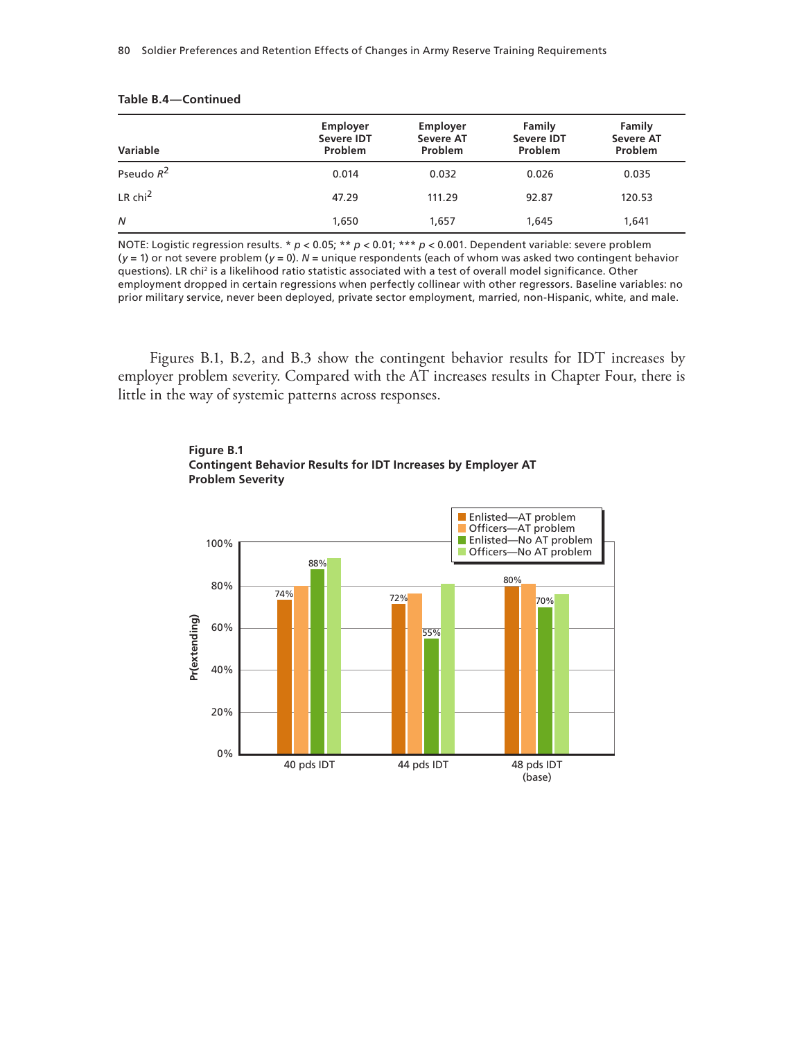**Table B.4—Continued**

| Variable | Employer Severe IDT Problem | Employer Severe AT Problem | Family Severe IDT Problem | Family Severe AT Problem |
|---|---|---|---|---|
| Pseudo $R^2$ | 0.014 | 0.032 | 0.026 | 0.035 |
| LR chi$^2$ | 47.29 | 111.29 | 92.87 | 120.53 |
| $N$ | 1,650 | 1,657 | 1,645 | 1,641 |

NOTE: Logistic regression results. * $p < 0.05$; ** $p < 0.01$; *** $p < 0.001$. Dependent variable: severe problem ($y = 1$) or not severe problem ($y = 0$). $N$ = unique respondents (each of whom was asked two contingent behavior questions). LR chi$^2$ is a likelihood ratio statistic associated with a test of overall model significance. Other employment dropped in certain regressions when perfectly collinear with other regressors. Baseline variables: no prior military service, never been deployed, private sector employment, married, non-Hispanic, white, and male.

Figures B.1, B.2, and B.3 show the contingent behavior results for IDT increases by employer problem severity. Compared with the AT increases results in Chapter Four, there is little in the way of systemic patterns across responses.

**Figure B.1**
**Contingent Behavior Results for IDT Increases by Employer AT Problem Severity**

| Pr(extending) | 40 pds IDT | 44 pds IDT | 48 pds IDT (base) |
|---|---|---|---|
| Enlisted—AT problem | 74% | 72% | 80% |
| Officers—AT problem | | | |
| Enlisted—No AT problem | 88% | 55% | 70% |
| Officers—No AT problem | | | |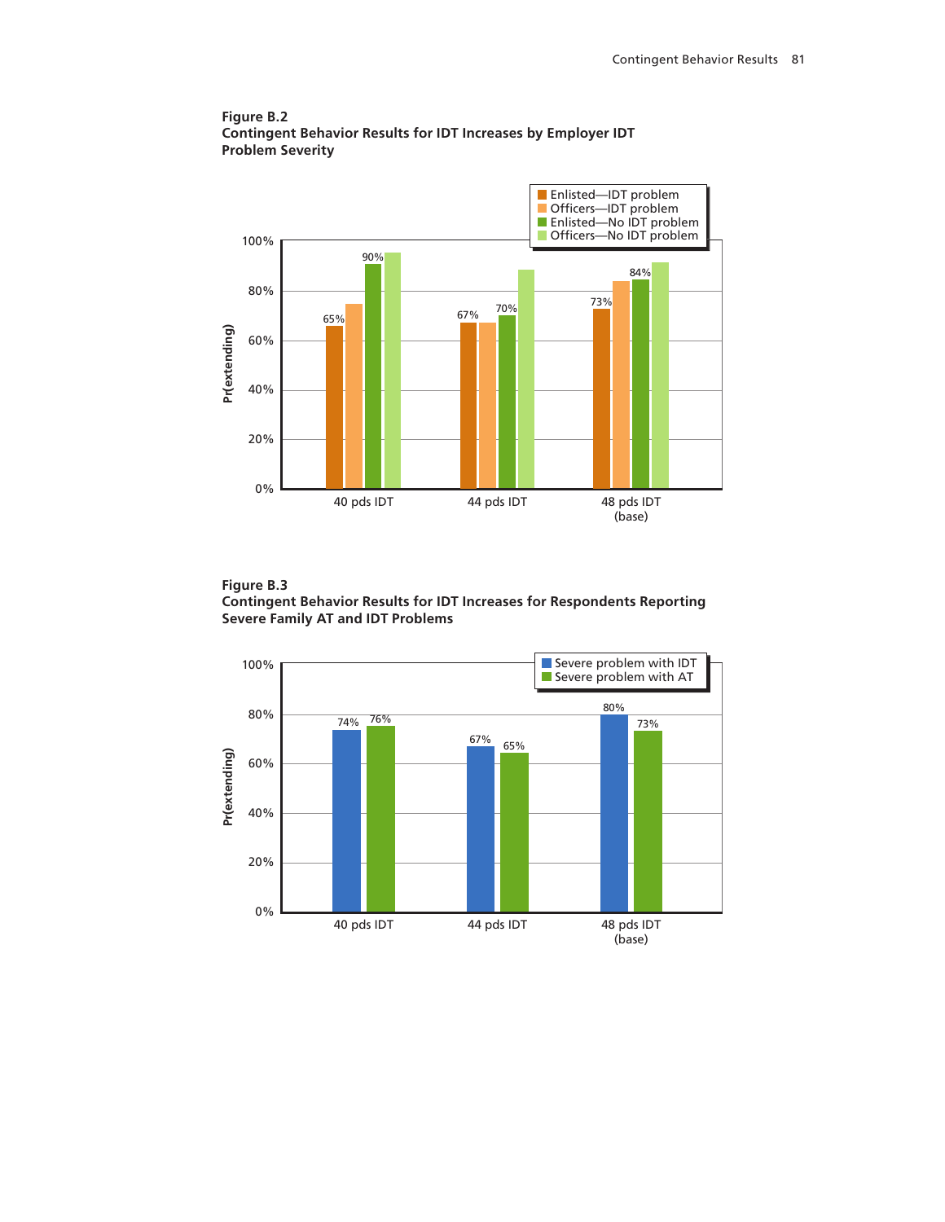**Figure B.2**
**Contingent Behavior Results for IDT Increases by Employer IDT Problem Severity**

| | Enlisted—IDT problem | Officers—IDT problem | Enlisted—No IDT problem | Officers—No IDT problem |
|---|---|---|---|---|
| 40 pds IDT | 65% | | 90% | |
| 44 pds IDT | 67% | | 70% | |
| 48 pds IDT (base) | 73% | | 84% | |

**Figure B.3**
**Contingent Behavior Results for IDT Increases for Respondents Reporting Severe Family AT and IDT Problems**

| | Severe problem with IDT | Severe problem with AT |
|---|---|---|
| 40 pds IDT | 74% | 76% |
| 44 pds IDT | 67% | 65% |
| 48 pds IDT (base) | 80% | 73% |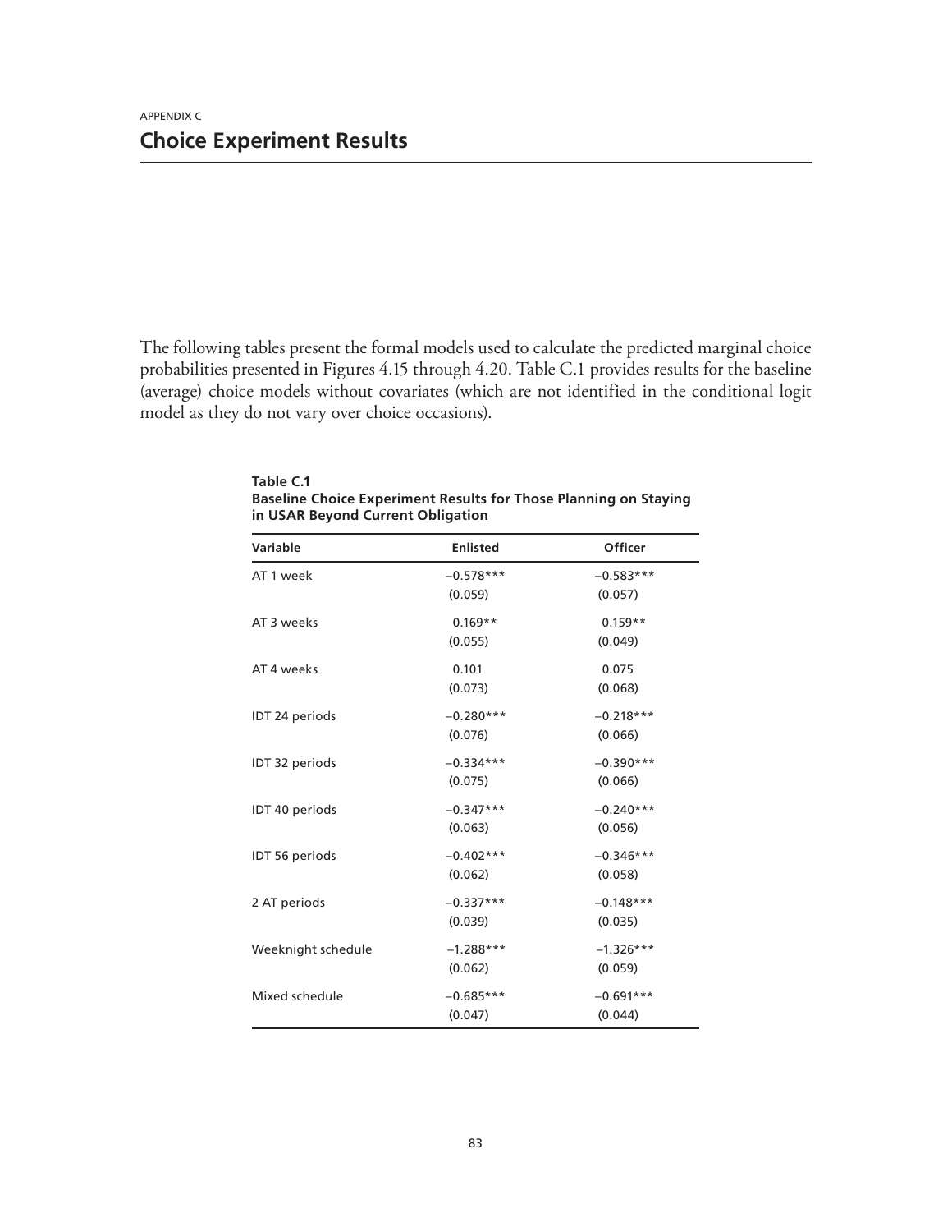APPENDIX C

# Choice Experiment Results

The following tables present the formal models used to calculate the predicted marginal choice probabilities presented in Figures 4.15 through 4.20. Table C.1 provides results for the baseline (average) choice models without covariates (which are not identified in the conditional logit model as they do not vary over choice occasions).

**Table C.1**
**Baseline Choice Experiment Results for Those Planning on Staying in USAR Beyond Current Obligation**

| Variable | Enlisted | Officer |
|---|---|---|
| AT 1 week | −0.578*** | −0.583*** |
| | (0.059) | (0.057) |
| AT 3 weeks | 0.169** | 0.159** |
| | (0.055) | (0.049) |
| AT 4 weeks | 0.101 | 0.075 |
| | (0.073) | (0.068) |
| IDT 24 periods | −0.280*** | −0.218*** |
| | (0.076) | (0.066) |
| IDT 32 periods | −0.334*** | −0.390*** |
| | (0.075) | (0.066) |
| IDT 40 periods | −0.347*** | −0.240*** |
| | (0.063) | (0.056) |
| IDT 56 periods | −0.402*** | −0.346*** |
| | (0.062) | (0.058) |
| 2 AT periods | −0.337*** | −0.148*** |
| | (0.039) | (0.035) |
| Weeknight schedule | −1.288*** | −1.326*** |
| | (0.062) | (0.059) |
| Mixed schedule | −0.685*** | −0.691*** |
| | (0.047) | (0.044) |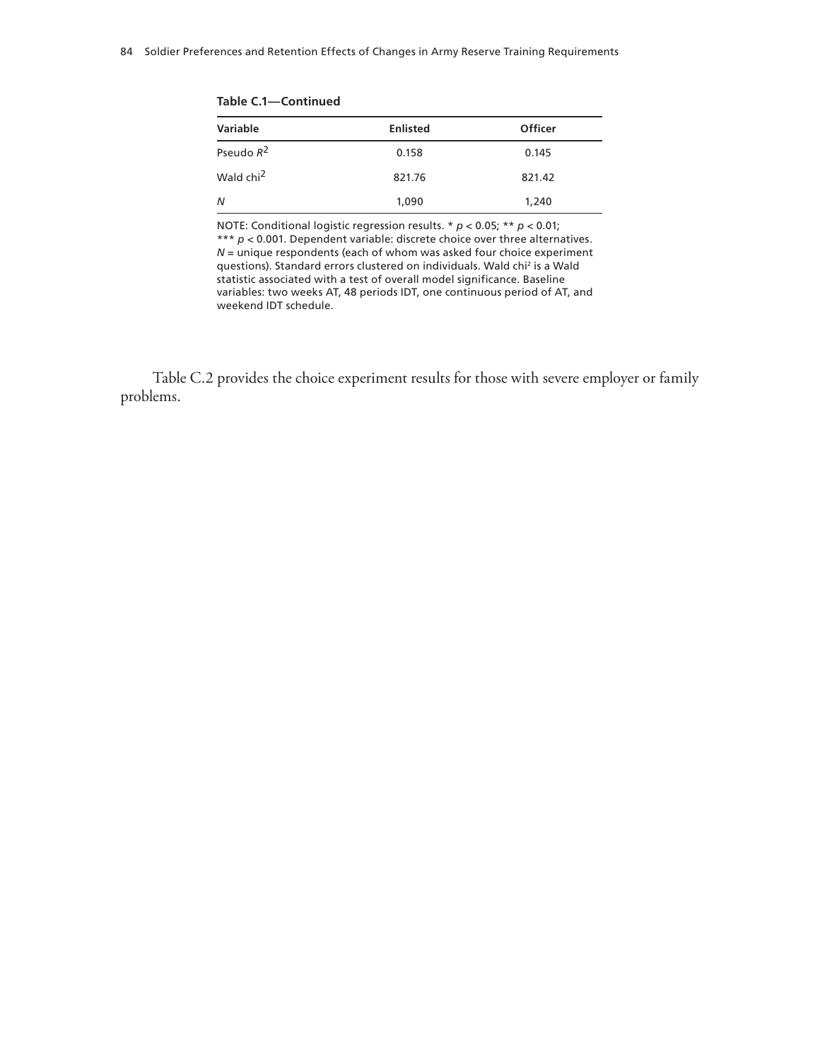**Table C.1—Continued**

| Variable | Enlisted | Officer |
|---|---|---|
| Pseudo $R^2$ | 0.158 | 0.145 |
| Wald chi$^2$ | 821.76 | 821.42 |
| *N* | 1,090 | 1,240 |

NOTE: Conditional logistic regression results. * $p < 0.05$; ** $p < 0.01$; *** $p < 0.001$. Dependent variable: discrete choice over three alternatives. $N$ = unique respondents (each of whom was asked four choice experiment questions). Standard errors clustered on individuals. Wald chi$^2$ is a Wald statistic associated with a test of overall model significance. Baseline variables: two weeks AT, 48 periods IDT, one continuous period of AT, and weekend IDT schedule.

Table C.2 provides the choice experiment results for those with severe employer or family problems.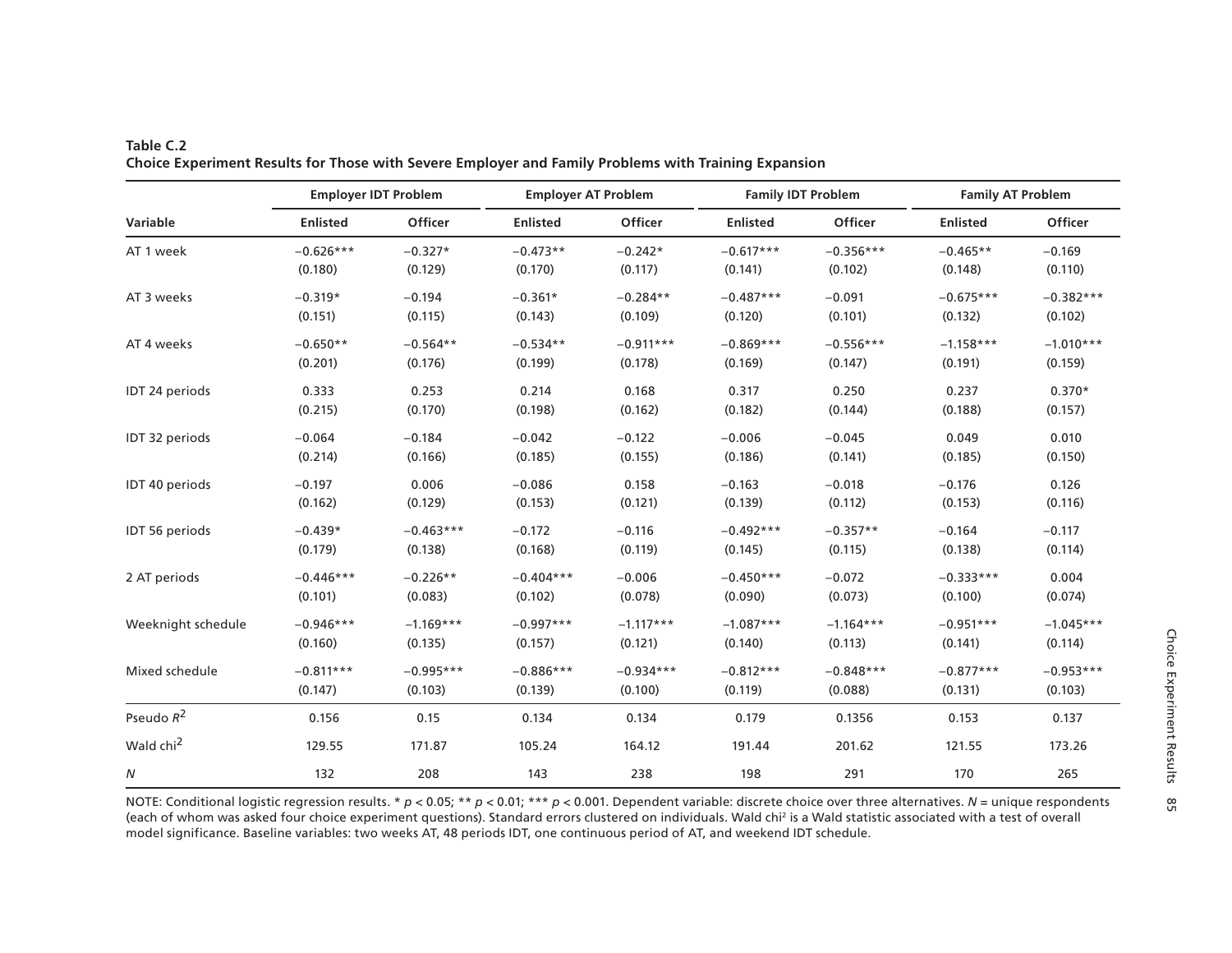**Table C.2**
**Choice Experiment Results for Those with Severe Employer and Family Problems with Training Expansion**

| Variable | Employer IDT Problem | | Employer AT Problem | | Family IDT Problem | | Family AT Problem | |
|---|---|---|---|---|---|---|---|---|
| | Enlisted | Officer | Enlisted | Officer | Enlisted | Officer | Enlisted | Officer |
| AT 1 week | −0.626*** | −0.327* | −0.473** | −0.242* | −0.617*** | −0.356*** | −0.465** | −0.169 |
| | (0.180) | (0.129) | (0.170) | (0.117) | (0.141) | (0.102) | (0.148) | (0.110) |
| AT 3 weeks | −0.319* | −0.194 | −0.361* | −0.284** | −0.487*** | −0.091 | −0.675*** | −0.382*** |
| | (0.151) | (0.115) | (0.143) | (0.109) | (0.120) | (0.101) | (0.132) | (0.102) |
| AT 4 weeks | −0.650** | −0.564** | −0.534** | −0.911*** | −0.869*** | −0.556*** | −1.158*** | −1.010*** |
| | (0.201) | (0.176) | (0.199) | (0.178) | (0.169) | (0.147) | (0.191) | (0.159) |
| IDT 24 periods | 0.333 | 0.253 | 0.214 | 0.168 | 0.317 | 0.250 | 0.237 | 0.370* |
| | (0.215) | (0.170) | (0.198) | (0.162) | (0.182) | (0.144) | (0.188) | (0.157) |
| IDT 32 periods | −0.064 | −0.184 | −0.042 | −0.122 | −0.006 | −0.045 | 0.049 | 0.010 |
| | (0.214) | (0.166) | (0.185) | (0.155) | (0.186) | (0.141) | (0.185) | (0.150) |
| IDT 40 periods | −0.197 | 0.006 | −0.086 | 0.158 | −0.163 | −0.018 | −0.176 | 0.126 |
| | (0.162) | (0.129) | (0.153) | (0.121) | (0.139) | (0.112) | (0.153) | (0.116) |
| IDT 56 periods | −0.439* | −0.463*** | −0.172 | −0.116 | −0.492*** | −0.357** | −0.164 | −0.117 |
| | (0.179) | (0.138) | (0.168) | (0.119) | (0.145) | (0.115) | (0.138) | (0.114) |
| 2 AT periods | −0.446*** | −0.226** | −0.404*** | −0.006 | −0.450*** | −0.072 | −0.333*** | 0.004 |
| | (0.101) | (0.083) | (0.102) | (0.078) | (0.090) | (0.073) | (0.100) | (0.074) |
| Weeknight schedule | −0.946*** | −1.169*** | −0.997*** | −1.117*** | −1.087*** | −1.164*** | −0.951*** | −1.045*** |
| | (0.160) | (0.135) | (0.157) | (0.121) | (0.140) | (0.113) | (0.141) | (0.114) |
| Mixed schedule | −0.811*** | −0.995*** | −0.886*** | −0.934*** | −0.812*** | −0.848*** | −0.877*** | −0.953*** |
| | (0.147) | (0.103) | (0.139) | (0.100) | (0.119) | (0.088) | (0.131) | (0.103) |
| Pseudo $R^2$ | 0.156 | 0.15 | 0.134 | 0.134 | 0.179 | 0.1356 | 0.153 | 0.137 |
| Wald chi$^2$ | 129.55 | 171.87 | 105.24 | 164.12 | 191.44 | 201.62 | 121.55 | 173.26 |
| *N* | 132 | 208 | 143 | 238 | 198 | 291 | 170 | 265 |

NOTE: Conditional logistic regression results. * $p < 0.05$; ** $p < 0.01$; *** $p < 0.001$. Dependent variable: discrete choice over three alternatives. *N* = unique respondents (each of whom was asked four choice experiment questions). Standard errors clustered on individuals. Wald chi$^2$ is a Wald statistic associated with a test of overall model significance. Baseline variables: two weeks AT, 48 periods IDT, one continuous period of AT, and weekend IDT schedule.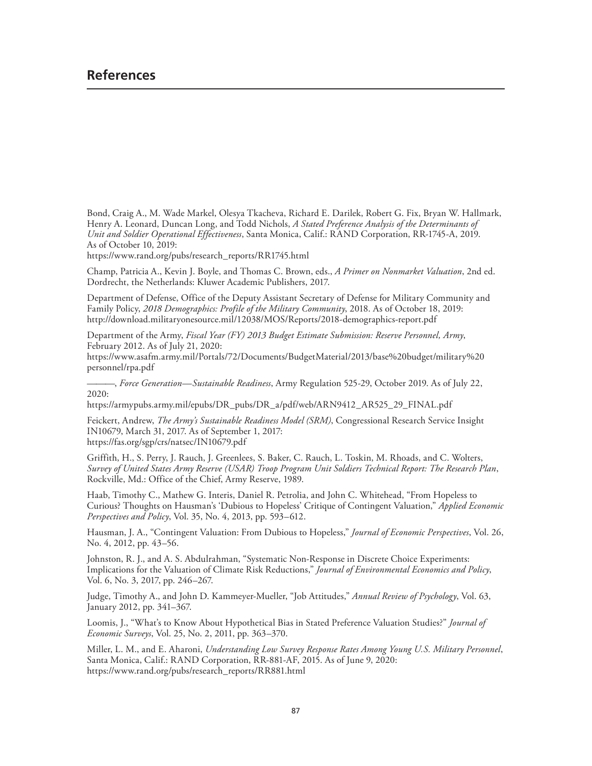# References

Bond, Craig A., M. Wade Markel, Olesya Tkacheva, Richard E. Darilek, Robert G. Fix, Bryan W. Hallmark, Henry A. Leonard, Duncan Long, and Todd Nichols, *A Stated Preference Analysis of the Determinants of Unit and Soldier Operational Effectiveness*, Santa Monica, Calif.: RAND Corporation, RR-1745-A, 2019. As of October 10, 2019:
https://www.rand.org/pubs/research_reports/RR1745.html

Champ, Patricia A., Kevin J. Boyle, and Thomas C. Brown, eds., *A Primer on Nonmarket Valuation*, 2nd ed. Dordrecht, the Netherlands: Kluwer Academic Publishers, 2017.

Department of Defense, Office of the Deputy Assistant Secretary of Defense for Military Community and Family Policy, *2018 Demographics: Profile of the Military Community*, 2018. As of October 18, 2019:
http://download.militaryonesource.mil/12038/MOS/Reports/2018-demographics-report.pdf

Department of the Army, *Fiscal Year (FY) 2013 Budget Estimate Submission: Reserve Personnel, Army*, February 2012. As of July 21, 2020:
https://www.asafm.army.mil/Portals/72/Documents/BudgetMaterial/2013/base%20budget/military%20personnel/rpa.pdf

———, *Force Generation—Sustainable Readiness*, Army Regulation 525-29, October 2019. As of July 22, 2020:
https://armypubs.army.mil/epubs/DR_pubs/DR_a/pdf/web/ARN9412_AR525_29_FINAL.pdf

Feickert, Andrew, *The Army's Sustainable Readiness Model (SRM)*, Congressional Research Service Insight IN10679, March 31, 2017. As of September 1, 2017:
https://fas.org/sgp/crs/natsec/IN10679.pdf

Griffith, H., S. Perry, J. Rauch, J. Greenlees, S. Baker, C. Rauch, L. Toskin, M. Rhoads, and C. Wolters, *Survey of United States Army Reserve (USAR) Troop Program Unit Soldiers Technical Report: The Research Plan*, Rockville, Md.: Office of the Chief, Army Reserve, 1989.

Haab, Timothy C., Mathew G. Interis, Daniel R. Petrolia, and John C. Whitehead, "From Hopeless to Curious? Thoughts on Hausman's 'Dubious to Hopeless' Critique of Contingent Valuation," *Applied Economic Perspectives and Policy*, Vol. 35, No. 4, 2013, pp. 593–612.

Hausman, J. A., "Contingent Valuation: From Dubious to Hopeless," *Journal of Economic Perspectives*, Vol. 26, No. 4, 2012, pp. 43–56.

Johnston, R. J., and A. S. Abdulrahman, "Systematic Non-Response in Discrete Choice Experiments: Implications for the Valuation of Climate Risk Reductions," *Journal of Environmental Economics and Policy*, Vol. 6, No. 3, 2017, pp. 246–267.

Judge, Timothy A., and John D. Kammeyer-Mueller, "Job Attitudes," *Annual Review of Psychology*, Vol. 63, January 2012, pp. 341–367.

Loomis, J., "What's to Know About Hypothetical Bias in Stated Preference Valuation Studies?" *Journal of Economic Surveys*, Vol. 25, No. 2, 2011, pp. 363–370.

Miller, L. M., and E. Aharoni, *Understanding Low Survey Response Rates Among Young U.S. Military Personnel*, Santa Monica, Calif.: RAND Corporation, RR-881-AF, 2015. As of June 9, 2020:
https://www.rand.org/pubs/research_reports/RR881.html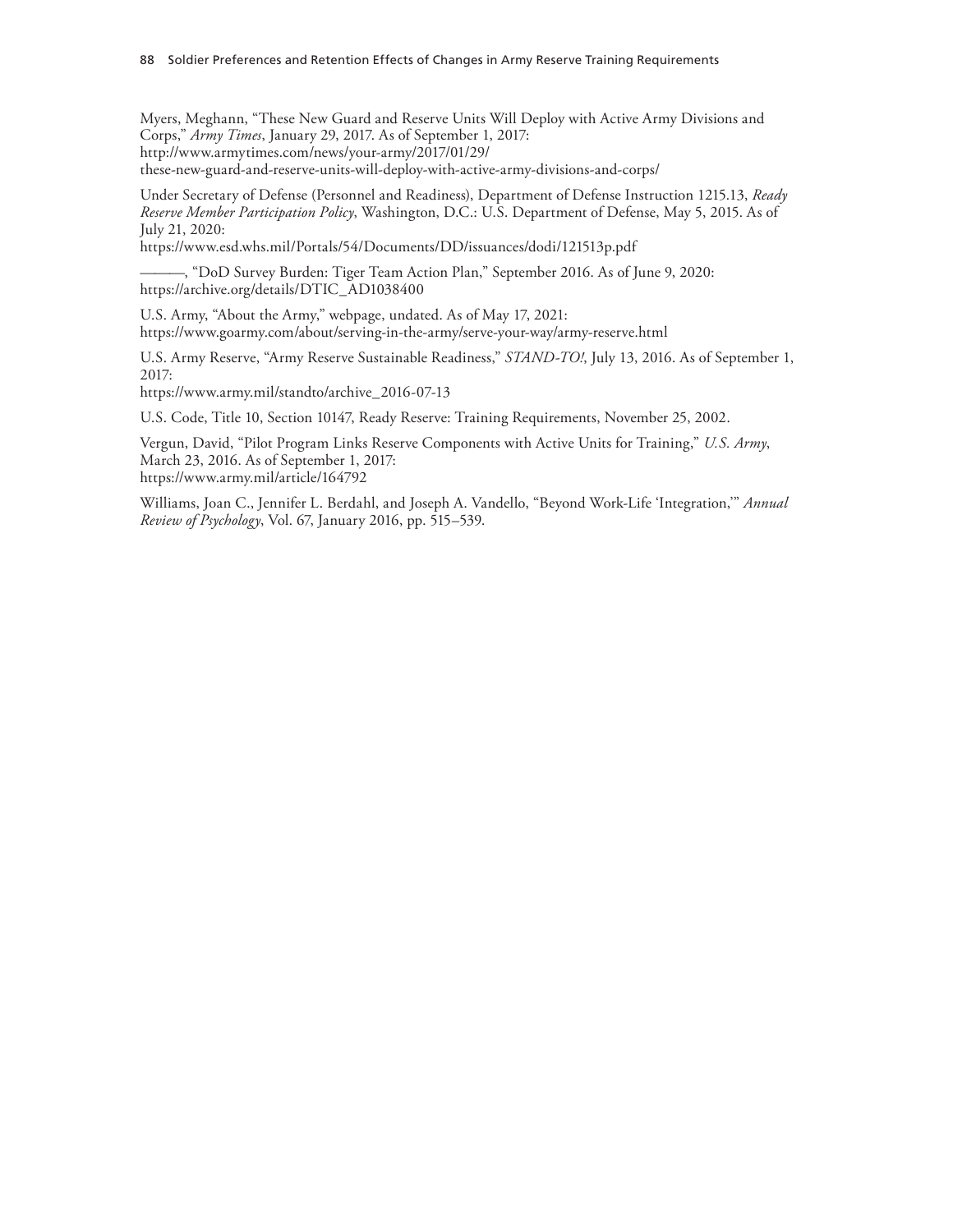Myers, Meghann, "These New Guard and Reserve Units Will Deploy with Active Army Divisions and Corps," *Army Times*, January 29, 2017. As of September 1, 2017:
http://www.armytimes.com/news/your-army/2017/01/29/these-new-guard-and-reserve-units-will-deploy-with-active-army-divisions-and-corps/

Under Secretary of Defense (Personnel and Readiness), Department of Defense Instruction 1215.13, *Ready Reserve Member Participation Policy*, Washington, D.C.: U.S. Department of Defense, May 5, 2015. As of July 21, 2020:
https://www.esd.whs.mil/Portals/54/Documents/DD/issuances/dodi/121513p.pdf

———, "DoD Survey Burden: Tiger Team Action Plan," September 2016. As of June 9, 2020:
https://archive.org/details/DTIC_AD1038400

U.S. Army, "About the Army," webpage, undated. As of May 17, 2021:
https://www.goarmy.com/about/serving-in-the-army/serve-your-way/army-reserve.html

U.S. Army Reserve, "Army Reserve Sustainable Readiness," *STAND-TO!*, July 13, 2016. As of September 1, 2017:
https://www.army.mil/standto/archive_2016-07-13

U.S. Code, Title 10, Section 10147, Ready Reserve: Training Requirements, November 25, 2002.

Vergun, David, "Pilot Program Links Reserve Components with Active Units for Training," *U.S. Army*, March 23, 2016. As of September 1, 2017:
https://www.army.mil/article/164792

Williams, Joan C., Jennifer L. Berdahl, and Joseph A. Vandello, "Beyond Work-Life 'Integration,'" *Annual Review of Psychology*, Vol. 67, January 2016, pp. 515–539.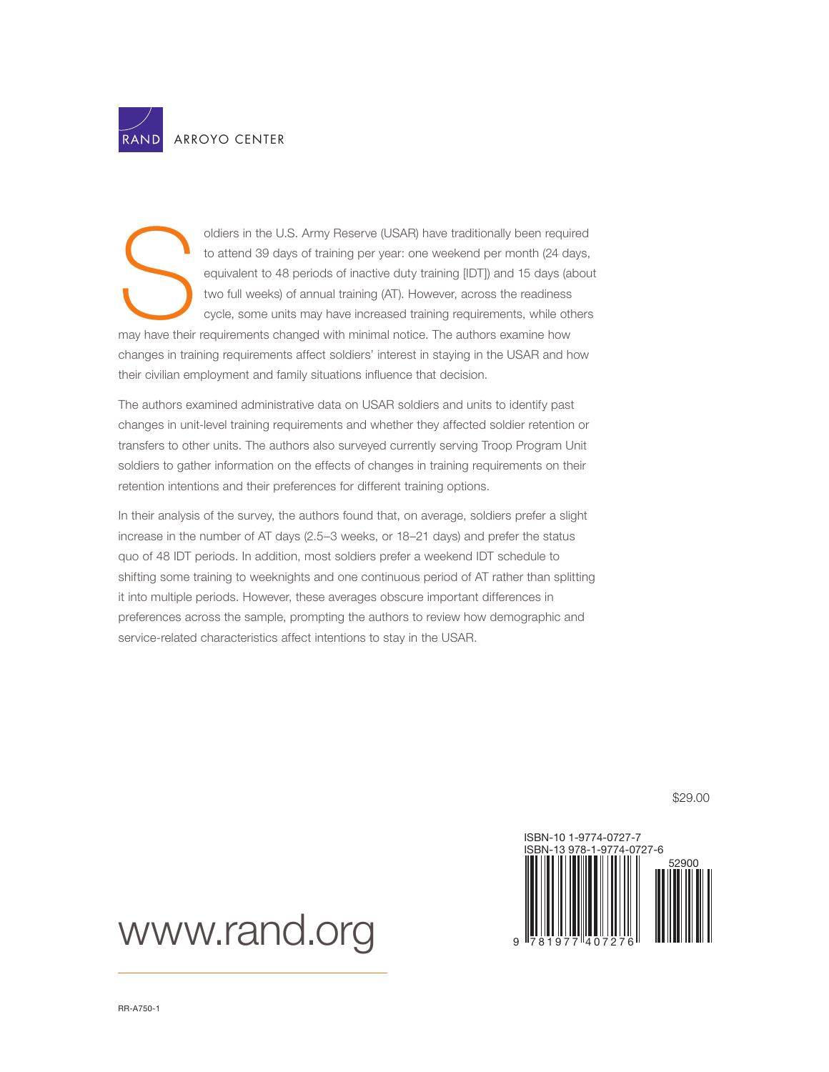RAND ARROYO CENTER

Soldiers in the U.S. Army Reserve (USAR) have traditionally been required to attend 39 days of training per year: one weekend per month (24 days, equivalent to 48 periods of inactive duty training [IDT]) and 15 days (about two full weeks) of annual training (AT). However, across the readiness cycle, some units may have increased training requirements, while others may have their requirements changed with minimal notice. The authors examine how changes in training requirements affect soldiers' interest in staying in the USAR and how their civilian employment and family situations influence that decision.

The authors examined administrative data on USAR soldiers and units to identify past changes in unit-level training requirements and whether they affected soldier retention or transfers to other units. The authors also surveyed currently serving Troop Program Unit soldiers to gather information on the effects of changes in training requirements on their retention intentions and their preferences for different training options.

In their analysis of the survey, the authors found that, on average, soldiers prefer a slight increase in the number of AT days (2.5–3 weeks, or 18–21 days) and prefer the status quo of 48 IDT periods. In addition, most soldiers prefer a weekend IDT schedule to shifting some training to weeknights and one continuous period of AT rather than splitting it into multiple periods. However, these averages obscure important differences in preferences across the sample, prompting the authors to review how demographic and service-related characteristics affect intentions to stay in the USAR.

$29.00

ISBN-10 1-9774-0727-7
ISBN-13 978-1-9774-0727-6

52900

9 781977 407276

www.rand.org

RR-A750-1